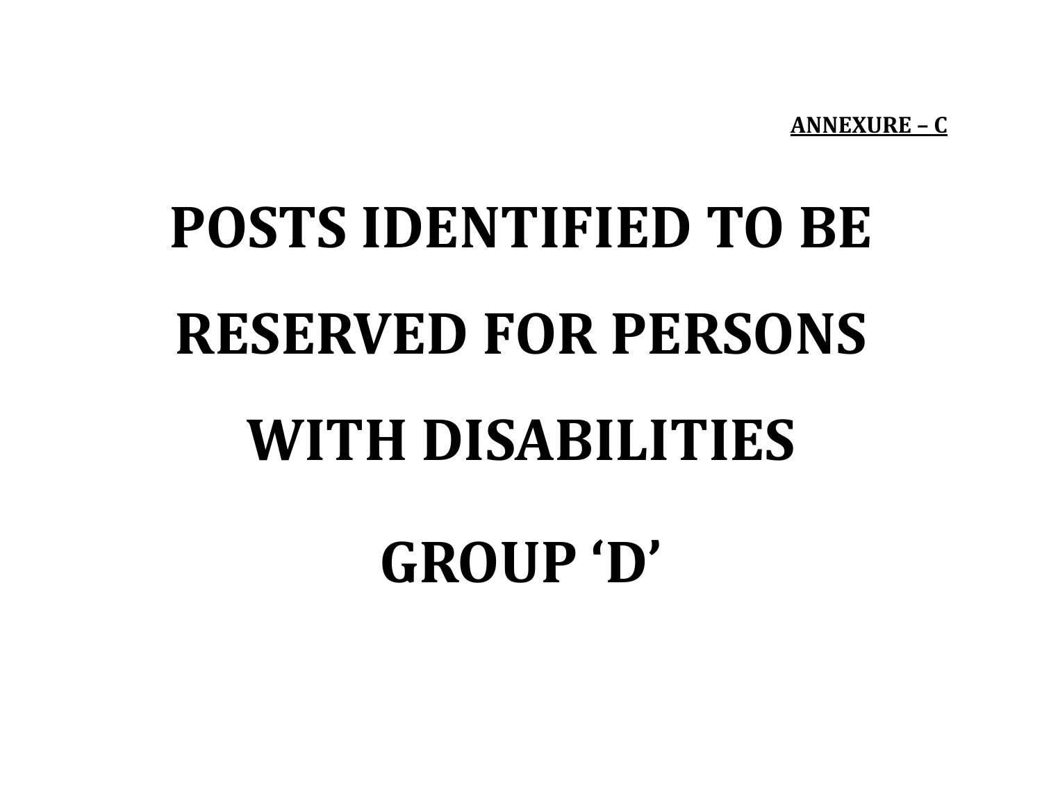**ANNEXURE – C**

# POSTS IDENTIFIED TO BE RESERVED FOR PERSONS WITH DISABILITIES

# GROUP 'D'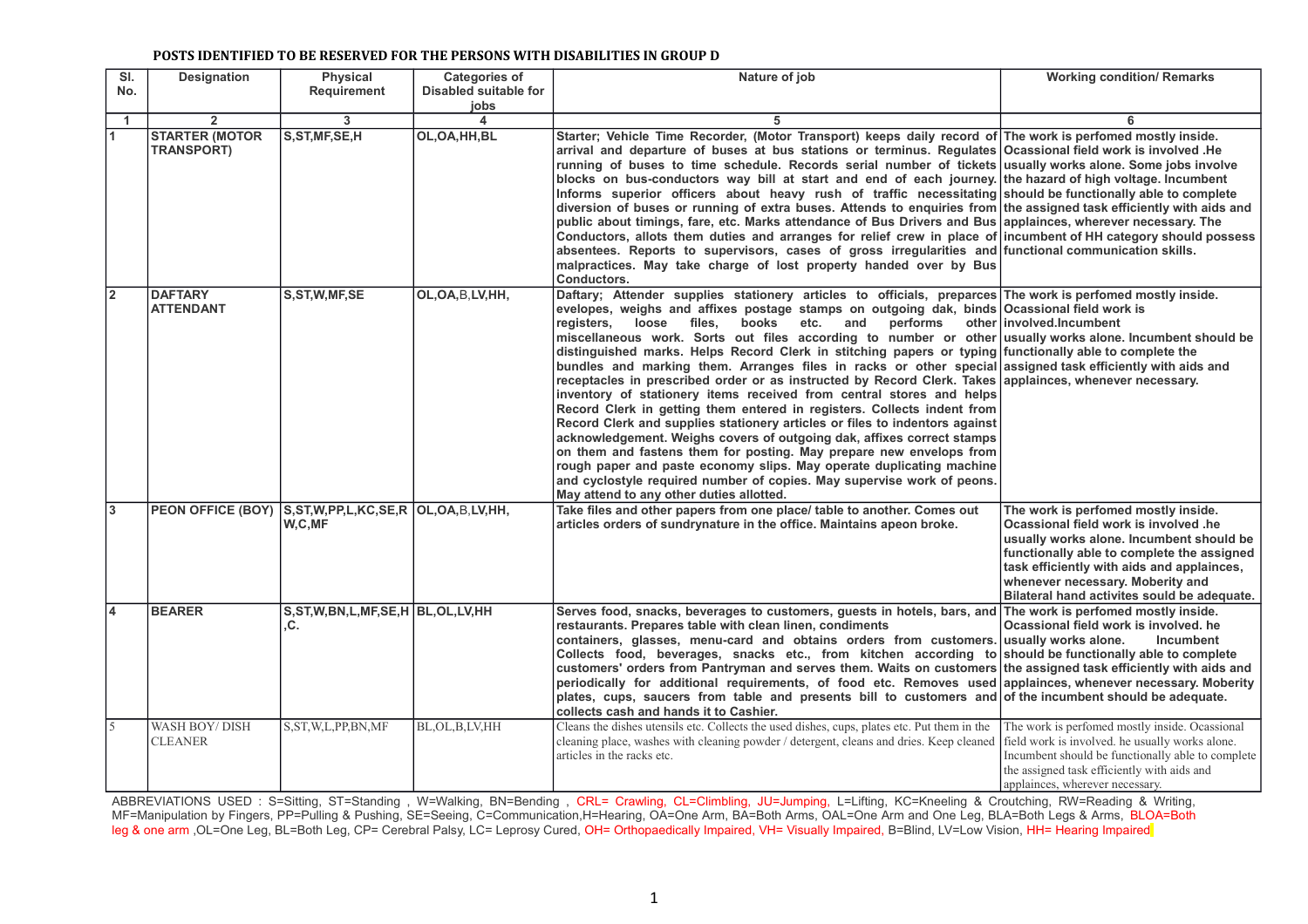**POSTS IDENTIFIED TO BE RESERVED FOR THE PERSONS WITH DISABILITIES IN GROUP D**

| Sl. No. | Designation | Physical Requirement | Categories of Disabled suitable for jobs | Nature of job | Working condition/ Remarks |
|---|---|---|---|---|---|
| 1 | 2 | 3 | 4 | 5 | 6 |
| 1 | STARTER (MOTOR TRANSPORT) | S,ST,MF,SE,H | OL,OA,HH,BL | Starter; Vehicle Time Recorder, (Motor Transport) keeps daily record of arrival and departure of buses at bus stations or terminus. Regulates running of buses to time schedule. Records serial number of tickets blocks on bus-conductors way bill at start and end of each journey. Informs superior officers about heavy rush of traffic necessitating diversion of buses or running of extra buses. Attends to enquiries from public about timings, fare, etc. Marks attendance of Bus Drivers and Bus Conductors, allots them duties and arranges for relief crew in place of absentees. Reports to supervisors, cases of gross irregularities and malpractices. May take charge of lost property handed over by Bus Conductors. | The work is perfomed mostly inside. Ocassional field work is involved .He usually works alone. Some jobs involve the hazard of high voltage. Incumbent should be functionally able to complete the assigned task efficiently with aids and applainces, wherever necessary. The incumbent of HH category should possess functional communication skills. |
| 2 | DAFTARY ATTENDANT | S,ST,W,MF,SE | OL,OA,B,LV,HH, | Daftary; Attender supplies stationery articles to officials, preparces evelopes, weighs and affixes postage stamps on outgoing dak, binds registers, loose files, books etc. and performs other miscellaneous work. Sorts out files according to number or other distinguished marks. Helps Record Clerk in stitching papers or typing bundles and marking them. Arranges files in racks or other special receptacles in prescribed order or as instructed by Record Clerk. Takes inventory of stationery items received from central stores and helps Record Clerk in getting them entered in registers. Collects indent from Record Clerk and supplies stationery articles or files to indentors against acknowledgement. Weighs covers of outgoing dak, affixes correct stamps on them and fastens them for posting. May prepare new envelops from rough paper and paste economy slips. May operate duplicating machine and cyclostyle required number of copies. May supervise work of peons. May attend to any other duties alloted. | The work is perfomed mostly inside. Ocassional field work is involved.Incumbent usually works alone. Incumbent should be functionally able to complete the assigned task efficiently with aids and applainces, whenever necessary. |
| 3 | PEON OFFICE (BOY) | S,ST,W,PP,L,KC,SE,R W,C,MF | OL,OA,B,LV,HH, | Take files and other papers from one place/ table to another. Comes out articles orders of sundrynature in the office. Maintains apeon broke. | The work is perfomed mostly inside. Ocassional field work is involved .he usually works alone. Incumbent should be functionally able to complete the assigned task efficiently with aids and applainces, whenever necessary. Moberity and Bilateral hand activites sould be adequate. |
| 4 | BEARER | S,ST,W,BN,L,MF,SE,H ,C. | BL,OL,LV,HH | Serves food, snacks, beverages to customers, guests in hotels, bars, and restaurants. Prepares table with clean linen, condiments containers, glasses, menu-card and obtains orders from customers. Collects food, beverages, snacks etc., from kitchen according to customers' orders from Pantryman and serves them. Waits on customers periodically for additional requirements, of food etc. Removes used plates, cups, saucers from table and presents bill to customers and collects cash and hands it to Cashier. | The work is perfomed mostly inside. Ocassional field work is involved. he usually works alone. Incumbent should be functionally able to complete the assigned task efficiently with aids and applainces, whenever necessary. Moberity of the incumbent should be adequate. |
| 5 | WASH BOY/ DISH CLEANER | S,ST,W,L,PP,BN,MF | BL,OL,B,LV,HH | Cleans the dishes utensils etc. Collects the used dishes, cups, plates etc. Put them in the cleaning place, washes with cleaning powder / detergent, cleans and dries. Keep cleaned articles in the racks etc. | The work is perfomed mostly inside. Ocassional field work is involved. he usually works alone. Incumbent should be functionally able to complete the assigned task efficiently with aids and applainces, wherever necessary. |

ABBREVIATIONS USED : S=Sitting, ST=Standing , W=Walking, BN=Bending , CRL= Crawling, CL=Climbling, JU=Jumping, L=Lifting, KC=Kneeling & Croutching, RW=Reading & Writing, MF=Manipulation by Fingers, PP=Pulling & Pushing, SE=Seeing, C=Communication,H=Hearing, OA=One Arm, BA=Both Arms, OAL=One Arm and One Leg, BLA=Both Legs & Arms, BLOA=Both leg & one arm ,OL=One Leg, BL=Both Leg, CP= Cerebral Palsy, LC= Leprosy Cured, OH= Orthopaedically Impaired, VH= Visually Impaired, B=Blind, LV=Low Vision, HH= Hearing Impaired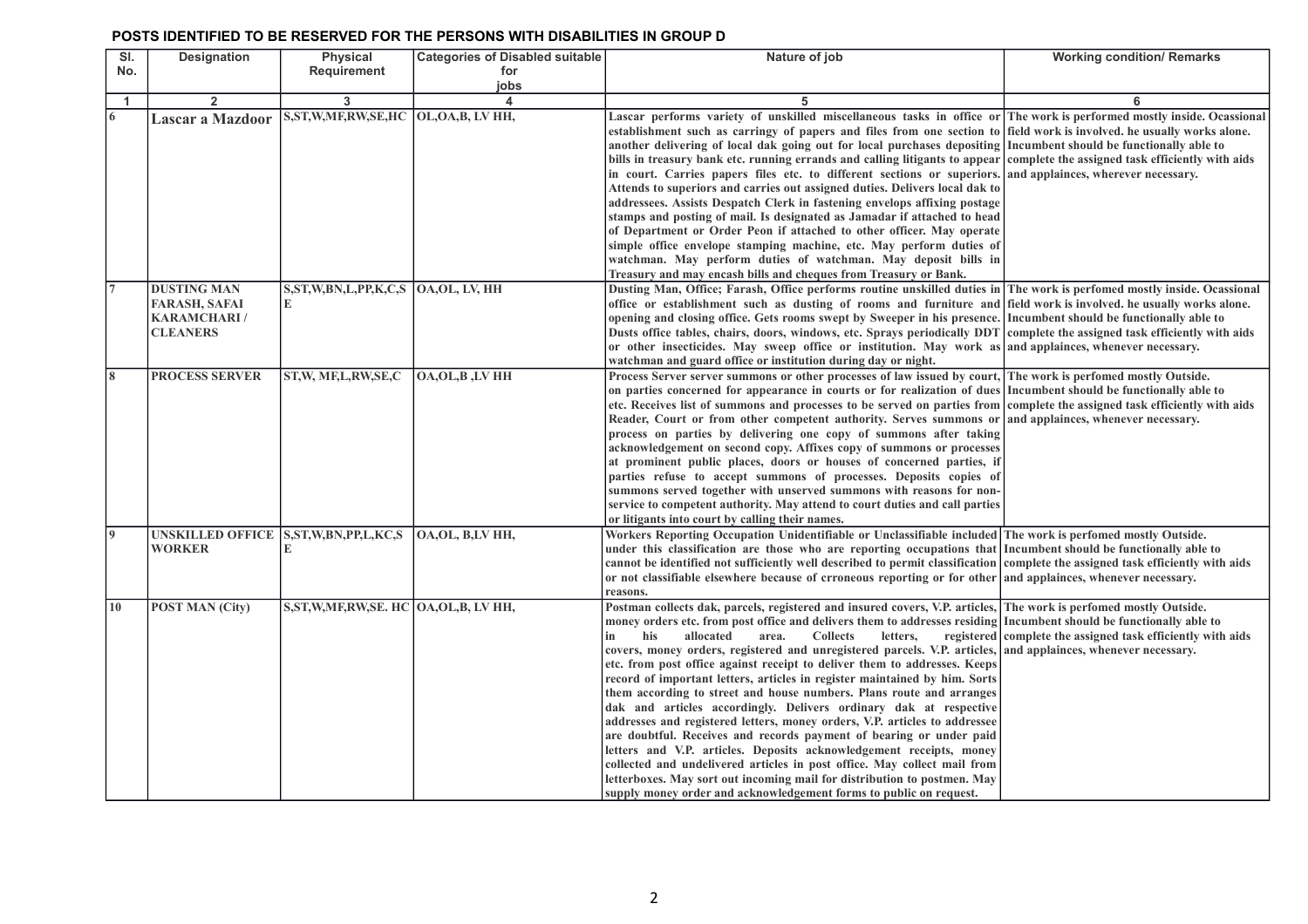**POSTS IDENTIFIED TO BE RESERVED FOR THE PERSONS WITH DISABILITIES IN GROUP D**

| Sl. No. | Designation | Physical Requirement | Categories of Disabled suitable for jobs | Nature of job | Working condition/ Remarks |
|---|---|---|---|---|---|
| 1 | 2 | 3 | 4 | 5 | 6 |
| 6 | Lascar a Mazdoor | S,ST,W,MF,RW,SE,HC | OL,OA,B, LV HH, | Lascar performs variety of unskilled miscellaneous tasks in office or establishment such as carringy of papers and files from one section to another delivering of local dak going out for local purchases depositing bills in treasury bank etc. running errands and calling litigants to appear in court. Carries papers files etc. to different sections or superiors. Attends to superiors and carries out assigned duties. Delivers local dak to addressees. Assists Despatch Clerk in fastening envelops affixing postage stamps and posting of mail. Is designated as Jamadar if attached to head of Department or Order Peon if attached to other officer. May operate simple office envelope stamping machine, etc. May perform duties of watchman. May perform duties of watchman. May deposit bills in Treasury and may encash bills and cheques from Treasury or Bank. | The work is performed mostly inside. Ocassional field work is involved. he usually works alone. Incumbent should be functionally able to complete the assigned task efficiently with aids and applainces, wherever necessary. |
| 7 | DUSTING MAN FARASH, SAFAI KARAMCHARI / CLEANERS | S,ST,W,BN,L,PP,K,C,S E | OA,OL, LV, HH | Dusting Man, Office; Farash, Office performs routine unskilled duties in office or establishment such as dusting of rooms and furniture and opening and closing office. Gets rooms swept by Sweeper in his presence. Dusts office tables, chairs, doors, windows, etc. Sprays periodically DDT or other insecticides. May sweep office or institution. May work as watchman and guard office or institution during day or night. | The work is perfomed mostly inside. Ocassional field work is involved. he usually works alone. Incumbent should be functionally able to complete the assigned task efficiently with aids and applainces, whenever necessary. |
| 8 | PROCESS SERVER | ST,W, MF,L,RW,SE,C | OA,OL,B ,LV HH | Process Server server summons or other processes of law issued by court, on parties concerned for appearance in courts or for realization of dues etc. Receives list of summons and processes to be served on parties from Reader, Court or from other competent authority. Serves summons or process on parties by delivering one copy of summons after taking acknowledgement on second copy. Affixes copy of summons or processes at prominent public places, doors or houses of concerned parties, if parties refuse to accept summons of processes. Deposits copies of summons served together with unserved summons with reasons for non-service to competent authority. May attend to court duties and call parties or litigants into court by calling their names. | The work is perfomed mostly Outside. Incumbent should be functionally able to complete the assigned task efficiently with aids and applainces, whenever necessary. |
| 9 | UNSKILLED OFFICE WORKER | S,ST,W,BN,PP,L,KC,S E | OA,OL, B,LV HH, | Workers Reporting Occupation Unidentifiable or Unclassifiable included under this classification are those who are reporting occupations that cannot be identified not sufficiently well described to permit classification or not classifiable elsewhere because of crroneous reporting or for other reasons. | The work is perfomed mostly Outside. Incumbent should be functionally able to complete the assigned task efficiently with aids and applainces, whenever necessary. |
| 10 | POST MAN (City) | S,ST,W,MF,RW,SE. HC | OA,OL,B, LV HH, | Postman collects dak, parcels, registered and insured covers, V.P. articles, money orders etc. from post office and delivers them to addresses residing in his allocated area. Collects letters, registered covers, money orders, registered and unregistered parcels. V.P. articles, etc. from post office against receipt to deliver them to addresses. Keeps record of important letters, articles in register maintained by him. Sorts them according to street and house numbers. Plans route and arranges dak and articles accordingly. Delivers ordinary dak at respective addresses and registered letters, money orders, V.P. articles to addressee are doubtful. Receives and records payment of bearing or under paid letters and V.P. articles. Deposits acknowledgement receipts, money collected and undelivered articles in post office. May collect mail from letterboxes. May sort out incoming mail for distribution to postmen. May supply money order and acknowledgement forms to public on request. | The work is perfomed mostly Outside. Incumbent should be functionally able to complete the assigned task efficiently with aids and applainces, whenever necessary. |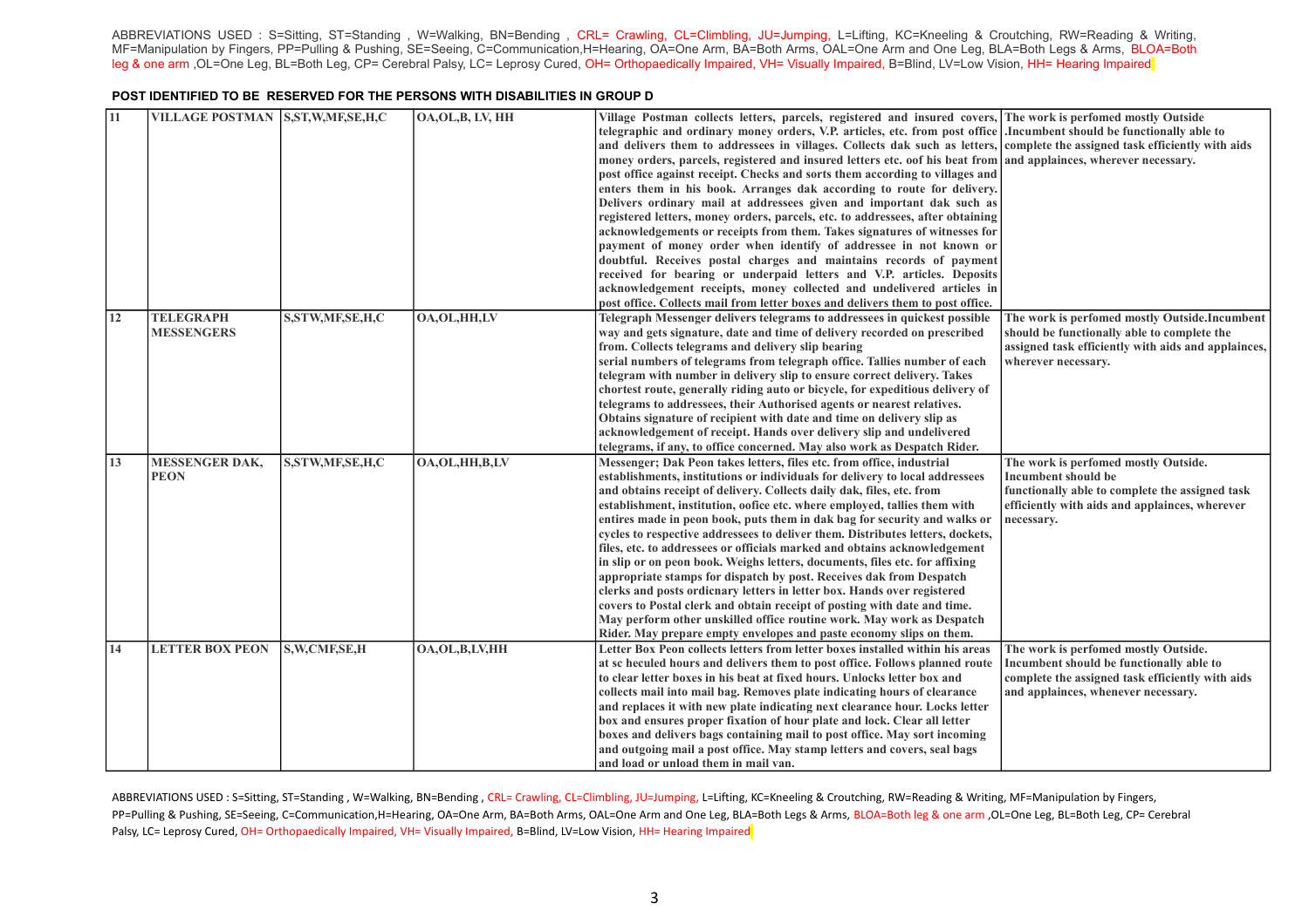ABBREVIATIONS USED : S=Sitting, ST=Standing , W=Walking, BN=Bending , CRL= Crawling, CL=Climbing, JU=Jumping, L=Lifting, KC=Kneeling & Croutching, RW=Reading & Writing, MF=Manipulation by Fingers, PP=Pulling & Pushing, SE=Seeing, C=Communication,H=Hearing, OA=One Arm, BA=Both Arms, OAL=One Arm and One Leg, BLA=Both Legs & Arms, BLOA=Both leg & one arm ,OL=One Leg, BL=Both Leg, CP= Cerebral Palsy, LC= Leprosy Cured, OH= Orthopaedically Impaired, VH= Visually Impaired, B=Blind, LV=Low Vision, HH= Hearing Impaired

**POST IDENTIFIED TO BE RESERVED FOR THE PERSONS WITH DISABILITIES IN GROUP D**

| | | | | | |
|---|---|---|---|---|---|
| 11 | VILLAGE POSTMAN | S,ST,W,MF,SE,H,C | OA,OL,B, LV, HH | Village Postman collects letters, parcels, registered and insured covers, telegraphic and ordinary money orders, V.P. articles, etc. from post office and delivers them to addressees in villages. Collects dak such as letters, money orders, parcels, registered and insured letters etc. oof his beat from post office against receipt. Checks and sorts them according to villages and enters them in his book. Arranges dak according to route for delivery. Delivers ordinary mail at addressees given and important dak such as registered letters, money orders, parcels, etc. to addressees, after obtaining acknowledgements or receipts from them. Takes signatures of witnesses for payment of money order when identify of addressee in not known or doubtful. Receives postal charges and maintains records of payment received for bearing or underpaid letters and V.P. articles. Deposits acknowledgement receipts, money collected and undelivered articles in post office. Collects mail from letter boxes and delivers them to post office. | The work is perfomed mostly Outside .Incumbent should be functionally able to complete the assigned task efficiently with aids and applainces, wherever necessary. |
| 12 | TELEGRAPH MESSENGERS | S,STW,MF,SE,H,C | OA,OL,HH,LV | Telegraph Messenger delivers telegrams to addressees in quickest possible way and gets signature, date and time of delivery recorded on prescribed from. Collects telegrams and delivery slip bearing serial numbers of telegrams from telegraph office. Tallies number of each telegram with number in delivery slip to ensure correct delivery. Takes chortest route, generally riding auto or bicycle, for expeditious delivery of telegrams to addressees, their Authorised agents or nearest relatives. Obtains signature of recipient with date and time on delivery slip as acknowledgement of receipt. Hands over delivery slip and undelivered telegrams, if any, to office concerned. May also work as Despatch Rider. | The work is perfomed mostly Outside.Incumbent should be functionally able to complete the assigned task efficiently with aids and applainces, wherever necessary. |
| 13 | MESSENGER DAK, PEON | S,STW,MF,SE,H,C | OA,OL,HH,B,LV | Messenger; Dak Peon takes letters, files etc. from office, industrial establishments, institutions or individuals for delivery to local addressees and obtains receipt of delivery. Collects daily dak, files, etc. from establishment, institution, oofice etc. where employed, tallies them with entires made in peon book, puts them in dak bag for security and walks or cycles to respective addressees to deliver them. Distributes letters, dockets, files, etc. to addressees or officials marked and obtains acknowledgement in slip or on peon book. Weighs letters, documents, files etc. for affixing appropriate stamps for dispatch by post. Receives dak from Despatch clerks and posts ordicnary letters in letter box. Hands over registered covers to Postal clerk and obtain receipt of posting with date and time. May perform other unskilled office routine work. May work as Despatch Rider. May prepare empty envelopes and paste economy slips on them. | The work is perfomed mostly Outside. Incumbent should be functionally able to complete the assigned task efficiently with aids and applainces, wherever necessary. |
| 14 | LETTER BOX PEON | S,W,CMF,SE,H | OA,OL,B,LV,HH | Letter Box Peon collects letters from letter boxes installed within his areas at sc heculed hours and delivers them to post office. Follows planned route to clear letter boxes in his beat at fixed hours. Unlocks letter box and collects mail into mail bag. Removes plate indicating hours of clearance and replaces it with new plate indicating next clearance hour. Locks letter box and ensures proper fixation of hour plate and lock. Clear all letter boxes and delivers bags containing mail to post office. May sort incoming and outgoing mail a post office. May stamp letters and covers, seal bags and load or unload them in mail van. | The work is perfomed mostly Outside. Incumbent should be functionally able to complete the assigned task efficiently with aids and applainces, whenever necessary. |

ABBREVIATIONS USED : S=Sitting, ST=Standing , W=Walking, BN=Bending , CRL= Crawling, CL=Climbing, JU=Jumping, L=Lifting, KC=Kneeling & Croutching, RW=Reading & Writing, MF=Manipulation by Fingers, PP=Pulling & Pushing, SE=Seeing, C=Communication,H=Hearing, OA=One Arm, BA=Both Arms, OAL=One Arm and One Leg, BLA=Both Legs & Arms, BLOA=Both leg & one arm ,OL=One Leg, BL=Both Leg, CP= Cerebral Palsy, LC= Leprosy Cured, OH= Orthopaedically Impaired, VH= Visually Impaired, B=Blind, LV=Low Vision, HH= Hearing Impaired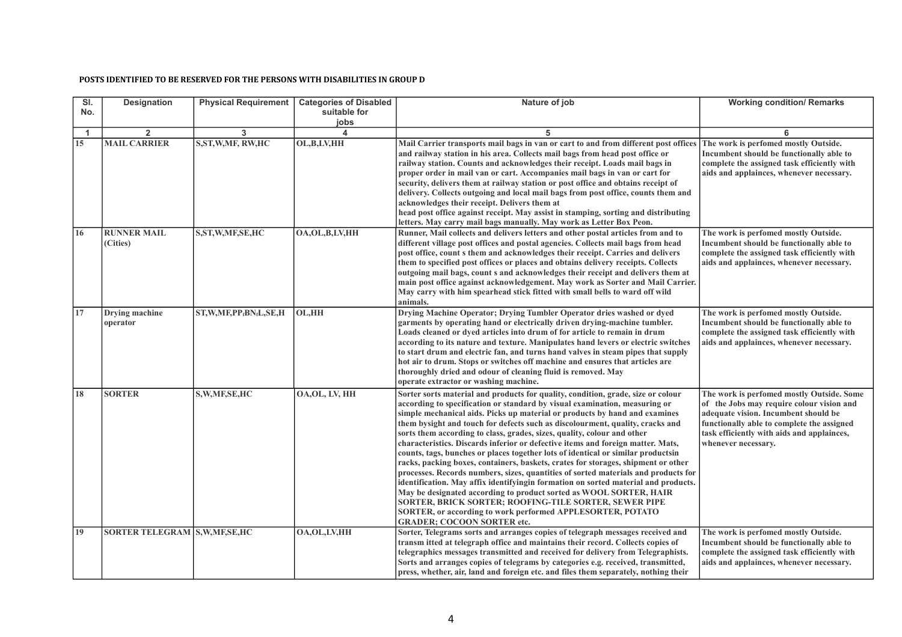**POSTS IDENTIFIED TO BE RESERVED FOR THE PERSONS WITH DISABILITIES IN GROUP D**

| Sl. No. | Designation | Physical Requirement | Categories of Disabled suitable for jobs | Nature of job | Working condition/ Remarks |
|---|---|---|---|---|---|
| 1 | 2 | 3 | 4 | 5 | 6 |
| 15 | MAIL CARRIER | S,ST,W,MF, RW,HC | OL,B,LV,HH | Mail Carrier transports mail bags in van or cart to and from different post offices and railway station in his area. Collects mail bags from head post office or railway station. Counts and acknowledges their receipt. Loads mail bags in proper order in mail van or cart. Accompanies mail bags in van or cart for security, delivers them at railway station or post office and obtains receipt of delivery. Collects outgoing and local mail bags from post office, counts them and acknowledges their receipt. Delivers them at head post office against receipt. May assist in stamping, sorting and distributing letters. May carry mail bags manually. May work as Letter Box Peon. | The work is perfomed mostly Outside. Incumbent should be functionally able to complete the assigned task efficiently with aids and applainces, whenever necessary. |
| 16 | RUNNER MAIL (Cities) | S,ST,W,MF,SE,HC | OA,OL,B,LV,HH | Runner, Mail collects and delivers letters and other postal articles from and to different village post offices and postal agencies. Collects mail bags from head post office, count s them and acknowledges their receipt. Carries and delivers them to specified post offices or places and obtains delivery receipts. Collects outgoing mail bags, count s and acknowledges their receipt and delivers them at main post office against acknowledgement. May work as Sorter and Mail Carrier. May carry with him spearhead stick fitted with small bells to ward off wild animals. | The work is perfomed mostly Outside. Incumbent should be functionally able to complete the assigned task efficiently with aids and applainces, whenever necessary. |
| 17 | Drying machine operator | ST,W,MF,PP,BN,L,SE,H | OL,HH | Drying Machine Operator; Drying Tumbler Operator dries washed or dyed garments by operating hand or electrically driven drying-machine tumbler. Loads cleaned or dyed articles into drum of for article to remain in drum according to its nature and texture. Manipulates hand levers or electric switches to start drum and electric fan, and turns hand valves in steam pipes that supply hot air to drum. Stops or switches off machine and ensures that articles are thoroughly dried and odour of cleaning fluid is removed. May operate extractor or washing machine. | The work is perfomed mostly Outside. Incumbent should be functionally able to complete the assigned task efficiently with aids and applainces, whenever necessary. |
| 18 | SORTER | S,W,MF,SE,HC | OA,OL, LV, HH | Sorter sorts material and products for quality, condition, grade, size or colour according to specification or standard by visual examination, measuring or simple mechanical aids. Picks up material or products by hand and examines them bysight and touch for defects such as discolourment, quality, cracks and sorts them according to class, grades, sizes, quality, colour and other characteristics. Discards inferior or defective items and foreign matter. Mats, counts, tags, bunches or places together lots of identical or similar productsin racks, packing boxes, containers, baskets, crates for storages, shipment or other processes. Records numbers, sizes, quantities of sorted materials and products for identification. May affix identifyingin formation on sorted material and products. May be designated according to product sorted as WOOL SORTER, HAIR SORTER, BRICK SORTER; ROOFING-TILE SORTER, SEWER PIPE SORTER, or according to work performed APPLESORTER, POTATO GRADER; COCOON SORTER etc. | The work is perfomed mostly Outside. Some of the Jobs may require colour vision and adequate vision. Incumbent should be functionally able to complete the assigned task efficiently with aids and applainces, whenever necessary. |
| 19 | SORTER TELEGRAM | S,W,MF,SE,HC | OA,OL,LV,HH | Sorter, Telegrams sorts and arranges copies of telegraph messages received and transm itted at telegraph office and maintains their record. Collects copies of telegraphics messages transmitted and received for delivery from Telegraphists. Sorts and arranges copies of telegrams by categories e.g. received, transmitted, press, whether, air, land and foreign etc. and files them separately, nothing their | The work is perfomed mostly Outside. Incumbent should be functionally able to complete the assigned task efficiently with aids and applainces, whenever necessary. |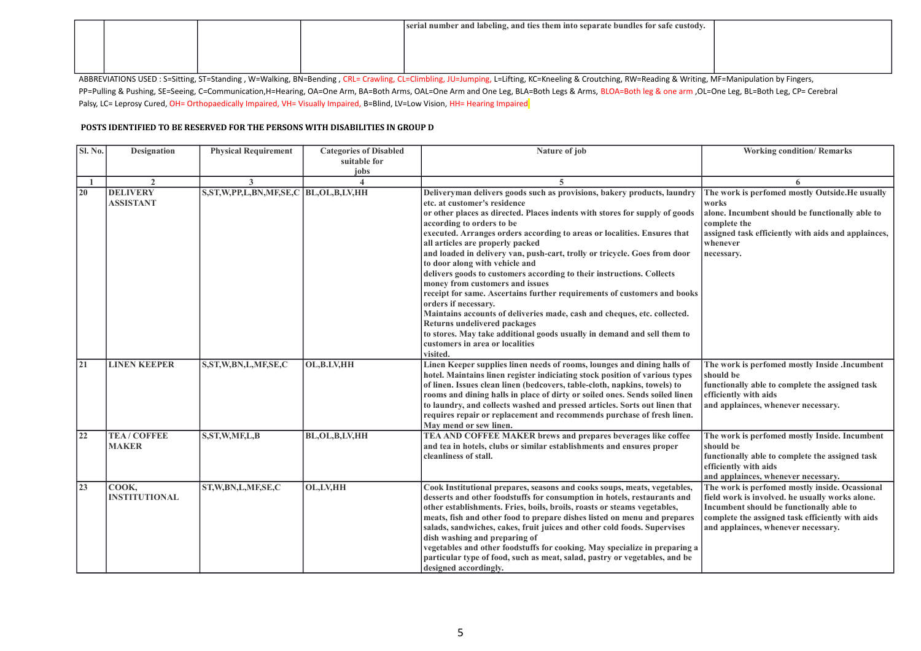| | | | | serial number and labeling, and ties them into separate bundles for safe custody. | |
|---|---|---|---|---|---|

ABBREVIATIONS USED : S=Sitting, ST=Standing , W=Walking, BN=Bending , CRL= Crawling, CL=Climbling, JU=Jumping, L=Lifting, KC=Kneeling & Croutching, RW=Reading & Writing, MF=Manipulation by Fingers, PP=Pulling & Pushing, SE=Seeing, C=Communication,H=Hearing, OA=One Arm, BA=Both Arms, OAL=One Arm and One Leg, BLA=Both Legs & Arms, BLOA=Both leg & one arm ,OL=One Leg, BL=Both Leg, CP= Cerebral Palsy, LC= Leprosy Cured, OH= Orthopaedically Impaired, VH= Visually Impaired, B=Blind, LV=Low Vision, HH= Hearing Impaired

**POSTS IDENTIFIED TO BE RESERVED FOR THE PERSONS WITH DISABILITIES IN GROUP D**

| Sl. No. | Designation | Physical Requirement | Categories of Disabled suitable for jobs | Nature of job | Working condition/ Remarks |
|---|---|---|---|---|---|
| 1 | 2 | 3 | 4 | 5 | 6 |
| 20 | DELIVERY ASSISTANT | S,ST,W,PP,L,BN,MF,SE,C | BL,OL,B,LV,HH | Deliveryman delivers goods such as provisions, bakery products, laundry etc. at customer's residence or other places as directed. Places indents with stores for supply of goods according to orders to be executed. Arranges orders according to areas or localities. Ensures that all articles are properly packed and loaded in delivery van, push-cart, trolly or tricycle. Goes from door to door along with vehicle and delivers goods to customers according to their instructions. Collects money from customers and issues receipt for same. Ascertains further requirements of customers and books orders if necessary. Maintains accounts of deliveries made, cash and cheques, etc. collected. Returns undelivered packages to stores. May take additional goods usually in demand and sell them to customers in area or localities visited. | The work is perfomed mostly Outside.He usually works alone. Incumbent should be functionally able to complete the assigned task efficiently with aids and applainces, whenever necessary. |
| 21 | LINEN KEEPER | S,ST,W,BN,L,MF,SE,C | OL,B.LV,HH | Linen Keeper supplies linen needs of rooms, lounges and dining halls of hotel. Maintains linen register indiciating stock position of various types of linen. Issues clean linen (bedcovers, table-cloth, napkins, towels) to rooms and dining halls in place of dirty or soiled ones. Sends soiled linen to laundry, and collects washed and pressed articles. Sorts out linen that requires repair or replacement and recommends purchase of fresh linen. May mend or sew linen. | The work is perfomed mostly Inside .Incumbent should be functionally able to complete the assigned task efficiently with aids and applainces, whenever necessary. |
| 22 | TEA / COFFEE MAKER | S,ST,W,MF,L,B | BL,OL,B,LV,HH | TEA AND COFFEE MAKER brews and prepares beverages like coffee and tea in hotels, clubs or similar establishments and ensures proper cleanliness of stall. | The work is perfomed mostly Inside. Incumbent should be functionally able to complete the assigned task efficiently with aids and applainces, whenever necessary. |
| 23 | COOK, INSTITUTIONAL | ST,W,BN,L,MF,SE,C | OL,LV,HH | Cook Institutional prepares, seasons and cooks soups, meats, vegetables, desserts and other foodstuffs for consumption in hotels, restaurants and other establishments. Fries, boils, broils, roasts or steams vegetables, meats, fish and other food to prepare dishes listed on menu and prepares salads, sandwiches, cakes, fruit juices and other cold foods. Supervises dish washing and preparing of vegetables and other foodstuffs for cooking. May specialize in preparing a particular type of food, such as meat, salad, pastry or vegetables, and be designed accordingly. | The work is perfomed mostly inside. Ocassional field work is involved. he usually works alone. Incumbent should be functionally able to complete the assigned task efficiently with aids and applainces, whenever necessary. |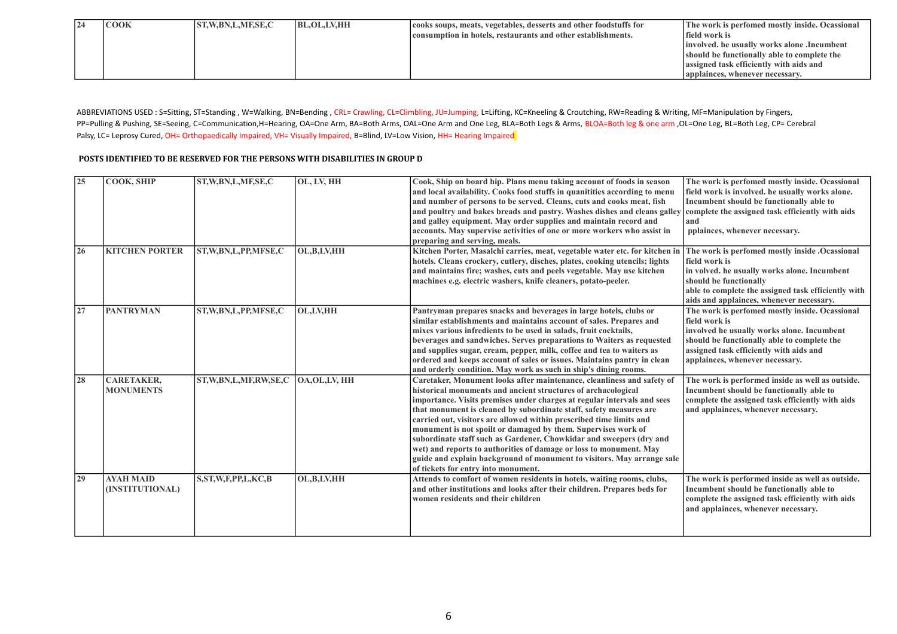| 24 | COOK | ST,W,BN,L,MF,SE,C | BL,OL,LV,HH | cooks soups, meats, vegetables, desserts and other foodstuffs for consumption in hotels, restaurants and other establishments. | The work is perfomed mostly inside. Ocassional field work is involved. he usually works alone .Incumbent should be functionally able to complete the assigned task efficiently with aids and applainces, whenever necessary. |
|---|---|---|---|---|---|

ABBREVIATIONS USED : S=Sitting, ST=Standing , W=Walking, BN=Bending , CRL= Crawling, CL=Climbling, JU=Jumping, L=Lifting, KC=Kneeling & Croutching, RW=Reading & Writing, MF=Manipulation by Fingers, PP=Pulling & Pushing, SE=Seeing, C=Communication,H=Hearing, OA=One Arm, BA=Both Arms, OAL=One Arm and One Leg, BLA=Both Legs & Arms, BLOA=Both leg & one arm ,OL=One Leg, BL=Both Leg, CP= Cerebral Palsy, LC= Leprosy Cured, OH= Orthopaedically Impaired, VH= Visually Impaired, B=Blind, LV=Low Vision, HH= Hearing Impaired

**POSTS IDENTIFIED TO BE RESERVED FOR THE PERSONS WITH DISABILITIES IN GROUP D**

| 25 | COOK, SHIP | ST,W,BN,L,MF,SE,C | OL, LV, HH | Cook, Ship on board hip. Plans menu taking account of foods in season and local availability. Cooks food stuffs in quanitities according to menu and number of persons to be served. Cleans, cuts and cooks meat, fish and poultry and bakes breads and pastry. Washes dishes and cleans galley and galley equipment. May order supplies and maintain record and accounts. May supervise activities of one or more workers who assist in preparing and serving, meals. | The work is perfomed mostly inside. Ocassional field work is involved. he usually works alone. Incumbent should be functionally able to complete the assigned task efficiently with aids and pplainces, whenever necessary. |
|---|---|---|---|---|---|
| 26 | KITCHEN PORTER | ST,W,BN,L,PP,MFSE,C | OL,B,LV,HH | Kitchen Porter, Masalchi carries, meat, vegetable water etc. for kitchen in hotels. Cleans crockery, cutlery, disches, plates, cooking utencils; lights and maintains fire; washes, cuts and peels vegetable. May use kitchen machines e.g. electric washers, knife cleaners, potato-peeler. | The work is perfomed mostly inside .Ocassional field work is in volved. he usually works alone. Incumbent should be functionally able to complete the assigned task efficiently with aids and applainces, whenever necessary. |
| 27 | PANTRYMAN | ST,W,BN,L,PP,MFSE,C | OL,LV,HH | Pantryman prepares snacks and beverages in large hotels, clubs or similar establishments and maintains account of sales. Prepares and mixes various infredients to be used in salads, fruit cocktails, beverages and sandwiches. Serves preparations to Waiters as requested and supplies sugar, cream, pepper, milk, coffee and tea to waiters as ordered and keeps account of sales or issues. Maintains pantry in clean and orderly condition. May work as such in ship's dining rooms. | The work is perfomed mostly inside. Ocassional field work is involved he usually works alone. Incumbent should be functionally able to complete the assigned task efficiently with aids and applainces, whenever necessary. |
| 28 | CARETAKER, MONUMENTS | ST,W,BN,L,MF,RW,SE,C | OA,OL,LV, HH | Caretaker, Monument looks after maintenance, cleanliness and safety of historical monuments and ancient structures of archacological importance. Visits premises under charges at regular intervals and sees that monument is cleaned by subordinate staff, safety measures are carried out, visitors are allowed within prescribed time limits and monument is not spoilt or damaged by them. Supervises work of subordinate staff such as Gardener, Chowkidar and sweepers (dry and wet) and reports to authorities of damage or loss to monument. May guide and explain background of monument to visitors. May arrange sale of tickets for entry into monument. | The work is performed inside as well as outside. Incumbent should be functionally able to complete the assigned task efficiently with aids and applainces, whenever necessary. |
| 29 | AYAH MAID (INSTITUTIONAL) | S,ST,W,F,PP,L,KC,B | OL,B,LV,HH | Attends to comfort of women residents in hotels, waiting rooms, clubs, and other institutions and looks after their children. Prepares beds for women residents and their children | The work is performed inside as well as outside. Incumbent should be functionally able to complete the assigned task efficiently with aids and applainces, whenever necessary. |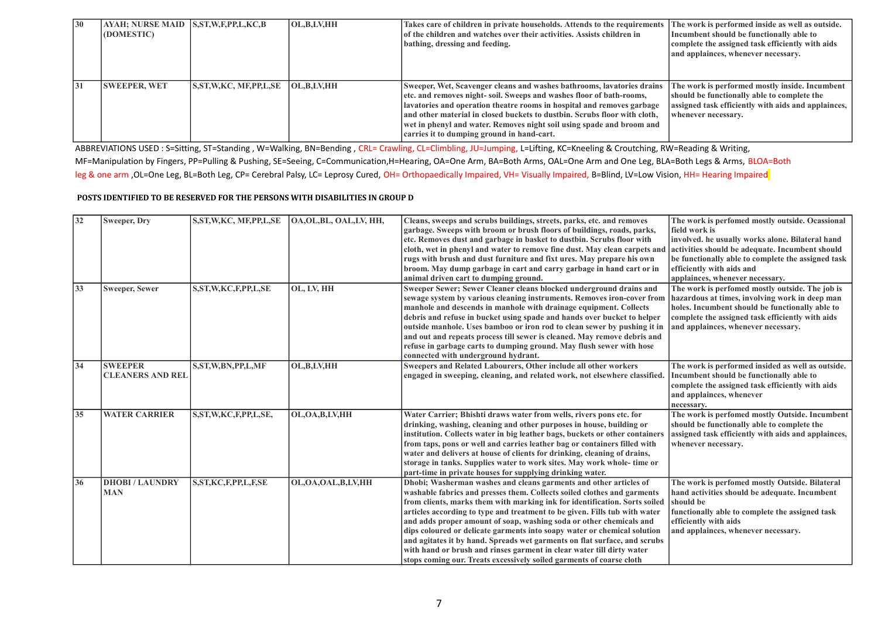| 30 | AYAH; NURSE MAID (DOMESTIC) | S,ST,W,F,PP,L,KC,B | OL,B,LV,HH | Takes care of children in private households. Attends to the requirements of the children and watches over their activities. Assists children in bathing, dressing and feeding. | The work is performed inside as well as outside. Incumbent should be functionally able to complete the assigned task efficiently with aids and applainces, whenever necessary. |
|---|---|---|---|---|---|
| 31 | SWEEPER, WET | S,ST,W,KC, MF,PP,L,SE | OL,B,LV,HH | Sweeper, Wet, Scavenger cleans and washes bathrooms, lavatories drains etc. and removes night- soil. Sweeps and washes floor of bath-rooms, lavatories and operation theatre rooms in hospital and removes garbage and other material in closed buckets to dustbin. Scrubs floor with cloth, wet in phenyl and water. Removes night soil using spade and broom and carries it to dumping ground in hand-cart. | The work is performed mostly inside. Incumbent should be functionally able to complete the assigned task efficiently with aids and applainces, whenever necessary. |

ABBREVIATIONS USED : S=Sitting, ST=Standing , W=Walking, BN=Bending , CRL= Crawling, CL=Climbling, JU=Jumping, L=Lifting, KC=Kneeling & Croutching, RW=Reading & Writing, MF=Manipulation by Fingers, PP=Pulling & Pushing, SE=Seeing, C=Communication,H=Hearing, OA=One Arm, BA=Both Arms, OAL=One Arm and One Leg, BLA=Both Legs & Arms, BLOA=Both leg & one arm ,OL=One Leg, BL=Both Leg, CP= Cerebral Palsy, LC= Leprosy Cured, OH= Orthopaedically Impaired, VH= Visually Impaired, B=Blind, LV=Low Vision, HH= Hearing Impaired

**POSTS IDENTIFIED TO BE RESERVED FOR THE PERSONS WITH DISABILITIES IN GROUP D**

| 32 | Sweeper, Dry | S,ST,W,KC, MF,PP,L,SE | OA,OL,BL, OAL,LV, HH, | Cleans, sweeps and scrubs buildings, streets, parks, etc. and removes garbage. Sweeps with broom or brush floors of buildings, roads, parks, etc. Removes dust and garbage in basket to dustbin. Scrubs floor with cloth, wet in phenyl and water to remove fine dust. May clean carpets and rugs with brush and dust furniture and fixt ures. May prepare his own broom. May dump garbage in cart and carry garbage in hand cart or in animal driven cart to dumping ground. | The work is perfomed mostly outside. Ocassional field work is involved. he usually works alone. Bilateral hand activities should be adequate. Incumbent should be functionally able to complete the assigned task efficiently with aids and applainces, whenever necessary. |
|---|---|---|---|---|---|
| 33 | Sweeper, Sewer | S,ST,W,KC,F,PP,L,SE | OL, LV, HH | Sweeper Sewer; Sewer Cleaner cleans blocked underground drains and sewage system by various cleaning instruments. Removes iron-cover from manhole and descends in manhole with drainage equipment. Collects debris and refuse in bucket using spade and hands over bucket to helper outside manhole. Uses bamboo or iron rod to clean sewer by pushing it in and out and repeats process till sewer is cleaned. May remove debris and refuse in garbage carts to dumping ground. May flush sewer with hose connected with underground hydrant. | The work is perfomed mostly outside. The job is hazardous at times, involving work in deep man holes. Incumbent should be functionally able to complete the assigned task efficiently with aids and applainces, whenever necessary. |
| 34 | SWEEPER CLEANERS AND REL | S,ST,W,BN,PP,L,MF | OL,B,LV,HH | Sweepers and Related Labourers, Other include all other workers engaged in sweeping, cleaning, and related work, not elsewhere classified. | The work is performed insided as well as outside. Incumbent should be functionally able to complete the assigned task efficiently with aids and applainces, whenever necessary. |
| 35 | WATER CARRIER | S,ST,W,KC,F,PP,L,SE, | OL,OA,B,LV,HH | Water Carrier; Bhishti draws water from wells, rivers pons etc. for drinking, washing, cleaning and other purposes in house, building or institution. Collects water in big leather bags, buckets or other containers from taps, pons or well and carries leather bag or containers filled with water and delivers at house of clients for drinking, cleaning of drains, storage in tanks. Supplies water to work sites. May work whole- time or part-time in private houses for supplying drinking water. | The work is perfomed mostly Outside. Incumbent should be functionally able to complete the assigned task efficiently with aids and applainces, whenever necessary. |
| 36 | DHOBI / LAUNDRY MAN | S,ST,KC,F,PP,L,F,SE | OL,OA,OAL,B,LV,HH | Dhobi; Washerman washes and cleans garments and other articles of washable fabrics and presses them. Collects soiled clothes and garments from clients, marks them with marking ink for identification. Sorts soiled articles according to type and treatment to be given. Fills tub with water and adds proper amount of soap, washing soda or other chemicals and dips coloured or delicate garments into soapy water or chemical solution and agitates it by hand. Spreads wet garments on flat surface, and scrubs with hand or brush and rinses garment in clear water till dirty water stops coming our. Treats excessively soiled garments of coarse cloth | The work is perfomed mostly Outside. Bilateral hand activities should be adequate. Incumbent should be functionally able to complete the assigned task efficiently with aids and applainces, whenever necessary. |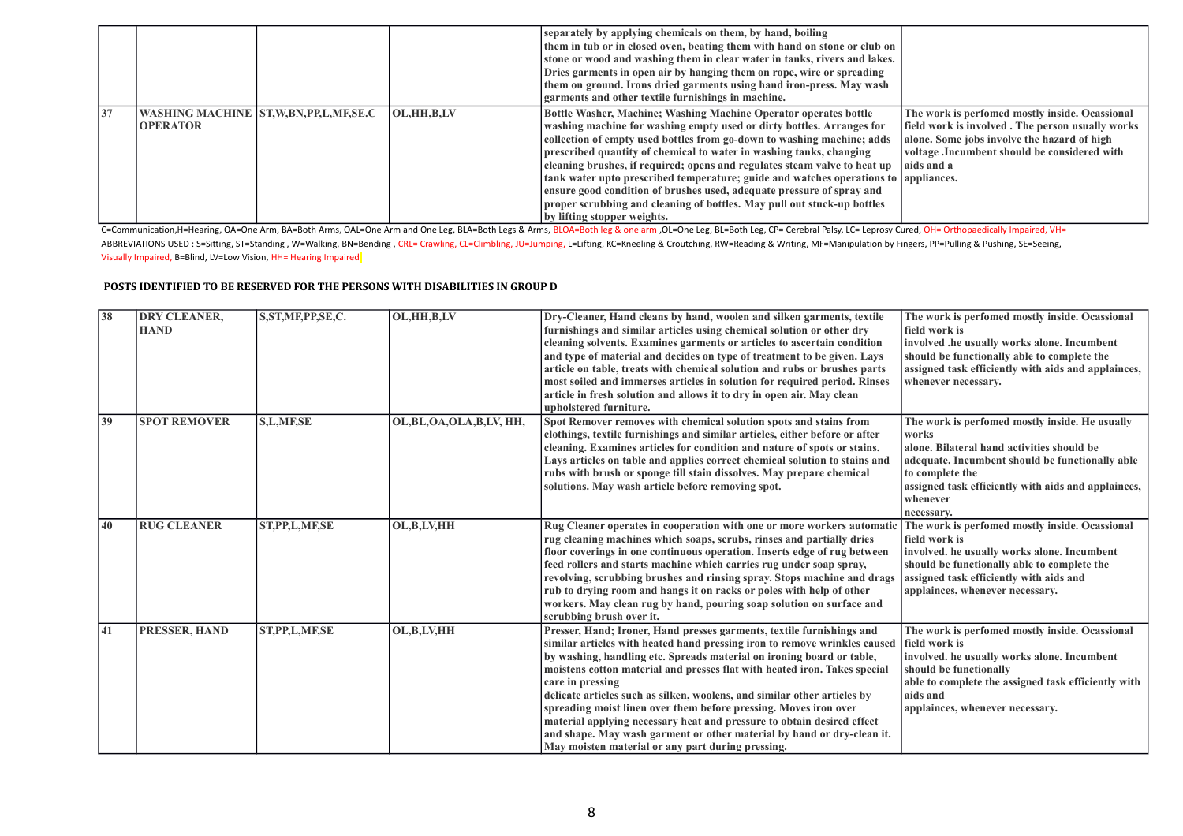| | | | | separately by applying chemicals on them, by hand, boiling them in tub or in closed oven, beating them with hand on stone or club on stone or wood and washing them in clear water in tanks, rivers and lakes. Dries garments in open air by hanging them on rope, wire or spreading them on ground. Irons dried garments using hand iron-press. May wash garments and other textile furnishings in machine. | |
|---|---|---|---|---|---|
| 37 | WASHING MACHINE OPERATOR | ST,W,BN,PP,L,MF,SE.C | OL,HH,B,LV | Bottle Washer, Machine; Washing Machine Operator operates bottle washing machine for washing empty used or dirty bottles. Arranges for collection of empty used bottles from go-down to washing machine; adds prescribed quantity of chemical to water in washing tanks, changing cleaning brushes, if required; opens and regulates steam valve to heat up tank water upto prescribed temperature; guide and watches operations to ensure good condition of brushes used, adequate pressure of spray and proper scrubbing and cleaning of bottles. May pull out stuck-up bottles by lifting stopper weights. | The work is perfomed mostly inside. Ocassional field work is involved . The person usually works alone. Some jobs involve the hazard of high voltage .Incumbent should be considered with aids and a appliances. |

C=Communication,H=Hearing, OA=One Arm, BA=Both Arms, OAL=One Arm and One Leg, BLA=Both Legs & Arms, BLOA=Both leg & one arm ,OL=One Leg, BL=Both Leg, CP= Cerebral Palsy, LC= Leprosy Cured, OH= Orthopaedically Impaired, VH= Visually Impaired, B=Blind, LV=Low Vision, HH= Hearing Impaired

ABBREVIATIONS USED : S=Sitting, ST=Standing , W=Walking, BN=Bending , CRL= Crawling, CL=Climbling, JU=Jumping, L=Lifting, KC=Kneeling & Croutching, RW=Reading & Writing, MF=Manipulation by Fingers, PP=Pulling & Pushing, SE=Seeing,

## POSTS IDENTIFIED TO BE RESERVED FOR THE PERSONS WITH DISABILITIES IN GROUP D

| | | | | | |
|---|---|---|---|---|---|
| 38 | DRY CLEANER, HAND | S,ST,MF,PP,SE,C. | OL,HH,B,LV | Dry-Cleaner, Hand cleans by hand, woolen and silken garments, textile furnishings and similar articles using chemical solution or other dry cleaning solvents. Examines garments or articles to ascertain condition and type of material and decides on type of treatment to be given. Lays article on table, treats with chemical solution and rubs or brushes parts most soiled and immerses articles in solution for required period. Rinses article in fresh solution and allows it to dry in open air. May clean upholstered furniture. | The work is perfomed mostly inside. Ocassional field work is involved .he usually works alone. Incumbent should be functionally able to complete the assigned task efficiently with aids and applainces, whenever necessary. |
| 39 | SPOT REMOVER | S,L,MF,SE | OL,BL,OA,OLA,B,LV, HH, | Spot Remover removes with chemical solution spots and stains from clothings, textile furnishings and similar articles, either before or after cleaning. Examines articles for condition and nature of spots or stains. Lays articles on table and applies correct chemical solution to stains and rubs with brush or sponge till stain dissolves. May prepare chemical solutions. May wash article before removing spot. | The work is perfomed mostly inside. He usually works alone. Bilateral hand activities should be adequate. Incumbent should be functionally able to complete the assigned task efficiently with aids and applainces, whenever necessary. |
| 40 | RUG CLEANER | ST,PP,L,MF,SE | OL,B,LV,HH | Rug Cleaner operates in cooperation with one or more workers automatic rug cleaning machines which soaps, scrubs, rinses and partially dries floor coverings in one continuous operation. Inserts edge of rug between feed rollers and starts machine which carries rug under soap spray, revolving, scrubbing brushes and rinsing spray. Stops machine and drags rub to drying room and hangs it on racks or poles with help of other workers. May clean rug by hand, pouring soap solution on surface and scrubbing brush over it. | The work is perfomed mostly inside. Ocassional field work is involved. he usually works alone. Incumbent should be functionally able to complete the assigned task efficiently with aids and applainces, whenever necessary. |
| 41 | PRESSER, HAND | ST,PP,L,MF,SE | OL,B,LV,HH | Presser, Hand; Ironer, Hand presses garments, textile furnishings and similar articles with heated hand pressing iron to remove wrinkles caused by washing, handling etc. Spreads material on ironing board or table, moistens cotton material and presses flat with heated iron. Takes special care in pressing delicate articles such as silken, woolens, and similar other articles by spreading moist linen over them before pressing. Moves iron over material applying necessary heat and pressure to obtain desired effect and shape. May wash garment or other material by hand or dry-clean it. May moisten material or any part during pressing. | The work is perfomed mostly inside. Ocassional field work is involved. he usually works alone. Incumbent should be functionally able to complete the assigned task efficiently with aids and applainces, whenever necessary. |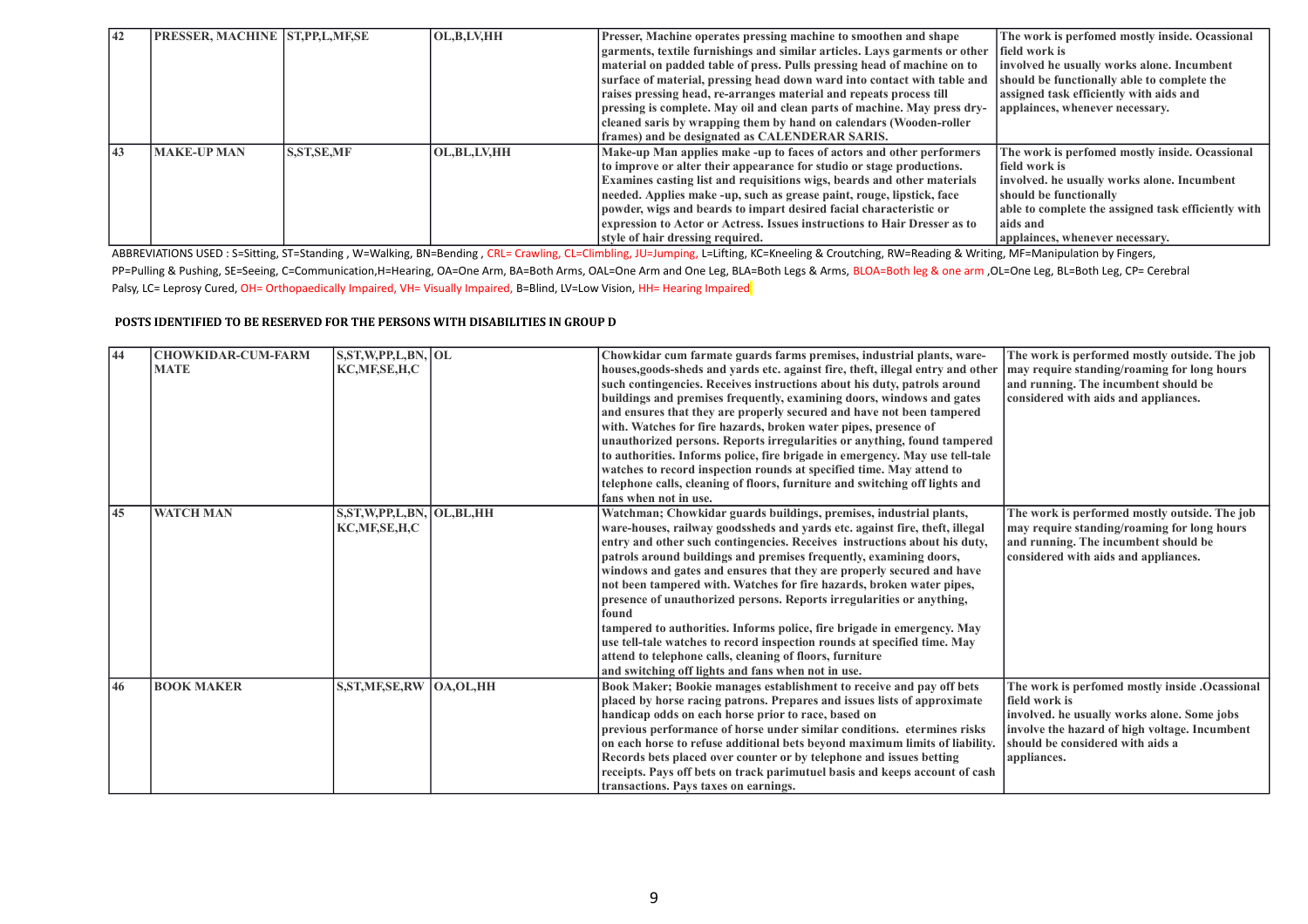| 42 | PRESSER, MACHINE | ST,PP,L,MF,SE | OL,B,LV,HH | Presser, Machine operates pressing machine to smoothen and shape garments, textile furnishings and similar articles. Lays garments or other material on padded table of press. Pulls pressing head of machine on to surface of material, pressing head down ward into contact with table and raises pressing head, re-arranges material and repeats process till pressing is complete. May oil and clean parts of machine. May press dry-cleaned saris by wrapping them by hand on calendars (Wooden-roller frames) and be designated as CALENDERAR SARIS. | The work is perfomed mostly inside. Ocassional field work is involved he usually works alone. Incumbent should be functionally able to complete the assigned task efficiently with aids and applainces, whenever necessary. |
|---|---|---|---|---|---|
| 43 | MAKE-UP MAN | S,ST,SE,MF | OL,BL,LV,HH | Make-up Man applies make -up to faces of actors and other performers to improve or alter their appearance for studio or stage productions. Examines casting list and requisitions wigs, beards and other materials needed. Applies make -up, such as grease paint, rouge, lipstick, face powder, wigs and beards to impart desired facial characteristic or expression to Actor or Actress. Issues instructions to Hair Dresser as to style of hair dressing required. | The work is perfomed mostly inside. Ocassional field work is involved. he usually works alone. Incumbent should be functionally able to complete the assigned task efficiently with aids and applainces, whenever necessary. |

ABBREVIATIONS USED : S=Sitting, ST=Standing , W=Walking, BN=Bending , CRL= Crawling, CL=Climbling, JU=Jumping, L=Lifting, KC=Kneeling & Croutching, RW=Reading & Writing, MF=Manipulation by Fingers, PP=Pulling & Pushing, SE=Seeing, C=Communication,H=Hearing, OA=One Arm, BA=Both Arms, OAL=One Arm and One Leg, BLA=Both Legs & Arms, BLOA=Both leg & one arm ,OL=One Leg, BL=Both Leg, CP= Cerebral Palsy, LC= Leprosy Cured, OH= Orthopaedically Impaired, VH= Visually Impaired, B=Blind, LV=Low Vision, HH= Hearing Impaired

**POSTS IDENTIFIED TO BE RESERVED FOR THE PERSONS WITH DISABILITIES IN GROUP D**

| 44 | CHOWKIDAR-CUM-FARM MATE | S,ST,W,PP,L,BN, KC,MF,SE,H,C | OL | Chowkidar cum farmate guards farms premises, industrial plants, ware-houses,goods-sheds and yards etc. against fire, theft, illegal entry and other such contingencies. Receives instructions about his duty, patrols around buildings and premises frequently, examining doors, windows and gates and ensures that they are properly secured and have not been tampered with. Watches for fire hazards, broken water pipes, presence of unauthorized persons. Reports irregularities or anything, found tampered to authorities. Informs police, fire brigade in emergency. May use tell-tale watches to record inspection rounds at specified time. May attend to telephone calls, cleaning of floors, furniture and switching off lights and fans when not in use. | The work is performed mostly outside. The job may require standing/roaming for long hours and running. The incumbent should be considered with aids and appliances. |
|---|---|---|---|---|---|
| 45 | WATCH MAN | S,ST,W,PP,L,BN, KC,MF,SE,H,C | OL,BL,HH | Watchman; Chowkidar guards buildings, premises, industrial plants, ware-houses, railway goodssheds and yards etc. against fire, theft, illegal entry and other such contingencies. Receives instructions about his duty, patrols around buildings and premises frequently, examining doors, windows and gates and ensures that they are properly secured and have not been tampered with. Watches for fire hazards, broken water pipes, presence of unauthorized persons. Reports irregularities or anything, found tampered to authorities. Informs police, fire brigade in emergency. May use tell-tale watches to record inspection rounds at specified time. May attend to telephone calls, cleaning of floors, furniture and switching off lights and fans when not in use. | The work is performed mostly outside. The job may require standing/roaming for long hours and running. The incumbent should be considered with aids and appliances. |
| 46 | BOOK MAKER | S,ST,MF,SE,RW | OA,OL,HH | Book Maker; Bookie manages establishment to receive and pay off bets placed by horse racing patrons. Prepares and issues lists of approximate handicap odds on each horse prior to race, based on previous performance of horse under similar conditions. etermines risks on each horse to refuse additional bets beyond maximum limits of liability. Records bets placed over counter or by telephone and issues betting receipts. Pays off bets on track parimutuel basis and keeps account of cash transactions. Pays taxes on earnings. | The work is perfomed mostly inside .Ocassional field work is involved. he usually works alone. Some jobs involve the hazard of high voltage. Incumbent should be considered with aids a appliances. |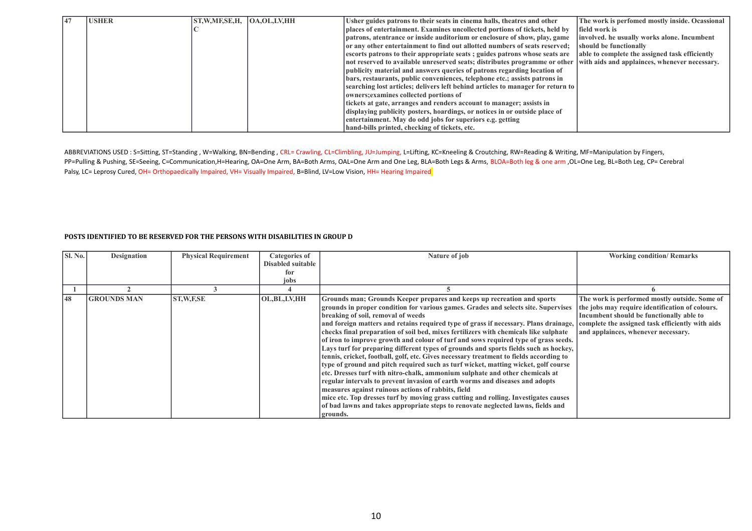| 47 | USHER | ST,W,MF,SE,H, C | OA,OL,LV,HH | Usher guides patrons to their seats in cinema halls, theatres and other places of entertainment. Examines uncollected portions of tickets, held by patrons, atentrance or inside auditorium or enclosure of show, play, game or any other entertainment to find out allotted numbers of seats reserved; escorts patrons to their appropriate seats ; guides patrons whose seats are not reserved to available unreserved seats; distributes programme or other publicity material and answers queries of patrons regarding location of bars, restaurants, public conveniences, telephone etc.; assists patrons in searching lost articles; delivers left behind articles to manager for return to owners;examines collected portions of tickets at gate, arranges and renders account to manager; assists in displaying publicity posters, hoardings, or notices in or outside place of entertainment. May do odd jobs for superiors e.g. getting hand-bills printed, checking of tickets, etc. | The work is perfomed mostly inside. Ocassional field work is involved. he usually works alone. Incumbent should be functionally able to complete the assigned task efficiently with aids and applainces, whenever necessary. |
|---|---|---|---|---|---|

ABBREVIATIONS USED : S=Sitting, ST=Standing , W=Walking, BN=Bending , CRL= Crawling, CL=Climbling, JU=Jumping, L=Lifting, KC=Kneeling & Croutching, RW=Reading & Writing, MF=Manipulation by Fingers, PP=Pulling & Pushing, SE=Seeing, C=Communication,H=Hearing, OA=One Arm, BA=Both Arms, OAL=One Arm and One Leg, BLA=Both Legs & Arms, BLOA=Both leg & one arm ,OL=One Leg, BL=Both Leg, CP= Cerebral Palsy, LC= Leprosy Cured, OH= Orthopaedically Impaired, VH= Visually Impaired, B=Blind, LV=Low Vision, HH= Hearing Impaired

**POSTS IDENTIFIED TO BE RESERVED FOR THE PERSONS WITH DISABILITIES IN GROUP D**

| Sl. No. | Designation | Physical Requirement | Categories of Disabled suitable for jobs | Nature of job | Working condition/ Remarks |
|---|---|---|---|---|---|
| 1 | 2 | 3 | 4 | 5 | 6 |
| 48 | GROUNDS MAN | ST,W,F,SE | OL,BL,LV,HH | Grounds man; Grounds Keeper prepares and keeps up recreation and sports grounds in proper condition for various games. Grades and selects site. Supervises breaking of soil, removal of weeds and foreign matters and retains required type of grass if necessary. Plans drainage, checks final preparation of soil bed, mixes fertilizers with chemicals like sulphate of iron to improve growth and colour of turf and sows required type of grass seeds. Lays turf for preparing different types of grounds and sports fields such as hockey, tennis, cricket, football, golf, etc. Gives necessary treatment to fields according to type of ground and pitch required such as turf wicket, matting wicket, golf course etc. Dresses turf with nitro-chalk, ammonium sulphate and other chemicals at regular intervals to prevent invasion of earth worms and diseases and adopts measures against ruinous actions of rabbits, field mice etc. Top dresses turf by moving grass cutting and rolling. Investigates causes of bad lawns and takes appropriate steps to renovate neglected lawns, fields and grounds. | The work is performed mostly outside. Some of the jobs may require identification of colours. Incumbent should be functionally able to complete the assigned task efficiently with aids and applainces, whenever necessary. |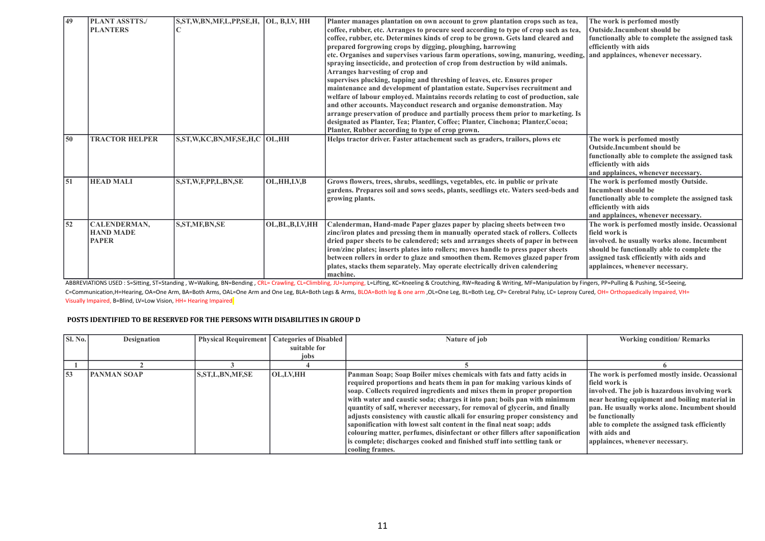| 49 | PLANT ASSTTS./ PLANTERS | S,ST,W,BN,MF,L,PP,SE,H, C | OL, B,LV, HH | Planter manages plantation on own account to grow plantation crops such as tea, coffee, rubber, etc. Arranges to procure seed according to type of crop such as tea, coffee, rubber, etc. Determines kinds of crop to be grown. Gets land cleared and prepared forgrowing crops by digging, ploughing, harrowing etc. Organises and supervises various farm operations, sowing, manuring, weeding, spraying insecticide, and protection of crop from destruction by wild animals. Arranges harvesting of crop and supervises plucking, tapping and threshing of leaves, etc. Ensures proper maintenance and development of plantation estate. Supervises recruitment and welfare of labour employed. Maintains records relating to cost of production, sale and other accounts. Mayconduct research and organise demonstration. May arrange preservation of produce and partially process them prior to marketing. Is designated as Planter, Tea; Planter, Coffee; Planter, Cinchona; Planter,Cocoa; Planter, Rubber according to type of crop grown. | The work is perfomed mostly Outside.Incumbent should be functionally able to complete the assigned task efficiently with aids and applainces, whenever necessary. |
|---|---|---|---|---|---|
| 50 | TRACTOR HELPER | S,ST,W,KC,BN,MF,SE,H,C | OL,HH | Helps tractor driver. Faster attachement such as graders, trailors, plows etc | The work is perfomed mostly Outside.Incumbent should be functionally able to complete the assigned task efficiently with aids and applainces, whenever necessary. |
| 51 | HEAD MALI | S,ST,W,F,PP,L,BN,SE | OL,HH,LV,B | Grows flowers, trees, shrubs, seedlings, vegetables, etc. in public or private gardens. Prepares soil and sows seeds, plants, seedlings etc. Waters seed-beds and growing plants. | The work is perfomed mostly Outside. Incumbent should be functionally able to complete the assigned task efficiently with aids and applainces, whenever necessary. |
| 52 | CALENDERMAN, HAND MADE PAPER | S,ST,MF,BN,SE | OL,BL,B,LV,HH | Calenderman, Hand-made Paper glazes paper by placing sheets between two zinc/iron plates and pressing them in manually operated stack of rollers. Collects dried paper sheets to be calendered; sets and arranges sheets of paper in between iron/zinc plates; inserts plates into rollers; moves handle to press paper sheets between rollers in order to glaze and smoothen them. Removes glazed paper from plates, stacks them separately. May operate electrically driven calendering machine. | The work is perfomed mostly inside. Ocassional field work is involved. he usually works alone. Incumbent should be functionally able to complete the assigned task efficiently with aids and applainces, whenever necessary. |

ABBREVIATIONS USED : S=Sitting, ST=Standing , W=Walking, BN=Bending , CRL= Crawling, CL=Climbling, JU=Jumping, L=Lifting, KC=Kneeling & Croutching, RW=Reading & Writing, MF=Manipulation by Fingers, PP=Pulling & Pushing, SE=Seeing, C=Communication,H=Hearing, OA=One Arm, BA=Both Arms, OAL=One Arm and One Leg, BLA=Both Legs & Arms, BLOA=Both leg & one arm ,OL=One Leg, BL=Both Leg, CP= Cerebral Palsy, LC= Leprosy Cured, OH= Orthopaedically Impaired, VH= Visually Impaired, B=Blind, LV=Low Vision, HH= Hearing Impaired

**POSTS IDENTIFIED TO BE RESERVED FOR THE PERSONS WITH DISABILITIES IN GROUP D**

| Sl. No. | Designation | Physical Requirement | Categories of Disabled suitable for jobs | Nature of job | Working condition/ Remarks |
|---|---|---|---|---|---|
| 1 | 2 | 3 | 4 | 5 | 6 |
| 53 | PANMAN SOAP | S,ST,L,BN,MF,SE | OL,LV,HH | Panman Soap; Soap Boiler mixes chemicals with fats and fatty acids in required proportions and heats them in pan for making various kinds of soap. Collects required ingredients and mixes them in proper proportion with water and caustic soda; charges it into pan; boils pan with minimum quantity of salf, wherever necessary, for removal of glycerin, and finally adjusts consistency with caustic alkali for ensuring proper consistency and saponification with lowest salt content in the final neat soap; adds colouring matter, perfumes, disinfectant or other fillers after saponification is complete; discharges cooked and finished stuff into settling tank or cooling frames. | The work is perfomed mostly inside. Ocassional field work is involved. The job is hazardous involving work near heating equipment and boiling material in pan. He usually works alone. Incumbent should be functionally able to complete the assigned task efficiently with aids and applainces, whenever necessary. |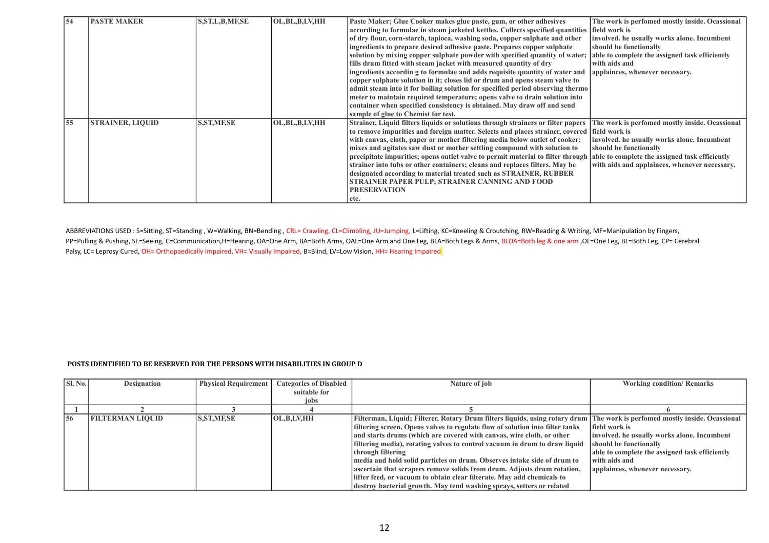| 54 | PASTE MAKER | S,ST,L,B,MF,SE | OL,BL,B,LV,HH | Paste Maker; Glue Cooker makes glue paste, gum, or other adhesives according to formulae in steam jacketed kettles. Collects specified quantities of dry flour, corn-starch, tapioca, washing soda, copper sulphate and other ingredients to prepare desired adhesive paste. Prepares copper sulphate solution by mixing copper sulphate powder with specified quantity of water; fills drum fitted with steam jacket with measured quantity of dry ingredients accordin g to formulae and adds requisite quantity of water and copper sulphate solution in it; closes lid or drum and opens steam valve to admit steam into it for boiling solution for specified period observing thermo meter to maintain required temperature; opens valve to drain solution into container when specified consistency is obtained. May draw off and send sample of glue to Chemist for test. | The work is perfomed mostly inside. Ocassional field work is involved. he usually works alone. Incumbent should be functionally able to complete the assigned task efficiently with aids and applainces, whenever necessary. |
|---|---|---|---|---|---|
| 55 | STRAINER, LIQUID | S,ST,MF,SE | OL,BL,B,LV,HH | Strainer, Liquid filters liquids or solutions through strainers or filter papers to remove impurities and foreign matter. Selects and places strainer, covered with canvas, cloth, paper or mother filtering media below outlet of cooker; mixes and agitates saw dust or mother settling compound with solution to precipitate impurities; opens outlet valve to permit material to filter through strainer into tubs or other containers; cleans and replaces filters. May be designated according to material treated such as STRAINER, RUBBER STRAINER PAPER PULP; STRAINER CANNING AND FOOD PRESERVATION etc. | The work is perfomed mostly inside. Ocassional field work is involved. he usually works alone. Incumbent should be functionally able to complete the assigned task efficiently with aids and applainces, whenever necessary. |

ABBREVIATIONS USED : S=Sitting, ST=Standing , W=Walking, BN=Bending , CRL= Crawling, CL=Climbling, JU=Jumping, L=Lifting, KC=Kneeling & Croutching, RW=Reading & Writing, MF=Manipulation by Fingers, PP=Pulling & Pushing, SE=Seeing, C=Communication,H=Hearing, OA=One Arm, BA=Both Arms, OAL=One Arm and One Leg, BLA=Both Legs & Arms, BLOA=Both leg & one arm ,OL=One Leg, BL=Both Leg, CP= Cerebral Palsy, LC= Leprosy Cured, OH= Orthopaedically Impaired, VH= Visually Impaired, B=Blind, LV=Low Vision, HH= Hearing Impaired

**POSTS IDENTIFIED TO BE RESERVED FOR THE PERSONS WITH DISABILITIES IN GROUP D**

| Sl. No. | Designation | Physical Requirement | Categories of Disabled suitable for jobs | Nature of job | Working condition/ Remarks |
|---|---|---|---|---|---|
| 1 | 2 | 3 | 4 | 5 | 6 |
| 56 | FILTERMAN LIQUID | S,ST,MF,SE | OL,B,LV,HH | Filterman, Liquid; Filterer, Rotary Drum filters liquids, using rotary drum filtering screen. Opens valves to regulate flow of solution into filter tanks and starts drums (which are covered with canvas, wire cloth, or other filtering media), rotating valves to control vacuum in drum to draw liquid through filtering media and hold solid particles on drum. Observes intake side of drum to ascertain that scrapers remove solids from drum. Adjusts drum rotation, lifter feed, or vacuum to obtain clear filterate. May add chemicals to destroy bacterial growth. May tend washing sprays, setters or related | The work is perfomed mostly inside. Ocassional field work is involved. he usually works alone. Incumbent should be functionally able to complete the assigned task efficiently with aids and applainces, whenever necessary. |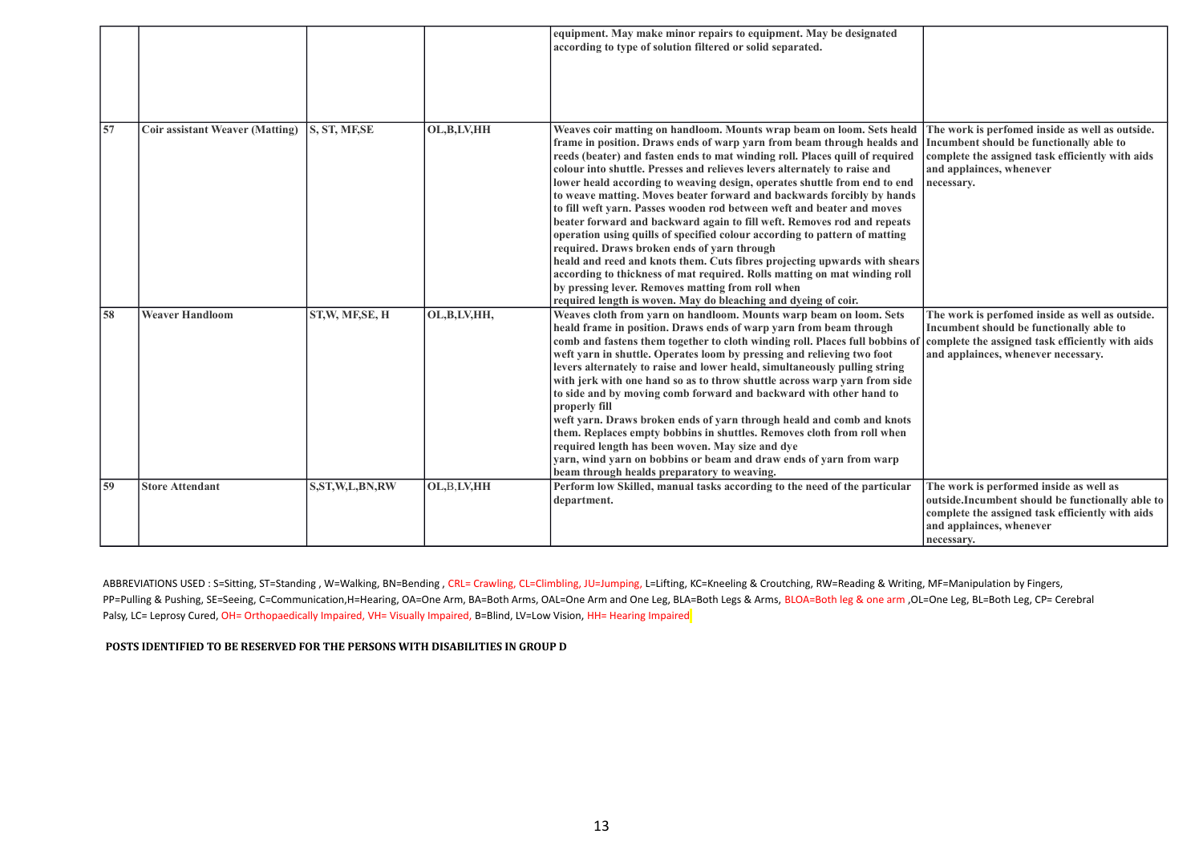| | | | | | |
|---|---|---|---|---|---|
| | | | | equipment. May make minor repairs to equipment. May be designated according to type of solution filtered or solid separated. | |
| 57 | Coir assistant Weaver (Matting) | S, ST, MF,SE | OL,B,LV,HH | Weaves coir matting on handloom. Mounts wrap beam on loom. Sets heald frame in position. Draws ends of warp yarn from beam through healds and reeds (beater) and fasten ends to mat winding roll. Places quill of required colour into shuttle. Presses and relieves levers alternately to raise and lower heald according to weaving design, operates shuttle from end to end to weave matting. Moves beater forward and backwards forcibly by hands to fill weft yarn. Passes wooden rod between weft and beater and moves beater forward and backward again to fill weft. Removes rod and repeats operation using quills of specified colour according to pattern of matting required. Draws broken ends of yarn through heald and reed and knots them. Cuts fibres projecting upwards with shears according to thickness of mat required. Rolls matting on mat winding roll by pressing lever. Removes matting from roll when required length is woven. May do bleaching and dyeing of coir. | The work is perfomed inside as well as outside. Incumbent should be functionally able to complete the assigned task efficiently with aids and applainces, whenever necessary. |
| 58 | Weaver Handloom | ST,W, MF,SE, H | OL,B,LV,HH, | Weaves cloth from yarn on handloom. Mounts warp beam on loom. Sets heald frame in position. Draws ends of warp yarn from beam through comb and fastens them together to cloth winding roll. Places full bobbins of weft yarn in shuttle. Operates loom by pressing and relieving two foot levers alternately to raise and lower heald, simultaneously pulling string with jerk with one hand so as to throw shuttle across warp yarn from side to side and by moving comb forward and backward with other hand to properly fill weft yarn. Draws broken ends of yarn through heald and comb and knots them. Replaces empty bobbins in shuttles. Removes cloth from roll when required length has been woven. May size and dye yarn, wind yarn on bobbins or beam and draw ends of yarn from warp beam through healds preparatory to weaving. | The work is perfomed inside as well as outside. Incumbent should be functionally able to complete the assigned task efficiently with aids and applainces, whenever necessary. |
| 59 | Store Attendant | S,ST,W,L,BN,RW | OL,B,LV,HH | Perform low Skilled, manual tasks according to the need of the particular department. | The work is performed inside as well as outside.Incumbent should be functionally able to complete the assigned task efficiently with aids and applainces, whenever necessary. |

ABBREVIATIONS USED : S=Sitting, ST=Standing , W=Walking, BN=Bending , CRL= Crawling, CL=Climbing, JU=Jumping, L=Lifting, KC=Kneeling & Croutching, RW=Reading & Writing, MF=Manipulation by Fingers, PP=Pulling & Pushing, SE=Seeing, C=Communication,H=Hearing, OA=One Arm, BA=Both Arms, OAL=One Arm and One Leg, BLA=Both Legs & Arms, BLOA=Both leg & one arm ,OL=One Leg, BL=Both Leg, CP= Cerebral Palsy, LC= Leprosy Cured, OH= Orthopaedically Impaired, VH= Visually Impaired, B=Blind, LV=Low Vision, HH= Hearing Impaired

**POSTS IDENTIFIED TO BE RESERVED FOR THE PERSONS WITH DISABILITIES IN GROUP D**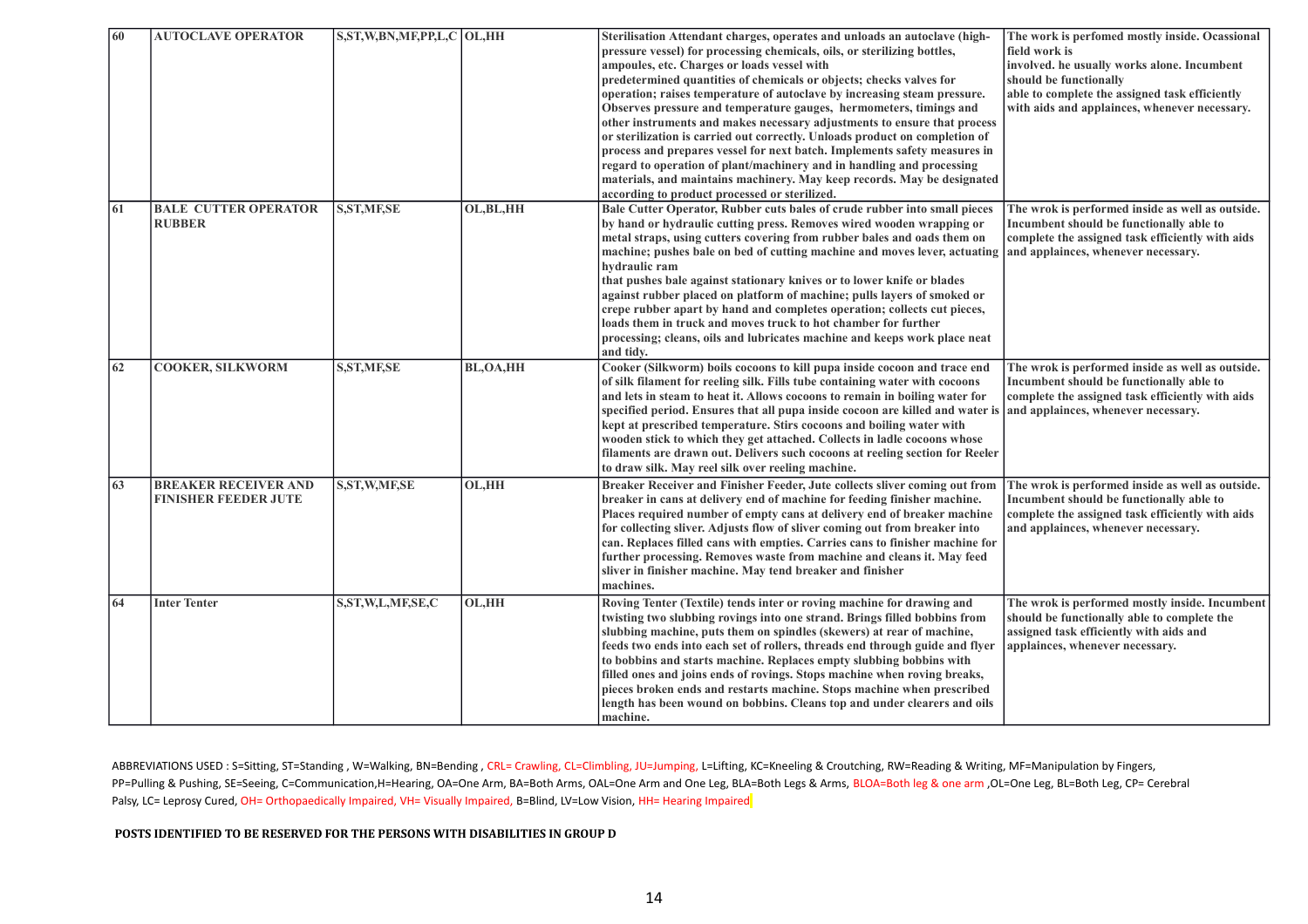| 60 | AUTOCLAVE OPERATOR | S,ST,W,BN,MF,PP,L,C | OL,HH | Sterilisation Attendant charges, operates and unloads an autoclave (high-pressure vessel) for processing chemicals, oils, or sterilizing bottles, ampoules, etc. Charges or loads vessel with predetermined quantities of chemicals or objects; checks valves for operation; raises temperature of autoclave by increasing steam pressure. Observes pressure and temperature gauges, hermometers, timings and other instruments and makes necessary adjustments to ensure that process or sterilization is carried out correctly. Unloads product on completion of process and prepares vessel for next batch. Implements safety measures in regard to operation of plant/machinery and in handling and processing materials, and maintains machinery. May keep records. May be designated according to product processed or sterilized. | The work is perfomed mostly inside. Ocassional field work is involved. he usually works alone. Incumbent should be functionally able to complete the assigned task efficiently with aids and applainces, whenever necessary. |
|---|---|---|---|---|---|
| 61 | BALE CUTTER OPERATOR RUBBER | S,ST,MF,SE | OL,BL,HH | Bale Cutter Operator, Rubber cuts bales of crude rubber into small pieces by hand or hydraulic cutting press. Removes wired wooden wrapping or metal straps, using cutters covering from rubber bales and oads them on machine; pushes bale on bed of cutting machine and moves lever, actuating hydraulic ram that pushes bale against stationary knives or to lower knife or blades against rubber placed on platform of machine; pulls layers of smoked or crepe rubber apart by hand and completes operation; collects cut pieces, loads them in truck and moves truck to hot chamber for further processing; cleans, oils and lubricates machine and keeps work place neat and tidy. | The wrok is performed inside as well as outside. Incumbent should be functionally able to complete the assigned task efficiently with aids and applainces, whenever necessary. |
| 62 | COOKER, SILKWORM | S,ST,MF,SE | BL,OA,HH | Cooker (Silkworm) boils cocoons to kill pupa inside cocoon and trace end of silk filament for reeling silk. Fills tube containing water with cocoons and lets in steam to heat it. Allows cocoons to remain in boiling water for specified period. Ensures that all pupa inside cocoon are killed and water is kept at prescribed temperature. Stirs cocoons and boiling water with wooden stick to which they get attached. Collects in ladle cocoons whose filaments are drawn out. Delivers such cocoons at reeling section for Reeler to draw silk. May reel silk over reeling machine. | The wrok is performed inside as well as outside. Incumbent should be functionally able to complete the assigned task efficiently with aids and applainces, whenever necessary. |
| 63 | BREAKER RECEIVER AND FINISHER FEEDER JUTE | S,ST,W,MF,SE | OL,HH | Breaker Receiver and Finisher Feeder, Jute collects sliver coming out from breaker in cans at delivery end of machine for feeding finisher machine. Places required number of empty cans at delivery end of breaker machine for collecting sliver. Adjusts flow of sliver coming out from breaker into can. Replaces filled cans with empties. Carries cans to finisher machine for further processing. Removes waste from machine and cleans it. May feed sliver in finisher machine. May tend breaker and finisher machines. | The wrok is performed inside as well as outside. Incumbent should be functionally able to complete the assigned task efficiently with aids and applainces, whenever necessary. |
| 64 | Inter Tenter | S,ST,W,L,MF,SE,C | OL,HH | Roving Tenter (Textile) tends inter or roving machine for drawing and twisting two slubbing rovings into one strand. Brings filled bobbins from slubbing machine, puts them on spindles (skewers) at rear of machine, feeds two ends into each set of rollers, threads end through guide and flyer to bobbins and starts machine. Replaces empty slubbing bobbins with filled ones and joins ends of rovings. Stops machine when roving breaks, pieces broken ends and restarts machine. Stops machine when prescribed length has been wound on bobbins. Cleans top and under clearers and oils machine. | The wrok is performed mostly inside. Incumbent should be functionally able to complete the assigned task efficiently with aids and applainces, whenever necessary. |

ABBREVIATIONS USED : S=Sitting, ST=Standing , W=Walking, BN=Bending , CRL= Crawling, CL=Climbling, JU=Jumping, L=Lifting, KC=Kneeling & Croutching, RW=Reading & Writing, MF=Manipulation by Fingers, PP=Pulling & Pushing, SE=Seeing, C=Communication,H=Hearing, OA=One Arm, BA=Both Arms, OAL=One Arm and One Leg, BLA=Both Legs & Arms, BLOA=Both leg & one arm ,OL=One Leg, BL=Both Leg, CP= Cerebral Palsy, LC= Leprosy Cured, OH= Orthopaedically Impaired, VH= Visually Impaired, B=Blind, LV=Low Vision, HH= Hearing Impaired

**POSTS IDENTIFIED TO BE RESERVED FOR THE PERSONS WITH DISABILITIES IN GROUP D**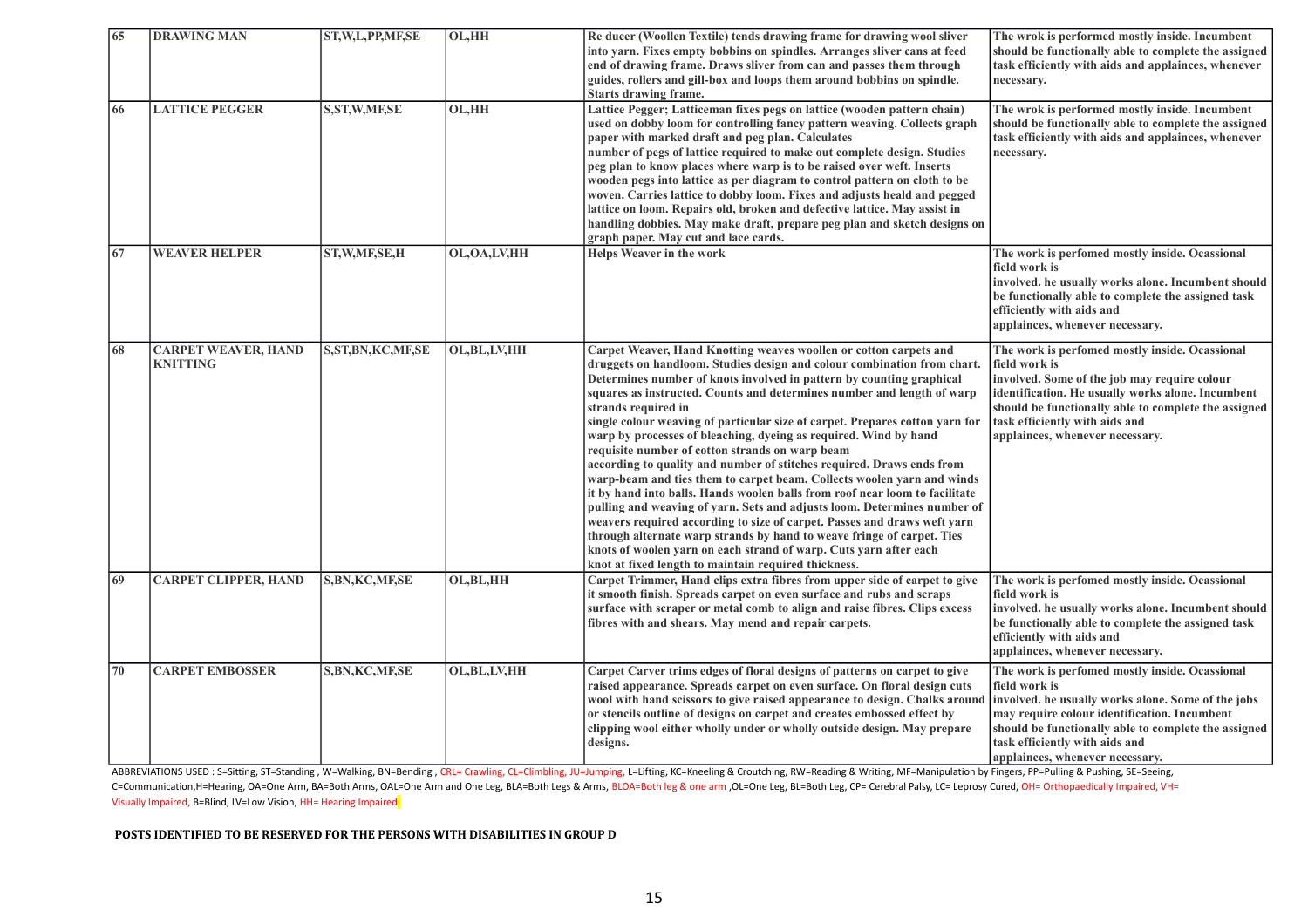| 65 | DRAWING MAN | ST,W,L,PP,MF,SE | OL,HH | Re ducer (Woollen Textile) tends drawing frame for drawing wool sliver into yarn. Fixes empty bobbins on spindles. Arranges sliver cans at feed end of drawing frame. Draws sliver from can and passes them through guides, rollers and gill-box and loops them around bobbins on spindle. Starts drawing frame. | The wrok is performed mostly inside. Incumbent should be functionally able to complete the assigned task efficiently with aids and applainces, whenever necessary. |
|---|---|---|---|---|---|
| 66 | LATTICE PEGGER | S,ST,W,MF,SE | OL,HH | Lattice Pegger; Latticeman fixes pegs on lattice (wooden pattern chain) used on dobby loom for controlling fancy pattern weaving. Collects graph paper with marked draft and peg plan. Calculates number of pegs of lattice required to make out complete design. Studies peg plan to know places where warp is to be raised over weft. Inserts wooden pegs into lattice as per diagram to control pattern on cloth to be woven. Carries lattice to dobby loom. Fixes and adjusts heald and pegged lattice on loom. Repairs old, broken and defective lattice. May assist in handling dobbies. May make draft, prepare peg plan and sketch designs on graph paper. May cut and lace cards. | The wrok is performed mostly inside. Incumbent should be functionally able to complete the assigned task efficiently with aids and applainces, whenever necessary. |
| 67 | WEAVER HELPER | ST,W,MF,SE,H | OL,OA,LV,HH | Helps Weaver in the work | The work is perfomed mostly inside. Ocassional field work is involved. he usually works alone. Incumbent should be functionally able to complete the assigned task efficiently with aids and applainces, whenever necessary. |
| 68 | CARPET WEAVER, HAND KNITTING | S,ST,BN,KC,MF,SE | OL,BL,LV,HH | Carpet Weaver, Hand Knotting weaves woollen or cotton carpets and druggets on handloom. Studies design and colour combination from chart. Determines number of knots involved in pattern by counting graphical squares as instructed. Counts and determines number and length of warp strands required in single colour weaving of particular size of carpet. Prepares cotton yarn for warp by processes of bleaching, dyeing as required. Wind by hand requisite number of cotton strands on warp beam according to quality and number of stitches required. Draws ends from warp-beam and ties them to carpet beam. Collects woolen yarn and winds it by hand into balls. Hands woolen balls from roof near loom to facilitate pulling and weaving of yarn. Sets and adjusts loom. Determines number of weavers required according to size of carpet. Passes and draws weft yarn through alternate warp strands by hand to weave fringe of carpet. Ties knots of woolen yarn on each strand of warp. Cuts yarn after each knot at fixed length to maintain required thickness. | The work is perfomed mostly inside. Ocassional field work is involved. Some of the job may require colour identification. He usually works alone. Incumbent should be functionally able to complete the assigned task efficiently with aids and applainces, whenever necessary. |
| 69 | CARPET CLIPPER, HAND | S,BN,KC,MF,SE | OL,BL,HH | Carpet Trimmer, Hand clips extra fibres from upper side of carpet to give it smooth finish. Spreads carpet on even surface and rubs and scraps surface with scraper or metal comb to align and raise fibres. Clips excess fibres with and shears. May mend and repair carpets. | The work is perfomed mostly inside. Ocassional field work is involved. he usually works alone. Incumbent should be functionally able to complete the assigned task efficiently with aids and applainces, whenever necessary. |
| 70 | CARPET EMBOSSER | S,BN,KC,MF,SE | OL,BL,LV,HH | Carpet Carver trims edges of floral designs of patterns on carpet to give raised appearance. Spreads carpet on even surface. On floral design cuts wool with hand scissors to give raised appearance to design. Chalks around or stencils outline of designs on carpet and creates embossed effect by clipping wool either wholly under or wholly outside design. May prepare designs. | The work is perfomed mostly inside. Ocassional field work is involved. he usually works alone. Some of the jobs may require colour identification. Incumbent should be functionally able to complete the assigned task efficiently with aids and applainces, whenever necessary. |

ABBREVIATIONS USED : S=Sitting, ST=Standing , W=Walking, BN=Bending , CRL= Crawling, CL=Climbing, JU=Jumping, L=Lifting, KC=Kneeling & Croutching, RW=Reading & Writing, MF=Manipulation by Fingers, PP=Pulling & Pushing, SE=Seeing, C=Communication,H=Hearing, OA=One Arm, BA=Both Arms, OAL=One Arm and One Leg, BLA=Both Legs & Arms, BLOA=Both leg & one arm ,OL=One Leg, BL=Both Leg, CP= Cerebral Palsy, LC= Leprosy Cured, OH= Orthopaedically Impaired, VH= Visually Impaired, B=Blind, LV=Low Vision, HH= Hearing Impaired

**POSTS IDENTIFIED TO BE RESERVED FOR THE PERSONS WITH DISABILITIES IN GROUP D**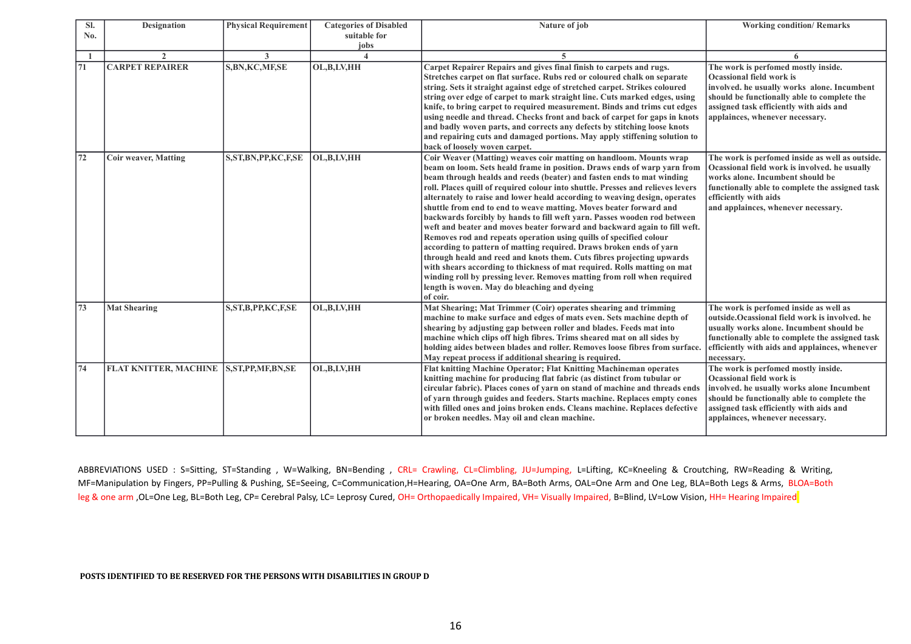| Sl. No. | Designation | Physical Requirement | Categories of Disabled suitable for jobs | Nature of job | Working condition/ Remarks |
|---|---|---|---|---|---|
| 1 | 2 | 3 | 4 | 5 | 6 |
| 71 | CARPET REPAIRER | S,BN,KC,MF,SE | OL,B,LV,HH | Carpet Repairer Repairs and gives final finish to carpets and rugs. Stretches carpet on flat surface. Rubs red or coloured chalk on separate string. Sets it straight against edge of stretched carpet. Strikes coloured string over edge of carpet to mark straight line. Cuts marked edges, using knife, to bring carpet to required measurement. Binds and trims cut edges using needle and thread. Checks front and back of carpet for gaps in knots and badly woven parts, and corrects any defects by stitching loose knots and repairing cuts and damaged portions. May apply stiffening solution to back of loosely woven carpet. | The work is perfomed mostly inside. Ocassional field work is involved. he usually works alone. Incumbent should be functionally able to complete the assigned task efficiently with aids and applainces, whenever necessary. |
| 72 | Coir weaver, Matting | S,ST,BN,PP,KC,F,SE | OL,B,LV,HH | Coir Weaver (Matting) weaves coir matting on handloom. Mounts wrap beam on loom. Sets heald frame in position. Draws ends of warp yarn from beam through healds and reeds (beater) and fasten ends to mat winding roll. Places quill of required colour into shuttle. Presses and relieves levers alternately to raise and lower heald according to weaving design, operates shuttle from end to end to weave matting. Moves beater forward and backwards forcibly by hands to fill weft yarn. Passes wooden rod between weft and beater and moves beater forward and backward again to fill weft. Removes rod and repeats operation using quills of specified colour according to pattern of matting required. Draws broken ends of yarn through heald and reed and knots them. Cuts fibres projecting upwards with shears according to thickness of mat required. Rolls matting on mat winding roll by pressing lever. Removes matting from roll when required length is woven. May do bleaching and dyeing of coir. | The work is perfomed inside as well as outside. Ocassional field work is involved. he usually works alone. Incumbent should be functionally able to complete the assigned task efficiently with aids and applainces, whenever necessary. |
| 73 | Mat Shearing | S,ST,B,PP,KC,F,SE | OL,B,LV,HH | Mat Shearing; Mat Trimmer (Coir) operates shearing and trimming machine to make surface and edges of mats even. Sets machine depth of shearing by adjusting gap between roller and blades. Feeds mat into machine which clips off high fibres. Trims sheared mat on all sides by holding aides between blades and roller. Removes loose fibres from surface. May repeat process if additional shearing is required. | The work is perfomed inside as well as outside.Ocassional field work is involved. he usually works alone. Incumbent should be functionally able to complete the assigned task efficiently with aids and applainces, whenever necessary. |
| 74 | FLAT KNITTER, MACHINE | S,ST,PP,MF,BN,SE | OL,B,LV,HH | Flat knitting Machine Operator; Flat Knitting Machineman operates knitting machine for producing flat fabric (as distinct from tubular or circular fabric). Places cones of yarn on stand of machine and threads ends of yarn through guides and feeders. Starts machine. Replaces empty cones with filled ones and joins broken ends. Cleans machine. Replaces defective or broken needles. May oil and clean machine. | The work is perfomed mostly inside. Ocassional field work is involved. he usually works alone Incumbent should be functionally able to complete the assigned task efficiently with aids and applainces, whenever necessary. |

ABBREVIATIONS USED : S=Sitting, ST=Standing , W=Walking, BN=Bending , CRL= Crawling, CL=Climbing, JU=Jumping, L=Lifting, KC=Kneeling & Croutching, RW=Reading & Writing, MF=Manipulation by Fingers, PP=Pulling & Pushing, SE=Seeing, C=Communication,H=Hearing, OA=One Arm, BA=Both Arms, OAL=One Arm and One Leg, BLA=Both Legs & Arms, BLOA=Both leg & one arm ,OL=One Leg, BL=Both Leg, CP= Cerebral Palsy, LC= Leprosy Cured, OH= Orthopaedically Impaired, VH= Visually Impaired, B=Blind, LV=Low Vision, HH= Hearing Impaired

**POSTS IDENTIFIED TO BE RESERVED FOR THE PERSONS WITH DISABILITIES IN GROUP D**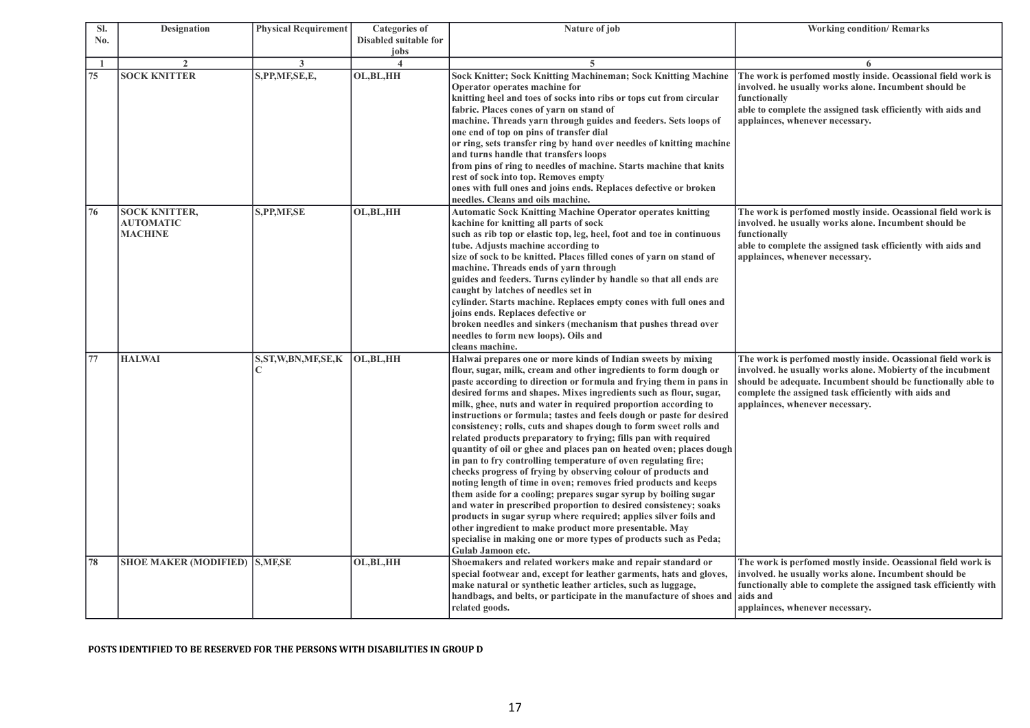| Sl. No. | Designation | Physical Requirement | Categories of Disabled suitable for jobs | Nature of job | Working condition/ Remarks |
|---|---|---|---|---|---|
| 1 | 2 | 3 | 4 | 5 | 6 |
| 75 | SOCK KNITTER | S,PP,MF,SE,E, | OL,BL,HH | Sock Knitter; Sock Knitting Machineman; Sock Knitting Machine Operator operates machine for knitting heel and toes of socks into ribs or tops cut from circular fabric. Places cones of yarn on stand of machine. Threads yarn through guides and feeders. Sets loops of one end of top on pins of transfer dial or ring, sets transfer ring by hand over needles of knitting machine and turns handle that transfers loops from pins of ring to needles of machine. Starts machine that knits rest of sock into top. Removes empty ones with full ones and joins ends. Replaces defective or broken needles. Cleans and oils machine. | The work is perfomed mostly inside. Ocassional field work is involved. he usually works alone. Incumbent should be functionally able to complete the assigned task efficiently with aids and applainces, whenever necessary. |
| 76 | SOCK KNITTER, AUTOMATIC MACHINE | S,PP,MF,SE | OL,BL,HH | Automatic Sock Knitting Machine Operator operates knitting kachine for knitting all parts of sock such as rib top or elastic top, leg, heel, foot and toe in continuous tube. Adjusts machine according to size of sock to be knitted. Places filled cones of yarn on stand of machine. Threads ends of yarn through guides and feeders. Turns cylinder by handle so that all ends are caught by latches of needles set in cylinder. Starts machine. Replaces empty cones with full ones and joins ends. Replaces defective or broken needles and sinkers (mechanism that pushes thread over needles to form new loops). Oils and cleans machine. | The work is perfomed mostly inside. Ocassional field work is involved. he usually works alone. Incumbent should be functionally able to complete the assigned task efficiently with aids and applainces, whenever necessary. |
| 77 | HALWAI | S,ST,W,BN,MF,SE,KC | OL,BL,HH | Halwai prepares one or more kinds of Indian sweets by mixing flour, sugar, milk, cream and other ingredients to form dough or paste according to direction or formula and frying them in pans in desired forms and shapes. Mixes ingredients such as flour, sugar, milk, ghee, nuts and water in required proportion according to instructions or formula; tastes and feels dough or paste for desired consistency; rolls, cuts and shapes dough to form sweet rolls and related products preparatory to frying; fills pan with required quantity of oil or ghee and places pan on heated oven; places dough in pan to fry controlling temperature of oven regulating fire; checks progress of frying by observing colour of products and noting length of time in oven; removes fried products and keeps them aside for a cooling; prepares sugar syrup by boiling sugar and water in prescribed proportion to desired consistency; soaks products in sugar syrup where required; applies silver foils and other ingredient to make product more presentable. May specialise in making one or more types of products such as Peda; Gulab Jamoon etc. | The work is perfomed mostly inside. Ocassional field work is involved. he usually works alone. Mobierty of the incubment should be adequate. Incumbent should be functionally able to complete the assigned task efficiently with aids and applainces, whenever necessary. |
| 78 | SHOE MAKER (MODIFIED) | S,MF,SE | OL,BL,HH | Shoemakers and related workers make and repair standard or special footwear and, except for leather garments, hats and gloves, make natural or synthetic leather articles, such as luggage, handbags, and belts, or participate in the manufacture of shoes and related goods. | The work is perfomed mostly inside. Ocassional field work is involved. he usually works alone. Incumbent should be functionally able to complete the assigned task efficiently with aids and applainces, whenever necessary. |

**POSTS IDENTIFIED TO BE RESERVED FOR THE PERSONS WITH DISABILITIES IN GROUP D**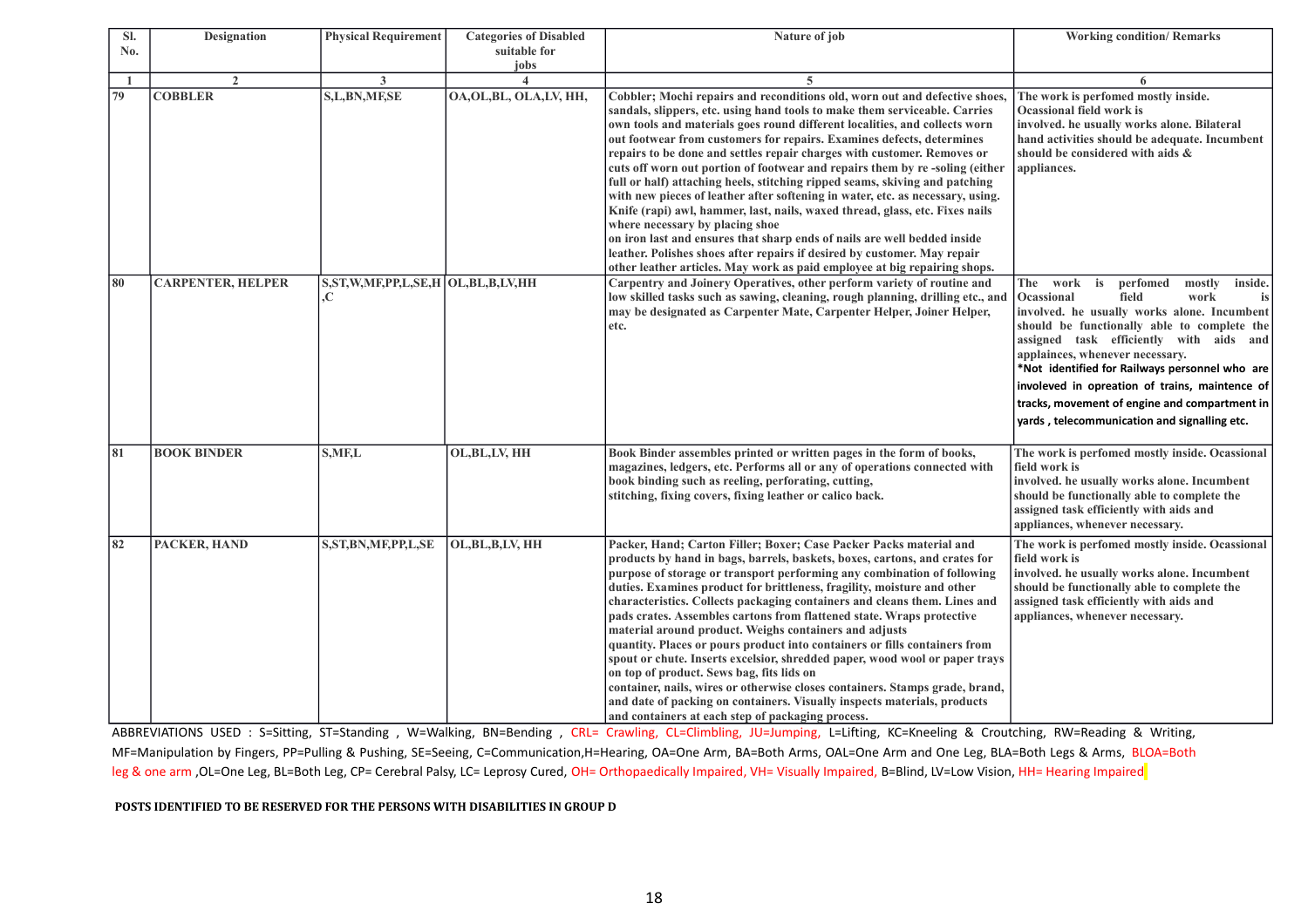| Sl. No. | Designation | Physical Requirement | Categories of Disabled suitable for jobs | Nature of job | Working condition/ Remarks |
|---|---|---|---|---|---|
| 1 | 2 | 3 | 4 | 5 | 6 |
| 79 | COBBLER | S,L,BN,MF,SE | OA,OL,BL, OLA,LV, HH, | Cobbler; Mochi repairs and reconditions old, worn out and defective shoes, sandals, slippers, etc. using hand tools to make them serviceable. Carries own tools and materials goes round different localities, and collects worn out footwear from customers for repairs. Examines defects, determines repairs to be done and settles repair charges with customer. Removes or cuts off worn out portion of footwear and repairs them by re -soling (either full or half) attaching heels, stitching ripped seams, skiving and patching with new pieces of leather after softening in water, etc. as necessary, using. Knife (rapi) awl, hammer, last, nails, waxed thread, glass, etc. Fixes nails where necessary by placing shoe on iron last and ensures that sharp ends of nails are well bedded inside leather. Polishes shoes after repairs if desired by customer. May repair other leather articles. May work as paid employee at big repairing shops. | The work is perfomed mostly inside. Ocassional field work is involved. he usually works alone. Bilateral hand activities should be adequate. Incumbent should be considered with aids & appliances. |
| 80 | CARPENTER, HELPER | S,ST,W,MF,PP,L,SE,H ,C | OL,BL,B,LV,HH | Carpentry and Joinery Operatives, other perform variety of routine and low skilled tasks such as sawing, cleaning, rough planning, drilling etc., and may be designated as Carpenter Mate, Carpenter Helper, Joiner Helper, etc. | The work is perfomed mostly inside. Ocassional field work is involved. he usually works alone. Incumbent should be functionally able to complete the assigned task efficiently with aids and appalinces, whenever necessary. *Not identified for Railways personnel who are involeved in opreation of trains, maintence of tracks, movement of engine and compartment in yards , telecommunication and signalling etc. |
| 81 | BOOK BINDER | S,MF,L | OL,BL,LV, HH | Book Binder assembles printed or written pages in the form of books, magazines, ledgers, etc. Performs all or any of operations connected with book binding such as reeling, perforating, cutting, stitching, fixing covers, fixing leather or calico back. | The work is perfomed mostly inside. Ocassional field work is involved. he usually works alone. Incumbent should be functionally able to complete the assigned task efficiently with aids and appliances, whenever necessary. |
| 82 | PACKER, HAND | S,ST,BN,MF,PP,L,SE | OL,BL,B,LV, HH | Packer, Hand; Carton Filler; Boxer; Case Packer Packs material and products by hand in bags, barrels, baskets, boxes, cartons, and crates for purpose of storage or transport performing any combination of following duties. Examines product for brittleness, fragility, moisture and other characteristics. Collects packaging containers and cleans them. Lines and pads crates. Assembles cartons from flattened state. Wraps protective material around product. Weighs containers and adjusts quantity. Places or pours product into containers or fills containers from spout or chute. Inserts excelsior, shredded paper, wood wool or paper trays on top of product. Sews bag, fits lids on container, nails, wires or otherwise closes containers. Stamps grade, brand, and date of packing on containers. Visually inspects materials, products and containers at each step of packaging process. | The work is perfomed mostly inside. Ocassional field work is involved. he usually works alone. Incumbent should be functionally able to complete the assigned task efficiently with aids and appliances, whenever necessary. |

ABBREVIATIONS USED : S=Sitting, ST=Standing , W=Walking, BN=Bending , CRL= Crawling, CL=Climbling, JU=Jumping, L=Lifting, KC=Kneeling & Croutching, RW=Reading & Writing, MF=Manipulation by Fingers, PP=Pulling & Pushing, SE=Seeing, C=Communication,H=Hearing, OA=One Arm, BA=Both Arms, OAL=One Arm and One Leg, BLA=Both Legs & Arms, BLOA=Both leg & one arm ,OL=One Leg, BL=Both Leg, CP= Cerebral Palsy, LC= Leprosy Cured, OH= Orthopaedically Impaired, VH= Visually Impaired, B=Blind, LV=Low Vision, HH= Hearing Impaired

**POSTS IDENTIFIED TO BE RESERVED FOR THE PERSONS WITH DISABILITIES IN GROUP D**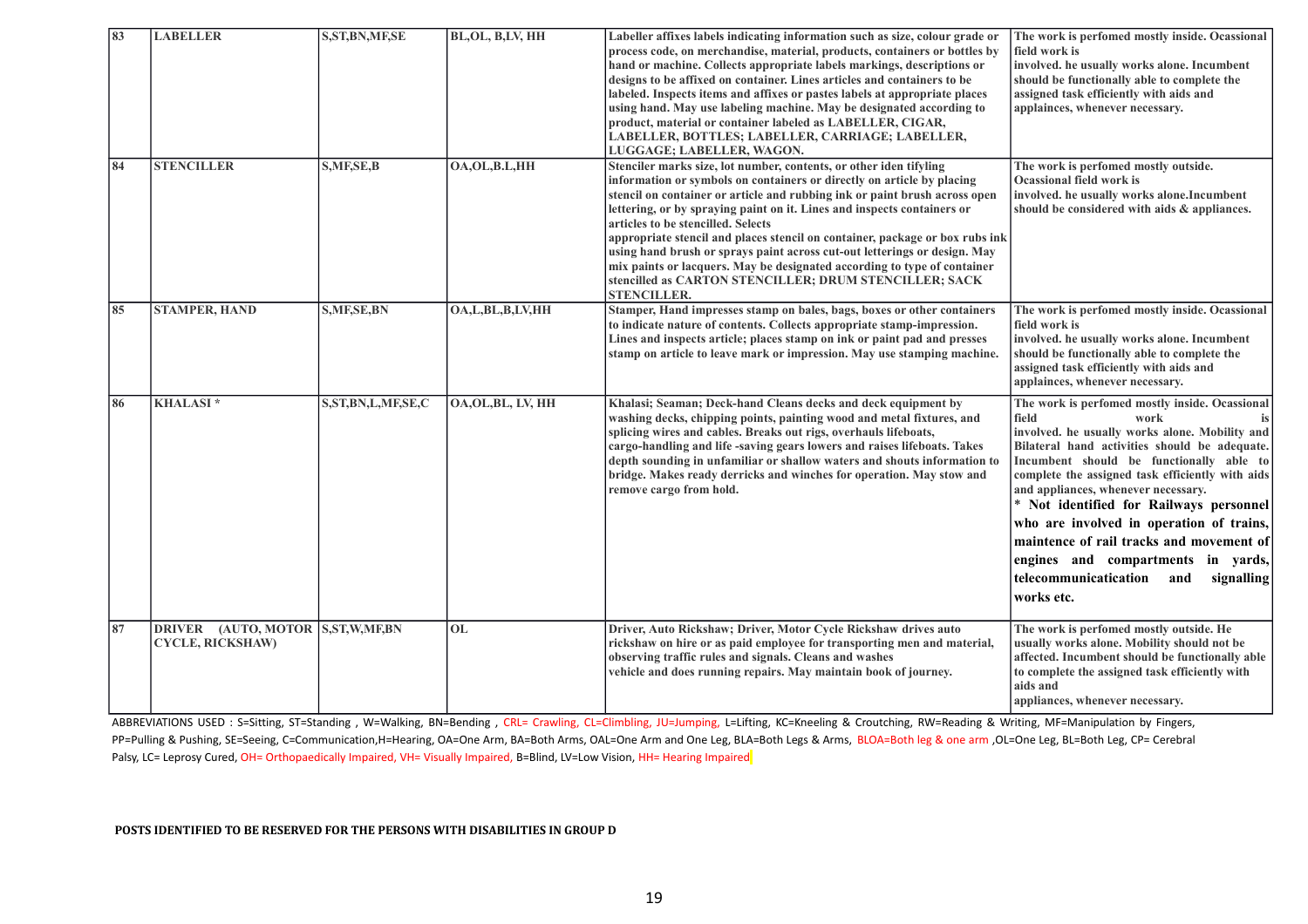| 83 | LABELLER | S,ST,BN,MF,SE | BL,OL, B,LV, HH | Labeller affixes labels indicating information such as size, colour grade or process code, on merchandise, material, products, containers or bottles by hand or machine. Collects appropriate labels markings, descriptions or designs to be affixed on container. Lines articles and containers to be labeled. Inspects items and affixes or pastes labels at appropriate places using hand. May use labeling machine. May be designated according to product, material or container labeled as LABELLER, CIGAR, LABELLER, BOTTLES; LABELLER, CARRIAGE; LABELLER, LUGGAGE; LABELLER, WAGON. | The work is perfomed mostly inside. Ocassional field work is involved. he usually works alone. Incumbent should be functionally able to complete the assigned task efficiently with aids and applainces, whenever necessary. |
|---|---|---|---|---|---|
| 84 | STENCILLER | S,MF,SE,B | OA,OL,B.L,HH | Stenciler marks size, lot number, contents, or other iden tifyling information or symbols on containers or directly on article by placing stencil on container or article and rubbing ink or paint brush across open lettering, or by spraying paint on it. Lines and inspects containers or articles to be stencilled. Selects appropriate stencil and places stencil on container, package or box rubs ink using hand brush or sprays paint across cut-out letterings or design. May mix paints or lacquers. May be designated according to type of container stencilled as CARTON STENCILLER; DRUM STENCILLER; SACK STENCILLER. | The work is perfomed mostly outside. Ocassional field work is involved. he usually works alone.Incumbent should be considered with aids & appliances. |
| 85 | STAMPER, HAND | S,MF,SE,BN | OA,L,BL,B,LV,HH | Stamper, Hand impresses stamp on bales, bags, boxes or other containers to indicate nature of contents. Collects appropriate stamp-impression. Lines and inspects article; places stamp on ink or paint pad and presses stamp on article to leave mark or impression. May use stamping machine. | The work is perfomed mostly inside. Ocassional field work is involved. he usually works alone. Incumbent should be functionally able to complete the assigned task efficiently with aids and applainces, whenever necessary. |
| 86 | KHALASI * | S,ST,BN,L,MF,SE,C | OA,OL,BL, LV, HH | Khalasi; Seaman; Deck-hand Cleans decks and deck equipment by washing decks, chipping points, painting wood and metal fixtures, and splicing wires and cables. Breaks out rigs, overhauls lifeboats, cargo-handling and life -saving gears lowers and raises lifeboats. Takes depth sounding in unfamiliar or shallow waters and shouts information to bridge. Makes ready derricks and winches for operation. May stow and remove cargo from hold. | The work is perfomed mostly inside. Ocassional field work is involved. he usually works alone. Mobility and Bilateral hand activities should be adequate. Incumbent should be functionally able to complete the assigned task efficiently with aids and appliances, whenever necessary. * Not identified for Railways personnel who are involved in operation of trains, maintence of rail tracks and movement of engines and compartments in yards, telecommunicatication and signalling works etc. |
| 87 | DRIVER (AUTO, MOTOR CYCLE, RICKSHAW) | S,ST,W,MF,BN | OL | Driver, Auto Rickshaw; Driver, Motor Cycle Rickshaw drives auto rickshaw on hire or as paid employee for transporting men and material, observing traffic rules and signals. Cleans and washes vehicle and does running repairs. May maintain book of journey. | The work is perfomed mostly outside. He usually works alone. Mobility should not be affected. Incumbent should be functionally able to complete the assigned task efficiently with aids and appliances, whenever necessary. |

ABBREVIATIONS USED : S=Sitting, ST=Standing , W=Walking, BN=Bending , CRL= Crawling, CL=Climbling, JU=Jumping, L=Lifting, KC=Kneeling & Croutching, RW=Reading & Writing, MF=Manipulation by Fingers, PP=Pulling & Pushing, SE=Seeing, C=Communication,H=Hearing, OA=One Arm, BA=Both Arms, OAL=One Arm and One Leg, BLA=Both Legs & Arms, BLOA=Both leg & one arm ,OL=One Leg, BL=Both Leg, CP= Cerebral Palsy, LC= Leprosy Cured, OH= Orthopaedically Impaired, VH= Visually Impaired, B=Blind, LV=Low Vision, HH= Hearing Impaired

**POSTS IDENTIFIED TO BE RESERVED FOR THE PERSONS WITH DISABILITIES IN GROUP D**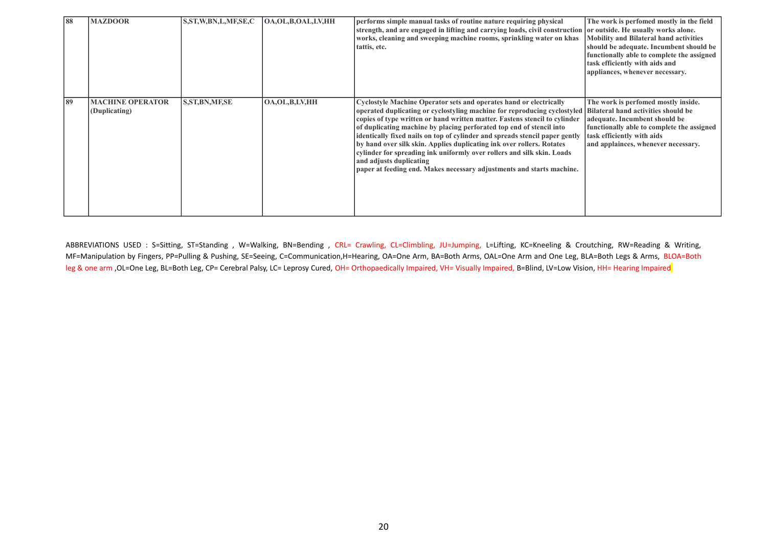| 88 | MAZDOOR | S,ST,W,BN,L,MF,SE,C | OA,OL,B,OAL,LV,HH | performs simple manual tasks of routine nature requiring physical strength, and are engaged in lifting and carrying loads, civil construction works, cleaning and sweeping machine rooms, sprinkling water on khas tattis, etc. | The work is perfomed mostly in the field or outside. He usually works alone. Mobility and Bilateral hand activities should be adequate. Incumbent should be functionally able to complete the assigned task efficiently with aids and appliances, whenever necessary. |
|---|---|---|---|---|---|
| 89 | MACHINE OPERATOR (Duplicating) | S,ST,BN,MF,SE | OA,OL,B,LV,HH | Cyclostyle Machine Operator sets and operates hand or electrically operated duplicating or cyclostyling machine for reproducing cyclostyled copies of type written or hand written matter. Fastens stencil to cylinder of duplicating machine by placing perforated top end of stencil into identically fixed nails on top of cylinder and spreads stencil paper gently by hand over silk skin. Applies duplicating ink over rollers. Rotates cylinder for spreading ink uniformly over rollers and silk skin. Loads and adjusts duplicating paper at feeding end. Makes necessary adjustments and starts machine. | The work is perfomed mostly inside. Bilateral hand activities should be adequate. Incumbent should be functionally able to complete the assigned task efficiently with aids and applainces, whenever necessary. |

ABBREVIATIONS USED : S=Sitting, ST=Standing , W=Walking, BN=Bending , CRL= Crawling, CL=Climbling, JU=Jumping, L=Lifting, KC=Kneeling & Croutching, RW=Reading & Writing, MF=Manipulation by Fingers, PP=Pulling & Pushing, SE=Seeing, C=Communication,H=Hearing, OA=One Arm, BA=Both Arms, OAL=One Arm and One Leg, BLA=Both Legs & Arms, BLOA=Both leg & one arm ,OL=One Leg, BL=Both Leg, CP= Cerebral Palsy, LC= Leprosy Cured, OH= Orthopaedically Impaired, VH= Visually Impaired, B=Blind, LV=Low Vision, HH= Hearing Impaired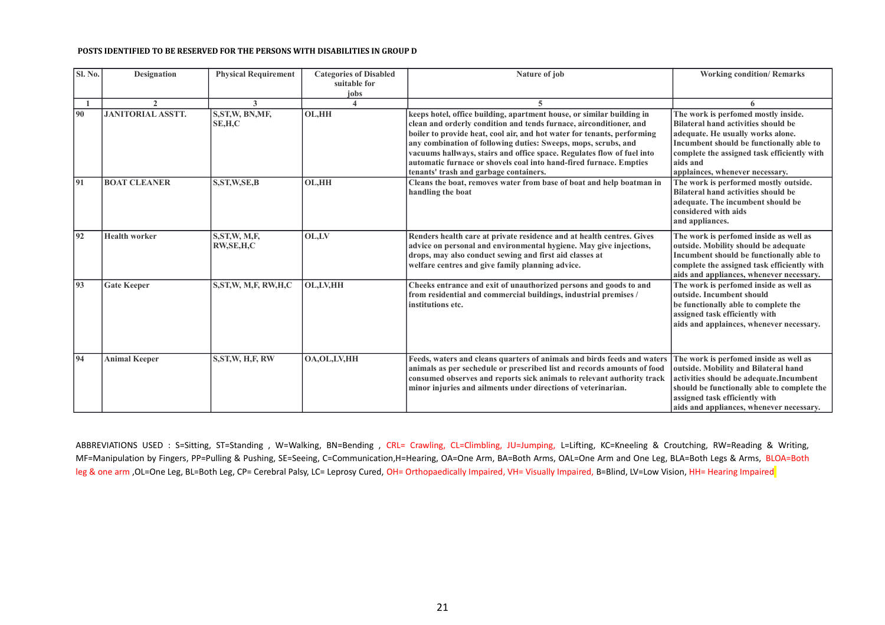**POSTS IDENTIFIED TO BE RESERVED FOR THE PERSONS WITH DISABILITIES IN GROUP D**

| Sl. No. | Designation | Physical Requirement | Categories of Disabled suitable for jobs | Nature of job | Working condition/ Remarks |
|---|---|---|---|---|---|
| 1 | 2 | 3 | 4 | 5 | 6 |
| 90 | JANITORIAL ASSTT. | S,ST,W, BN,MF, SE,H,C | OL,HH | keeps hotel, office building, apartment house, or similar building in clean and orderly condition and tends furnace, airconditioner, and boiler to provide heat, cool air, and hot water for tenants, performing any combination of following duties: Sweeps, mops, scrubs, and vacuums hallways, stairs and office space. Regulates flow of fuel into automatic furnace or shovels coal into hand-fired furnace. Empties tenants' trash and garbage containers. | The work is perfomed mostly inside. Bilateral hand activities should be adequate. He usually works alone. Incumbent should be functionally able to complete the assigned task efficiently with aids and applainces, whenever necessary. |
| 91 | BOAT CLEANER | S,ST,W,SE,B | OL,HH | Cleans the boat, removes water from base of boat and help boatman in handling the boat | The work is performed mostly outside. Bilateral hand activities should be adequate. The incumbent should be considered with aids and appliances. |
| 92 | Health worker | S,ST,W, M,F, RW,SE,H,C | OL,LV | Renders health care at private residence and at health centres. Gives advice on personal and environmental hygiene. May give injections, drops, may also conduct sewing and first aid classes at welfare centres and give family planning advice. | The work is perfomed inside as well as outside. Mobility should be adequate Incumbent should be functionally able to complete the assigned task efficiently with aids and appliances, whenever necessary. |
| 93 | Gate Keeper | S,ST,W, M,F, RW,H,C | OL,LV,HH | Cheeks entrance and exit of unauthorized persons and goods to and from residential and commercial buildings, industrial premises / institutions etc. | The work is perfomed inside as well as outside. Incumbent should be functionally able to complete the assigned task efficiently with aids and applaince, whenever necessary. |
| 94 | Animal Keeper | S,ST,W, H,F, RW | OA,OL,LV,HH | Feeds, waters and cleans quarters of animals and birds feeds and waters animals as per sechedule or prescribed list and records amounts of food consumed observes and reports sick animals to relevant authority track minor injuries and ailments under directions of veterinarian. | The work is perfomed inside as well as outside. Mobility and Bilateral hand activities should be adequate.Incumbent should be functionally able to complete the assigned task efficiently with aids and appliances, whenever necessary. |

ABBREVIATIONS USED : S=Sitting, ST=Standing , W=Walking, BN=Bending , CRL= Crawling, CL=Climbling, JU=Jumping, L=Lifting, KC=Kneeling & Croutching, RW=Reading & Writing, MF=Manipulation by Fingers, PP=Pulling & Pushing, SE=Seeing, C=Communication,H=Hearing, OA=One Arm, BA=Both Arms, OAL=One Arm and One Leg, BLA=Both Legs & Arms, BLOA=Both leg & one arm ,OL=One Leg, BL=Both Leg, CP= Cerebral Palsy, LC= Leprosy Cured, OH= Orthopaedically Impaired, VH= Visually Impaired, B=Blind, LV=Low Vision, HH= Hearing Impaired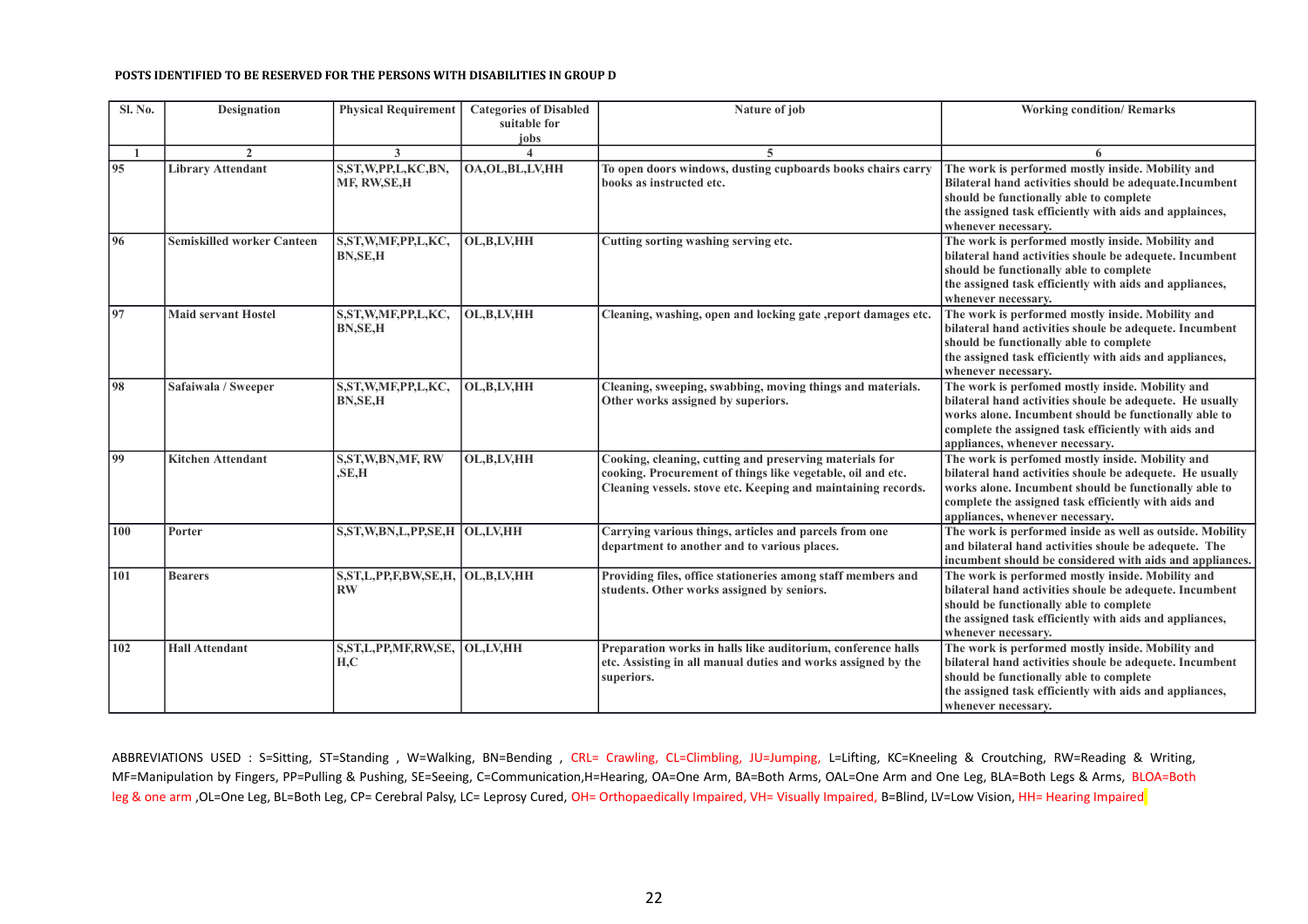**POSTS IDENTIFIED TO BE RESERVED FOR THE PERSONS WITH DISABILITIES IN GROUP D**

| Sl. No. | Designation | Physical Requirement | Categories of Disabled suitable for jobs | Nature of job | Working condition/ Remarks |
|---|---|---|---|---|---|
| 1 | 2 | 3 | 4 | 5 | 6 |
| 95 | Library Attendant | S,ST,W,PP,L,KC,BN, MF, RW,SE,H | OA,OL,BL,LV,HH | To open doors windows, dusting cupboards books chairs carry books as instructed etc. | The work is performed mostly inside. Mobility and Bilateral hand activities should be adequate.Incumbent should be functionally able to complete the assigned task efficiently with aids and applainces, whenever necessary. |
| 96 | Semiskilled worker Canteen | S,ST,W,MF,PP,L,KC, BN,SE,H | OL,B,LV,HH | Cutting sorting washing serving etc. | The work is performed mostly inside. Mobility and bilateral hand activities shoule be adequete. Incumbent should be functionally able to complete the assigned task efficiently with aids and appliances, whenever necessary. |
| 97 | Maid servant Hostel | S,ST,W,MF,PP,L,KC, BN,SE,H | OL,B,LV,HH | Cleaning, washing, open and locking gate ,report damages etc. | The work is performed mostly inside. Mobility and bilateral hand activities shoule be adequete. Incumbent should be functionally able to complete the assigned task efficiently with aids and appliances, whenever necessary. |
| 98 | Safaiwala / Sweeper | S,ST,W,MF,PP,L,KC, BN,SE,H | OL,B,LV,HH | Cleaning, sweeping, swabbing, moving things and materials. Other works assigned by superiors. | The work is perfomed mostly inside. Mobility and bilateral hand activities shoule be adequete. He usually works alone. Incumbent should be functionally able to complete the assigned task efficiently with aids and appliances, whenever necessary. |
| 99 | Kitchen Attendant | S,ST,W,BN,MF, RW ,SE,H | OL,B,LV,HH | Cooking, cleaning, cutting and preserving materials for cooking. Procurement of things like vegetable, oil and etc. Cleaning vessels. stove etc. Keeping and maintaining records. | The work is perfomed mostly inside. Mobility and bilateral hand activities shoule be adequete. He usually works alone. Incumbent should be functionally able to complete the assigned task efficiently with aids and appliances, whenever necessary. |
| 100 | Porter | S,ST,W,BN,L,PP,SE,H | OL,LV,HH | Carrying various things, articles and parcels from one department to another and to various places. | The work is performed inside as well as outside. Mobility and bilateral hand activities shoule be adequete. The incumbent should be considered with aids and appliances. |
| 101 | Bearers | S,ST,L,PP,F,BW,SE,H, RW | OL,B,LV,HH | Providing files, office stationeries among staff members and students. Other works assigned by seniors. | The work is performed mostly inside. Mobility and bilateral hand activities shoule be adequete. Incumbent should be functionally able to complete the assigned task efficiently with aids and appliances, whenever necessary. |
| 102 | Hall Attendant | S,ST,L,PP,MF,RW,SE, H,C | OL,LV,HH | Preparation works in halls like auditorium, conference halls etc. Assisting in all manual duties and works assigned by the superiors. | The work is performed mostly inside. Mobility and bilateral hand activities shoule be adequete. Incumbent should be functionally able to complete the assigned task efficiently with aids and appliances, whenever necessary. |

ABBREVIATIONS USED : S=Sitting, ST=Standing , W=Walking, BN=Bending , CRL= Crawling, CL=Climbling, JU=Jumping, L=Lifting, KC=Kneeling & Croutching, RW=Reading & Writing, MF=Manipulation by Fingers, PP=Pulling & Pushing, SE=Seeing, C=Communication,H=Hearing, OA=One Arm, BA=Both Arms, OAL=One Arm and One Leg, BLA=Both Legs & Arms, BLOA=Both leg & one arm ,OL=One Leg, BL=Both Leg, CP= Cerebral Palsy, LC= Leprosy Cured, OH= Orthopaedically Impaired, VH= Visually Impaired, B=Blind, LV=Low Vision, HH= Hearing Impaired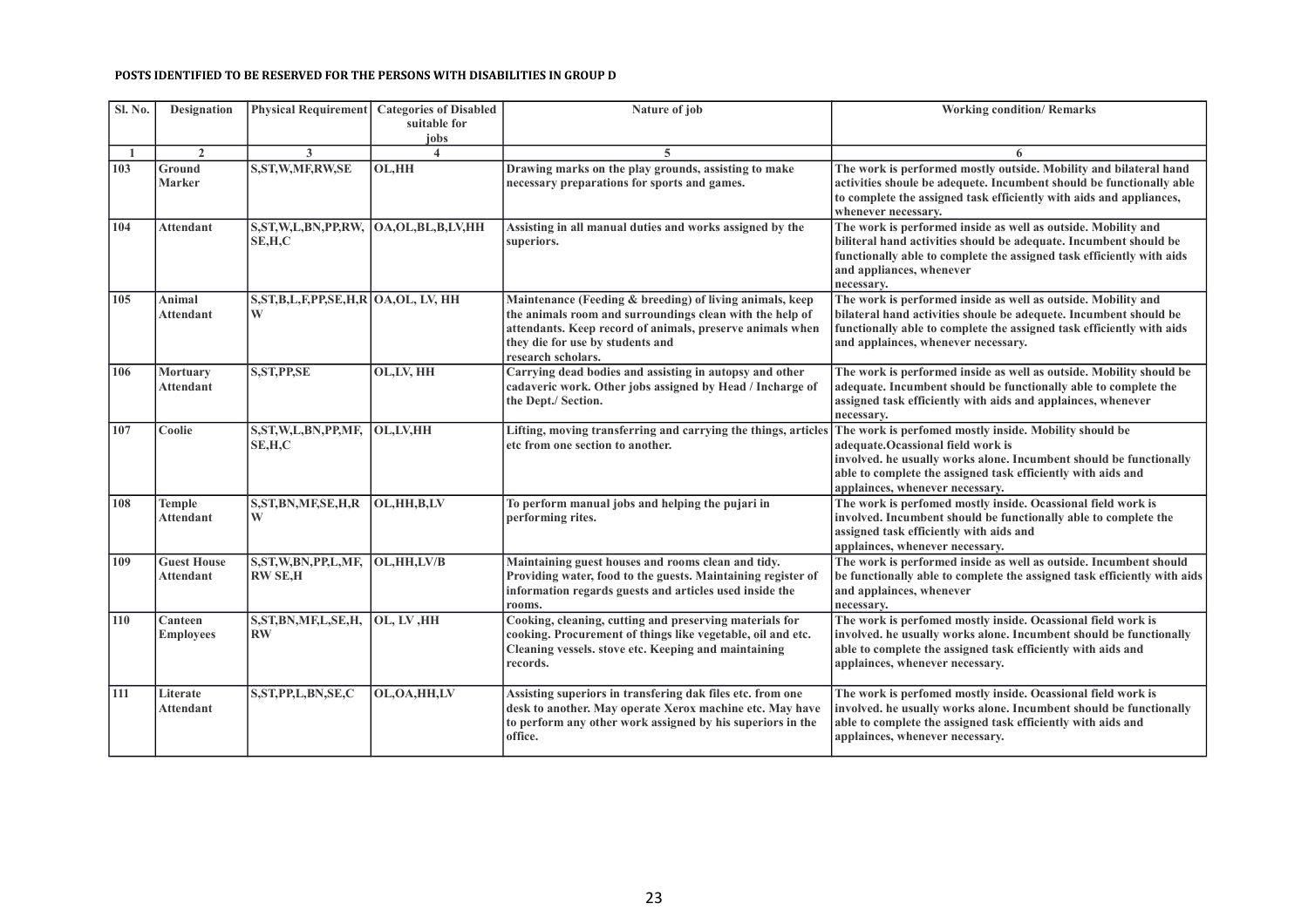**POSTS IDENTIFIED TO BE RESERVED FOR THE PERSONS WITH DISABILITIES IN GROUP D**

| Sl. No. | Designation | Physical Requirement | Categories of Disabled suitable for jobs | Nature of job | Working condition/ Remarks |
|---|---|---|---|---|---|
| 1 | 2 | 3 | 4 | 5 | 6 |
| 103 | Ground Marker | S,ST,W,MF,RW,SE | OL,HH | Drawing marks on the play grounds, assisting to make necessary preparations for sports and games. | The work is performed mostly outside. Mobility and bilateral hand activities shoule be adequete. Incumbent should be functionally able to complete the assigned task efficiently with aids and appliances, whenever necessary. |
| 104 | Attendant | S,ST,W,L,BN,PP,RW, SE,H,C | OA,OL,BL,B,LV,HH | Assisting in all manual duties and works assigned by the superiors. | The work is performed inside as well as outside. Mobility and biliteral hand activities should be adequate. Incumbent should be functionally able to complete the assigned task efficiently with aids and appliances, whenever necessary. |
| 105 | Animal Attendant | S,ST,B,L,F,PP,SE,H,RW | OA,OL, LV, HH | Maintenance (Feeding & breeding) of living animals, keep the animals room and surroundings clean with the help of attendants. Keep record of animals, preserve animals when they die for use by students and research scholars. | The work is performed inside as well as outside. Mobility and bilateral hand activities shoule be adequete. Incumbent should be functionally able to complete the assigned task efficiently with aids and applainces, whenever necessary. |
| 106 | Mortuary Attendant | S,ST,PP,SE | OL,LV, HH | Carrying dead bodies and assisting in autopsy and other cadaveric work. Other jobs assigned by Head / Incharge of the Dept./ Section. | The work is performed inside as well as outside. Mobility should be adequate. Incumbent should be functionally able to complete the assigned task efficiently with aids and applainces, whenever necessary. |
| 107 | Coolie | S,ST,W,L,BN,PP,MF, SE,H,C | OL,LV,HH | Lifting, moving transferring and carrying the things, articles etc from one section to another. | The work is perfomed mostly inside. Mobility should be adequate.Ocassional field work is involved. he usually works alone. Incumbent should be functionally able to complete the assigned task efficiently with aids and applainces, whenever necessary. |
| 108 | Temple Attendant | S,ST,BN,MF,SE,H,RW | OL,HH,B,LV | To perform manual jobs and helping the pujari in performing rites. | The work is perfomed mostly inside. Ocassional field work is involved. Incumbent should be functionally able to complete the assigned task efficiently with aids and applainces, whenever necessary. |
| 109 | Guest House Attendant | S,ST,W,BN,PP,L,MF, RW SE,H | OL,HH,LV/B | Maintaining guest houses and rooms clean and tidy. Providing water, food to the guests. Maintaining register of information regards guests and articles used inside the rooms. | The work is performed inside as well as outside. Incumbent should be functionally able to complete the assigned task efficiently with aids and applainces, whenever necessary. |
| 110 | Canteen Employees | S,ST,BN,MF,L,SE,H, RW | OL, LV ,HH | Cooking, cleaning, cutting and preserving materials for cooking. Procurement of things like vegetable, oil and etc. Cleaning vessels. stove etc. Keeping and maintaining records. | The work is perfomed mostly inside. Ocassional field work is involved. he usually works alone. Incumbent should be functionally able to complete the assigned task efficiently with aids and applainces, whenever necessary. |
| 111 | Literate Attendant | S,ST,PP,L,BN,SE,C | OL,OA,HH,LV | Assisting superiors in transfering dak files etc. from one desk to another. May operate Xerox machine etc. May have to perform any other work assigned by his superiors in the office. | The work is perfomed mostly inside. Ocassional field work is involved. he usually works alone. Incumbent should be functionally able to complete the assigned task efficiently with aids and applainces, whenever necessary. |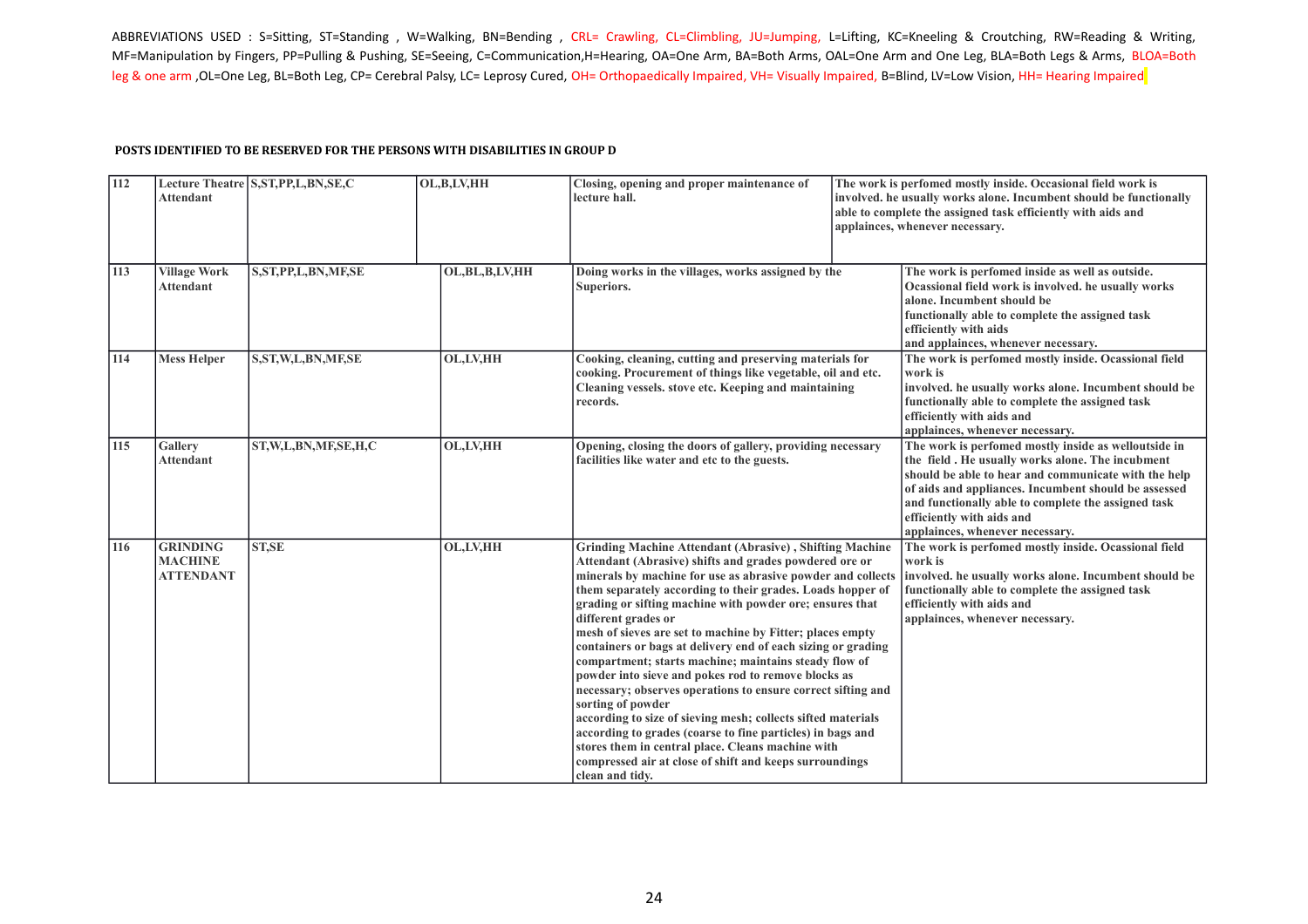ABBREVIATIONS USED : S=Sitting, ST=Standing , W=Walking, BN=Bending , CRL= Crawling, CL=Climbling, JU=Jumping, L=Lifting, KC=Kneeling & Croutching, RW=Reading & Writing, MF=Manipulation by Fingers, PP=Pulling & Pushing, SE=Seeing, C=Communication,H=Hearing, OA=One Arm, BA=Both Arms, OAL=One Arm and One Leg, BLA=Both Legs & Arms, BLOA=Both leg & one arm ,OL=One Leg, BL=Both Leg, CP= Cerebral Palsy, LC= Leprosy Cured, OH= Orthopaedically Impaired, VH= Visually Impaired, B=Blind, LV=Low Vision, HH= Hearing Impaired

**POSTS IDENTIFIED TO BE RESERVED FOR THE PERSONS WITH DISABILITIES IN GROUP D**

| | | | | | |
|---|---|---|---|---|---|
| 112 | Lecture Theatre Attendant | S,ST,PP,L,BN,SE,C | OL,B,LV,HH | Closing, opening and proper maintenance of lecture hall. | The work is perfomed mostly inside. Occasional field work is involved. he usually works alone. Incumbent should be functionally able to complete the assigned task efficiently with aids and applaince­s, whenever necessary. |
| 113 | Village Work Attendant | S,ST,PP,L,BN,MF,SE | OL,BL,B,LV,HH | Doing works in the villages, works assigned by the Superiors. | The work is perfomed inside as well as outside. Ocassional field work is involved. he usually works alone. Incumbent should be functionally able to complete the assigned task efficiently with aids and applaince­s, whenever necessary. |
| 114 | Mess Helper | S,ST,W,L,BN,MF,SE | OL,LV,HH | Cooking, cleaning, cutting and preserving materials for cooking. Procurement of things like vegetable, oil and etc. Cleaning vessels. stove etc. Keeping and maintaining records. | The work is perfomed mostly inside. Ocassional field work is involved. he usually works alone. Incumbent should be functionally able to complete the assigned task efficiently with aids and applaince­s, whenever necessary. |
| 115 | Gallery Attendant | ST,W,L,BN,MF,SE,H,C | OL,LV,HH | Opening, closing the doors of gallery, providing necessary facilities like water and etc to the guests. | The work is perfomed mostly inside as welloutside in the field . He usually works alone. The incubment should be able to hear and communicate with the help of aids and appliances. Incumbent should be assessed and functionally able to complete the assigned task efficiently with aids and applaince­s, whenever necessary. |
| 116 | GRINDING MACHINE ATTENDANT | ST,SE | OL,LV,HH | Grinding Machine Attendant (Abrasive) , Shifting Machine Attendant (Abrasive) shifts and grades powdered ore or minerals by machine for use as abrasive powder and collects them separately according to their grades. Loads hopper of grading or sifting machine with powder ore; ensures that different grades or mesh of sieves are set to machine by Fitter; places empty containers or bags at delivery end of each sizing or grading compartment; starts machine; maintains steady flow of powder into sieve and pokes rod to remove blocks as necessary; observes operations to ensure correct sifting and sorting of powder according to size of sieving mesh; collects sifted materials according to grades (coarse to fine particles) in bags and stores them in central place. Cleans machine with compressed air at close of shift and keeps surroundings clean and tidy. | The work is perfomed mostly inside. Ocassional field work is involved. he usually works alone. Incumbent should be functionally able to complete the assigned task efficiently with aids and applaince­s, whenever necessary. |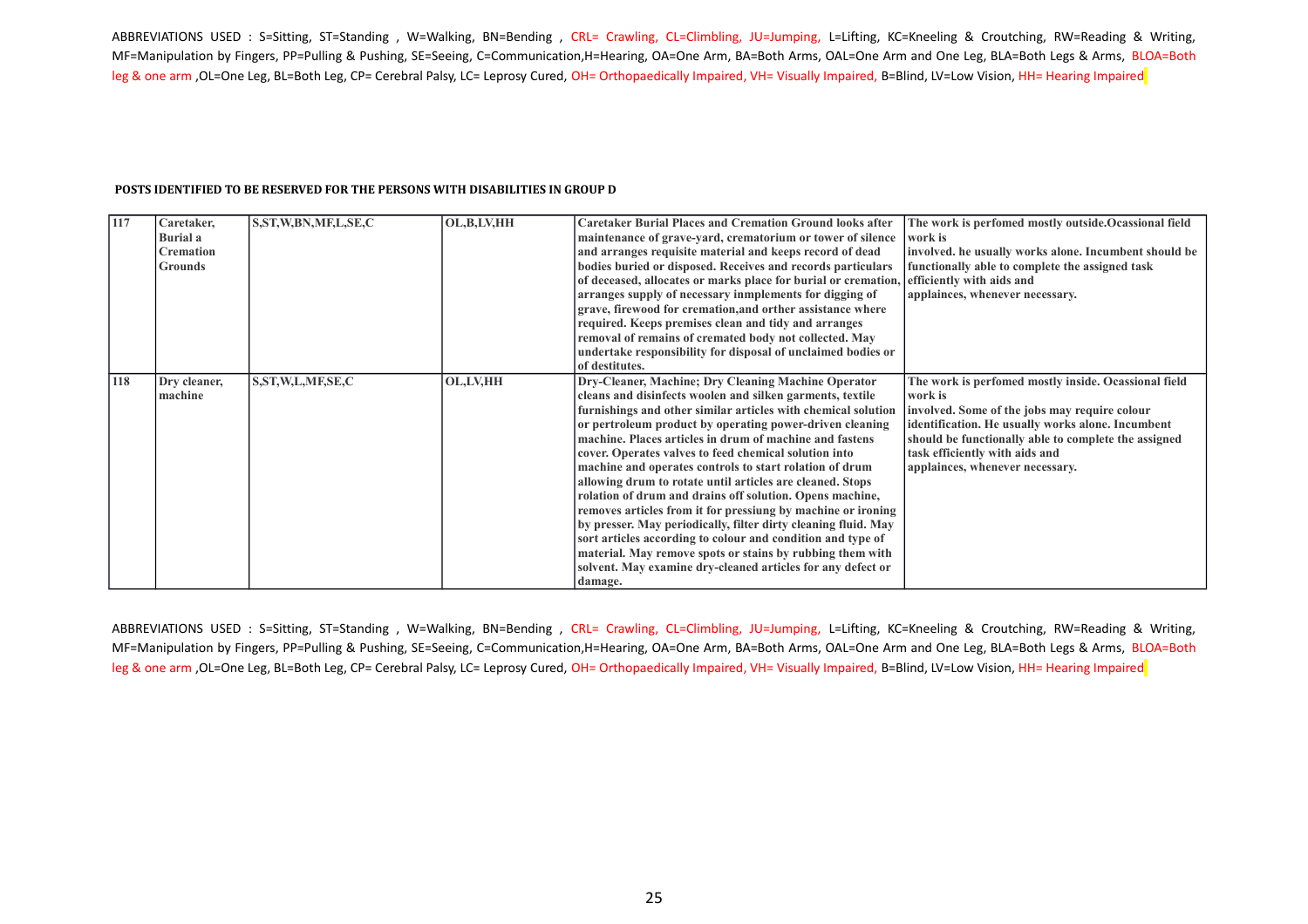ABBREVIATIONS USED : S=Sitting, ST=Standing , W=Walking, BN=Bending , CRL= Crawling, CL=Climbing, JU=Jumping, L=Lifting, KC=Kneeling & Croutching, RW=Reading & Writing, MF=Manipulation by Fingers, PP=Pulling & Pushing, SE=Seeing, C=Communication,H=Hearing, OA=One Arm, BA=Both Arms, OAL=One Arm and One Leg, BLA=Both Legs & Arms, BLOA=Both leg & one arm ,OL=One Leg, BL=Both Leg, CP= Cerebral Palsy, LC= Leprosy Cured, OH= Orthopaedically Impaired, VH= Visually Impaired, B=Blind, LV=Low Vision, HH= Hearing Impaired

**POSTS IDENTIFIED TO BE RESERVED FOR THE PERSONS WITH DISABILITIES IN GROUP D**

| | | | | | |
|---|---|---|---|---|---|
| 117 | Caretaker, Burial a Cremation Grounds | S,ST,W,BN,MF,L,SE,C | OL,B,LV,HH | Caretaker Burial Places and Cremation Ground looks after maintenance of grave-yard, crematorium or tower of silence and arranges requisite material and keeps record of dead bodies buried or disposed. Receives and records particulars of deceased, allocates or marks place for burial or cremation, arranges supply of necessary inmplements for digging of grave, firewood for cremation,and orther assistance where required. Keeps premises clean and tidy and arranges removal of remains of cremated body not collected. May undertake responsibility for disposal of unclaimed bodies or of destitutes. | The work is perfomed mostly outside.Ocassional field work is involved. he usually works alone. Incumbent should be functionally able to complete the assigned task efficiently with aids and applainces, whenever necessary. |
| 118 | Dry cleaner, machine | S,ST,W,L,MF,SE,C | OL,LV,HH | Dry-Cleaner, Machine; Dry Cleaning Machine Operator cleans and disinfects woolen and silken garments, textile furnishings and other similar articles with chemical solution or pertroleum product by operating power-driven cleaning machine. Places articles in drum of machine and fastens cover. Operates valves to feed chemical solution into machine and operates controls to start rolation of drum allowing drum to rotate until articles are cleaned. Stops rolation of drum and drains off solution. Opens machine, removes articles from it for pressiung by machine or ironing by presser. May periodically, filter dirty cleaning fluid. May sort articles according to colour and condition and type of material. May remove spots or stains by rubbing them with solvent. May examine dry-cleaned articles for any defect or damage. | The work is perfomed mostly inside. Ocassional field work is involved. Some of the jobs may require colour identification. He usually works alone. Incumbent should be functionally able to complete the assigned task efficiently with aids and applainces, whenever necessary. |

ABBREVIATIONS USED : S=Sitting, ST=Standing , W=Walking, BN=Bending , CRL= Crawling, CL=Climbing, JU=Jumping, L=Lifting, KC=Kneeling & Croutching, RW=Reading & Writing, MF=Manipulation by Fingers, PP=Pulling & Pushing, SE=Seeing, C=Communication,H=Hearing, OA=One Arm, BA=Both Arms, OAL=One Arm and One Leg, BLA=Both Legs & Arms, BLOA=Both leg & one arm ,OL=One Leg, BL=Both Leg, CP= Cerebral Palsy, LC= Leprosy Cured, OH= Orthopaedically Impaired, VH= Visually Impaired, B=Blind, LV=Low Vision, HH= Hearing Impaired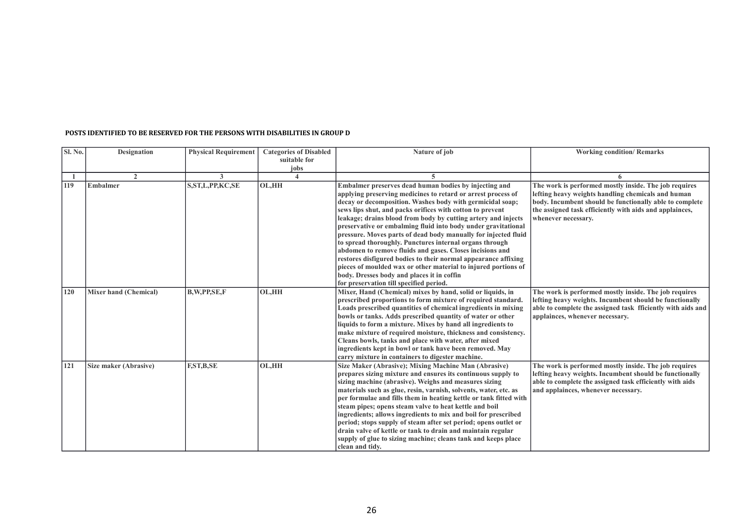**POSTS IDENTIFIED TO BE RESERVED FOR THE PERSONS WITH DISABILITIES IN GROUP D**

| Sl. No. | Designation | Physical Requirement | Categories of Disabled suitable for jobs | Nature of job | Working condition/ Remarks |
|---|---|---|---|---|---|
| 1 | 2 | 3 | 4 | 5 | 6 |
| 119 | Embalmer | S,ST,L,PP,KC,SE | OL,HH | Embalmer preserves dead human bodies by injecting and applying preserving medicines to retard or arrest process of decay or decomposition. Washes body with germicidal soap; sews lips shut, and packs orifices with cotton to prevent leakage; drains blood from body by cutting artery and injects preservative or embalming fluid into body under gravitational pressure. Moves parts of dead body manually for injected fluid to spread thoroughly. Punctures internal organs through abdomen to remove fluids and gases. Closes incisions and restores disfigured bodies to their normal appearance affixing pieces of moulded wax or other material to injured portions of body. Dresses body and places it in coffin for preservation till specified period. | The work is performed mostly inside. The job requires lefting heavy weights handling chemicals and human body. Incumbent should be functionally able to complete the assigned task efficiently with aids and applainces, whenever necessary. |
| 120 | Mixer hand (Chemical) | B,W,PP,SE,F | OL,HH | Mixer, Hand (Chemical) mixes by hand, solid or liquids, in prescribed proportions to form mixture of required standard. Loads prescribed quantities of chemical ingredients in mixing bowls or tanks. Adds prescribed quantity of water or other liquids to form a mixture. Mixes by hand all ingredients to make mixture of required moisture, thickness and consistency. Cleans bowls, tanks and place with water, after mixed ingredients kept in bowl or tank have been removed. May carry mixture in containers to digester machine. | The work is performed mostly inside. The job requires lefting heavy weights. Incumbent should be functionally able to complete the assigned task fficiently with aids and applainces, whenever necessary. |
| 121 | Size maker (Abrasive) | F,ST,B,SE | OL,HH | Size Maker (Abrasive); Mixing Machine Man (Abrasive) prepares sizing mixture and ensures its continuous supply to sizing machine (abrasive). Weighs and measures sizing materials such as glue, resin, varnish, solvents, water, etc. as per formulae and fills them in heating kettle or tank fitted with steam pipes; opens steam valve to heat kettle and boil ingredients; allows ingredients to mix and boil for prescribed period; stops supply of steam after set period; opens outlet or drain valve of kettle or tank to drain and maintain regular supply of glue to sizing machine; cleans tank and keeps place clean and tidy. | The work is performed mostly inside. The job requires lefting heavy weights. Incumbent should be functionally able to complete the assigned task efficiently with aids and applainces, whenever necessary. |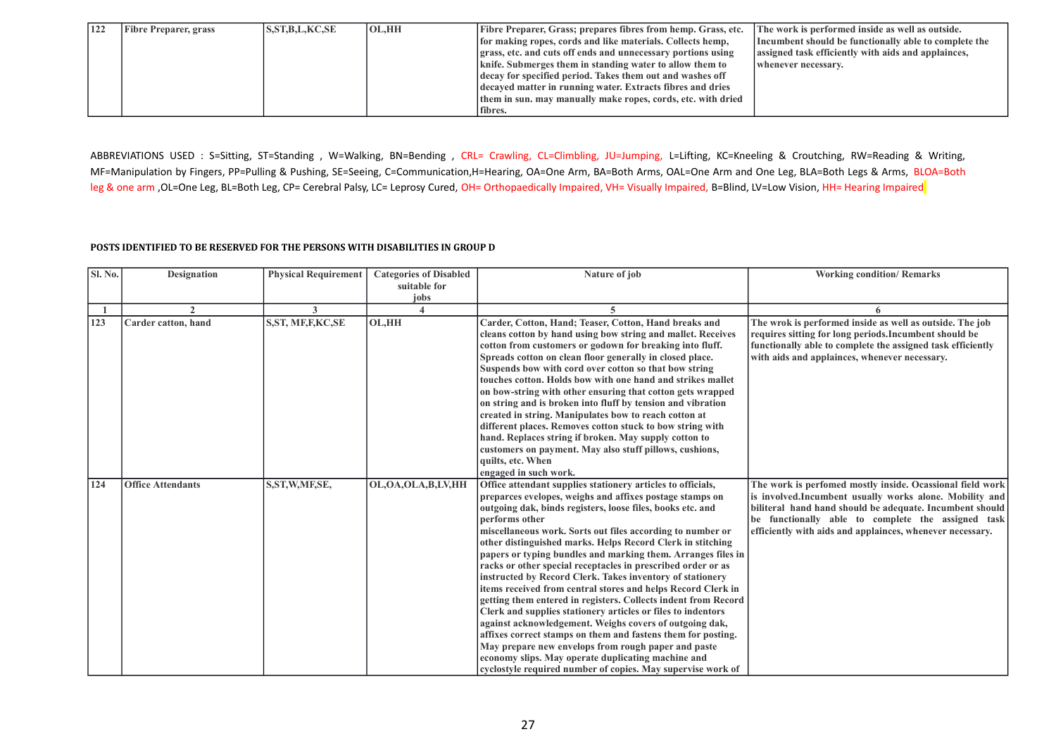| 122 | Fibre Preparer, grass | S,ST,B,L,KC,SE | OL,HH | Fibre Preparer, Grass; prepares fibres from hemp. Grass, etc. for making ropes, cords and like materials. Collects hemp, grass, etc. and cuts off ends and unnecessary portions using knife. Submerges them in standing water to allow them to decay for specified period. Takes them out and washes off decayed matter in running water. Extracts fibres and dries them in sun. may manually make ropes, cords, etc. with dried fibres. | The work is performed inside as well as outside. Incumbent should be functionally able to complete the assigned task efficiently with aids and applainces, whenever necessary. |
|---|---|---|---|---|---|

ABBREVIATIONS USED : S=Sitting, ST=Standing , W=Walking, BN=Bending , CRL= Crawling, CL=Climbling, JU=Jumping, L=Lifting, KC=Kneeling & Croutching, RW=Reading & Writing, MF=Manipulation by Fingers, PP=Pulling & Pushing, SE=Seeing, C=Communication,H=Hearing, OA=One Arm, BA=Both Arms, OAL=One Arm and One Leg, BLA=Both Legs & Arms, BLOA=Both leg & one arm ,OL=One Leg, BL=Both Leg, CP= Cerebral Palsy, LC= Leprosy Cured, OH= Orthopaedically Impaired, VH= Visually Impaired, B=Blind, LV=Low Vision, HH= Hearing Impaired

**POSTS IDENTIFIED TO BE RESERVED FOR THE PERSONS WITH DISABILITIES IN GROUP D**

| Sl. No. | Designation | Physical Requirement | Categories of Disabled suitable for jobs | Nature of job | Working condition/ Remarks |
|---|---|---|---|---|---|
| 1 | 2 | 3 | 4 | 5 | 6 |
| 123 | Carder catton, hand | S,ST, MF,F,KC,SE | OL,HH | Carder, Cotton, Hand; Teaser, Cotton, Hand breaks and cleans cotton by hand using bow string and mallet. Receives cotton from customers or godown for breaking into fluff. Spreads cotton on clean floor generally in closed place. Suspends bow with cord over cotton so that bow string touches cotton. Holds bow with one hand and strikes mallet on bow-string with other ensuring that cotton gets wrapped on string and is broken into fluff by tension and vibration created in string. Manipulates bow to reach cotton at different places. Removes cotton stuck to bow string with hand. Replaces string if broken. May supply cotton to customers on payment. May also stuff pillows, cushions, quilts, etc. When engaged in such work. | The wrok is performed inside as well as outside. The job requires sitting for long periods.Incumbent should be functionally able to complete the assigned task efficiently with aids and applainces, whenever necessary. |
| 124 | Office Attendants | S,ST,W,MF,SE, | OL,OA,OLA,B,LV,HH | Office attendant supplies stationery articles to officials, prepares evelopes, weighs and affixes postage stamps on outgoing dak, binds registers, loose files, books etc. and performs other miscellaneous work. Sorts out files according to number or other distinguished marks. Helps Record Clerk in stitching papers or typing bundles and marking them. Arranges files in racks or other special receptacles in prescribed order or as instructed by Record Clerk. Takes inventory of stationery items received from central stores and helps Record Clerk in getting them entered in registers. Collects indent from Record Clerk and supplies stationery articles or files to indentors against acknowledgement. Weighs covers of outgoing dak, affixes correct stamps on them and fastens them for posting. May prepare new envelops from rough paper and paste economy slips. May operate duplicating machine and cyclostyle required number of copies. May supervise work of | The work is perfomed mostly inside. Ocassional field work is involved.Incumbent usually works alone. Mobility and biliteral hand hand should be adequate. Incumbent should be functionally able to complete the assigned task efficiently with aids and applainces, whenever necessary. |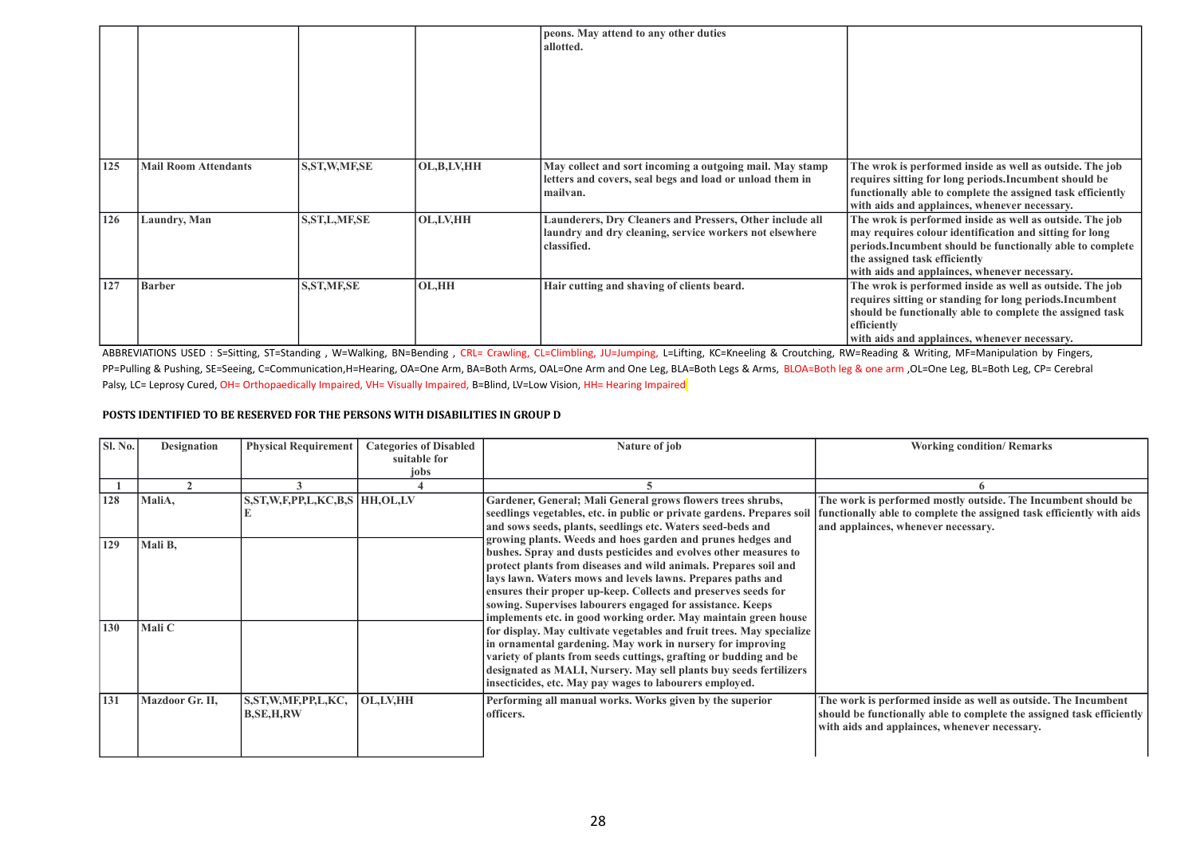| | | | | | |
|---|---|---|---|---|---|
| | | | | peons. May attend to any other duties allotted. | |
| 125 | Mail Room Attendants | S,ST,W,MF,SE | OL,B,LV,HH | May collect and sort incoming a outgoing mail. May stamp letters and covers, seal begs and load or unload them in mailvan. | The wrok is performed inside as well as outside. The job requires sitting for long periods.Incumbent should be functionally able to complete the assigned task efficiently with aids and applainces, whenever necessary. |
| 126 | Laundry, Man | S,ST,L,MF,SE | OL,LV,HH | Launderers, Dry Cleaners and Pressers, Other include all laundry and dry cleaning, service workers not elsewhere classified. | The wrok is performed inside as well as outside. The job may requires colour identification and sitting for long periods.Incumbent should be functionally able to complete the assigned task efficiently with aids and applainces, whenever necessary. |
| 127 | Barber | S,ST,MF,SE | OL,HH | Hair cutting and shaving of clients beard. | The wrok is performed inside as well as outside. The job requires sitting or standing for long periods.Incumbent should be functionally able to complete the assigned task efficiently with aids and applainces, whenever necessary. |

ABBREVIATIONS USED : S=Sitting, ST=Standing , W=Walking, BN=Bending , CRL= Crawling, CL=Climbling, JU=Jumping, L=Lifting, KC=Kneeling & Croutching, RW=Reading & Writing, MF=Manipulation by Fingers, PP=Pulling & Pushing, SE=Seeing, C=Communication,H=Hearing, OA=One Arm, BA=Both Arms, OAL=One Arm and One Leg, BLA=Both Legs & Arms, BLOA=Both leg & one arm ,OL=One Leg, BL=Both Leg, CP= Cerebral Palsy, LC= Leprosy Cured, OH= Orthopaedically Impaired, VH= Visually Impaired, B=Blind, LV=Low Vision, HH= Hearing Impaired

**POSTS IDENTIFIED TO BE RESERVED FOR THE PERSONS WITH DISABILITIES IN GROUP D**

| Sl. No. | Designation | Physical Requirement | Categories of Disabled suitable for jobs | Nature of job | Working condition/ Remarks |
|---|---|---|---|---|---|
| 1 | 2 | 3 | 4 | 5 | 6 |
| 128 | MaliA, | S,ST,W,F,PP,L,KC,B,SE | HH,OL,LV | Gardener, General; Mali General grows flowers trees shrubs, seedlings vegetables, etc. in public or private gardens. Prepares soil and sows seeds, plants, seedlings etc. Waters seed-beds and growing plants. Weeds and hoes garden and prunes hedges and bushes. Spray and dusts pesticides and evolves other measures to protect plants from diseases and wild animals. Prepares soil and lays lawn. Waters mows and levels lawns. Prepares paths and ensures their proper up-keep. Collects and preserves seeds for sowing. Supervises labourers engaged for assistance. Keeps implements etc. in good working order. May maintain green house for display. May cultivate vegetables and fruit trees. May specialize in ornamental gardening. May work in nursery for improving variety of plants from seeds cuttings, grafting or budding and be designated as MALI, Nursery. May sell plants buy seeds fertilizers insecticides, etc. May pay wages to labourers employed. | The work is performed mostly outside. The Incumbent should be functionally able to complete the assigned task efficiently with aids and applainces, whenever necessary. |
| 129 | Mali B, | | | | |
| 130 | Mali C | | | | |
| 131 | Mazdoor Gr. II, | S,ST,W,MF,PP,L,KC, B,SE,H,RW | OL,LV,HH | Performing all manual works. Works given by the superior officers. | The work is performed inside as well as outside. The Incumbent should be functionally able to complete the assigned task efficiently with aids and applainces, whenever necessary. |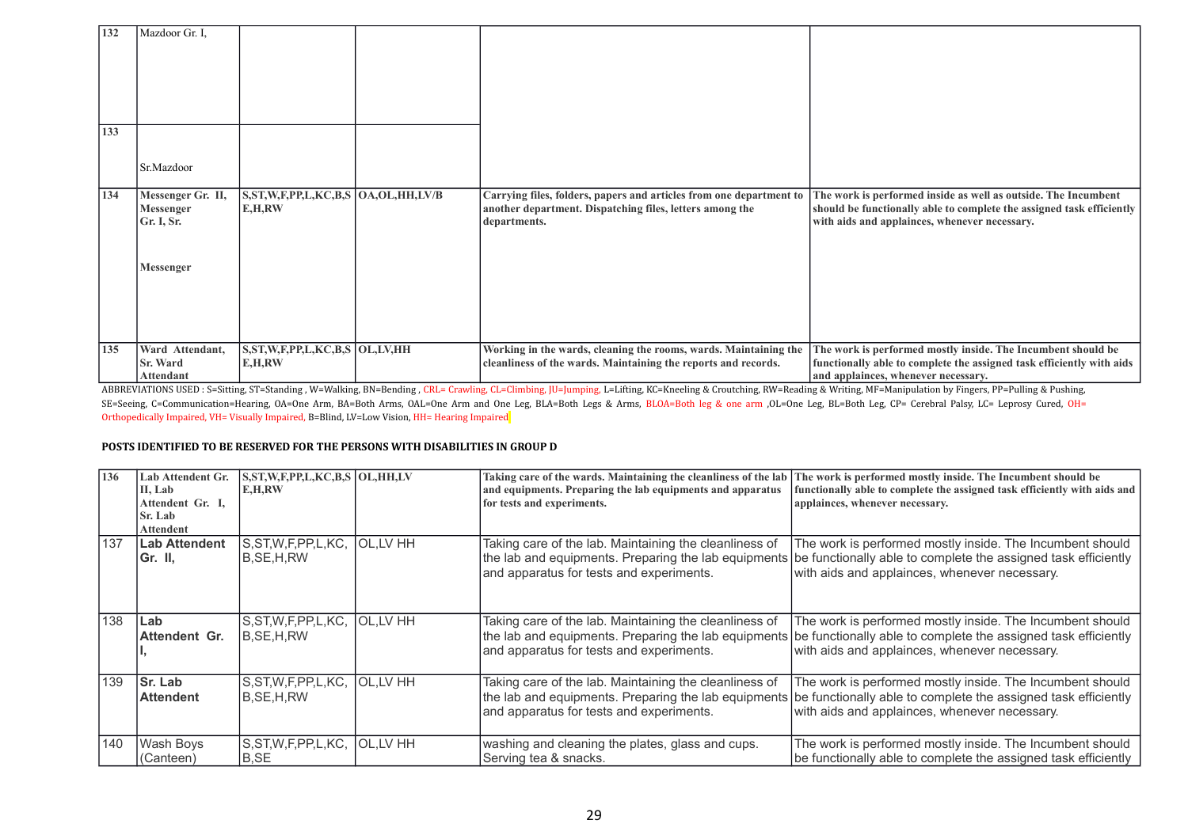| | | | | | |
|---|---|---|---|---|---|
| 132 | Mazdoor Gr. I, | | | | |
| 133 | Sr.Mazdoor | | | | |
| 134 | **Messenger Gr. II, Messenger Gr. I, Sr. Messenger** | **S,ST,W,F,PP,L,KC,B,S E,H,RW** | **OA,OL,HH,LV/B** | **Carrying files, folders, papers and articles from one department to another department. Dispatching files, letters among the departments.** | **The work is performed inside as well as outside. The Incumbent should be functionally able to complete the assigned task efficiently with aids and applainces, whenever necessary.** |
| 135 | **Ward Attendant, Sr. Ward Attendant** | **S,ST,W,F,PP,L,KC,B,S E,H,RW** | **OL,LV,HH** | **Working in the wards, cleaning the rooms, wards. Maintaining the cleanliness of the wards. Maintaining the reports and records.** | **The work is performed mostly inside. The Incumbent should be functionally able to complete the assigned task efficiently with aids and applainces, whenever necessary.** |

ABBREVIATIONS USED : S=Sitting, ST=Standing , W=Walking, BN=Bending , CRL= Crawling, CL=Climbing, JU=Jumping, L=Lifting, KC=Kneeling & Croutching, RW=Reading & Writing, MF=Manipulation by Fingers, PP=Pulling & Pushing, SE=Seeing, C=Communication=Hearing, OA=One Arm, BA=Both Arms, OAL=One Arm and One Leg, BLA=Both Legs & Arms, BLOA=Both leg & one arm ,OL=One Leg, BL=Both Leg, CP= Cerebral Palsy, LC= Leprosy Cured, OH= Orthopedically Impaired, VH= Visually Impaired, B=Blind, LV=Low Vision, HH= Hearing Impaired

**POSTS IDENTIFIED TO BE RESERVED FOR THE PERSONS WITH DISABILITIES IN GROUP D**

| | | | | | |
|---|---|---|---|---|---|
| 136 | **Lab Attendent Gr. II, Lab Attendent Gr. I, Sr. Lab Attendent** | **S,ST,W,F,PP,L,KC,B,S E,H,RW** | **OL,HH,LV** | **Taking care of the wards. Maintaining the cleanliness of the lab and equipments. Preparing the lab equipments and apparatus for tests and experiments.** | **The work is performed mostly inside. The Incumbent should be functionally able to complete the assigned task efficiently with aids and applainces, whenever necessary.** |
| 137 | **Lab Attendent Gr. II,** | S,ST,W,F,PP,L,KC, B,SE,H,RW | OL,LV HH | Taking care of the lab. Maintaining the cleanliness of the lab and equipments. Preparing the lab equipments and apparatus for tests and experiments. | The work is performed mostly inside. The Incumbent should be functionally able to complete the assigned task efficiently with aids and applainces, whenever necessary. |
| 138 | **Lab Attendent Gr. I,** | S,ST,W,F,PP,L,KC, B,SE,H,RW | OL,LV HH | Taking care of the lab. Maintaining the cleanliness of the lab and equipments. Preparing the lab equipments and apparatus for tests and experiments. | The work is performed mostly inside. The Incumbent should be functionally able to complete the assigned task efficiently with aids and applainces, whenever necessary. |
| 139 | **Sr. Lab Attendent** | S,ST,W,F,PP,L,KC, B,SE,H,RW | OL,LV HH | Taking care of the lab. Maintaining the cleanliness of the lab and equipments. Preparing the lab equipments and apparatus for tests and experiments. | The work is performed mostly inside. The Incumbent should be functionally able to complete the assigned task efficiently with aids and applainces, whenever necessary. |
| 140 | Wash Boys (Canteen) | S,ST,W,F,PP,L,KC, B,SE | OL,LV HH | washing and cleaning the plates, glass and cups. Serving tea & snacks. | The work is performed mostly inside. The Incumbent should be functionally able to complete the assigned task efficiently |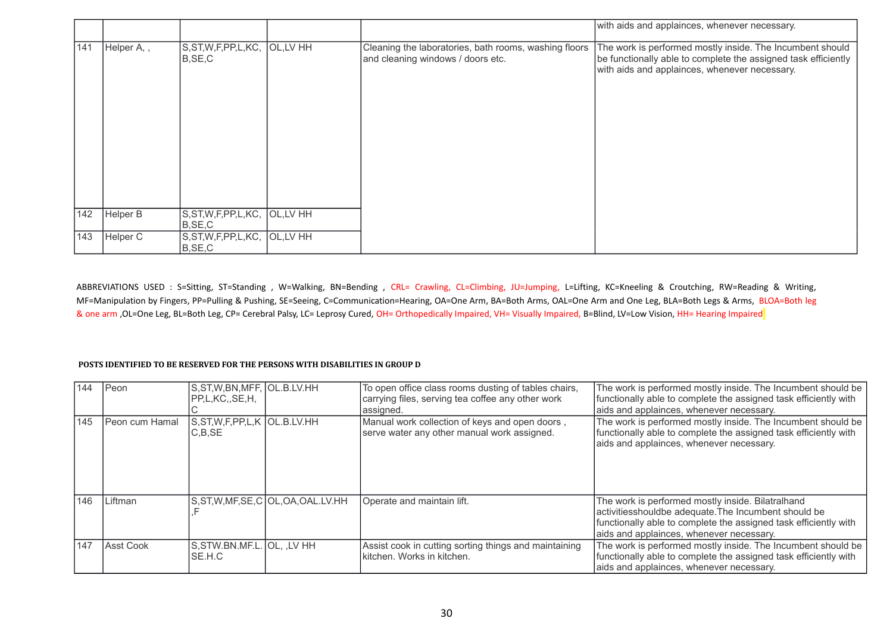| | | | | | with aids and applainces, whenever necessary. |
|---|---|---|---|---|---|
| 141 | Helper A, , | S,ST,W,F,PP,L,KC, B,SE,C | OL,LV HH | Cleaning the laboratories, bath rooms, washing floors and cleaning windows / doors etc. | The work is performed mostly inside. The Incumbent should be functionally able to complete the assigned task efficiently with aids and applainces, whenever necessary. |
| 142 | Helper B | S,ST,W,F,PP,L,KC, B,SE,C | OL,LV HH | | |
| 143 | Helper C | S,ST,W,F,PP,L,KC, B,SE,C | OL,LV HH | | |

ABBREVIATIONS USED : S=Sitting, ST=Standing , W=Walking, BN=Bending , CRL= Crawling, CL=Climbing, JU=Jumping, L=Lifting, KC=Kneeling & Croutching, RW=Reading & Writing, MF=Manipulation by Fingers, PP=Pulling & Pushing, SE=Seeing, C=Communication=Hearing, OA=One Arm, BA=Both Arms, OAL=One Arm and One Leg, BLA=Both Legs & Arms, BLOA=Both leg & one arm ,OL=One Leg, BL=Both Leg, CP= Cerebral Palsy, LC= Leprosy Cured, OH= Orthopedically Impaired, VH= Visually Impaired, B=Blind, LV=Low Vision, HH= Hearing Impaired

**POSTS IDENTIFIED TO BE RESERVED FOR THE PERSONS WITH DISABILITIES IN GROUP D**

| | | | | | |
|---|---|---|---|---|---|
| 144 | Peon | S,ST,W,BN,MFF, PP,L,KC,,SE,H, C | OL.B.LV.HH | To open office class rooms dusting of tables chairs, carrying files, serving tea coffee any other work assigned. | The work is performed mostly inside. The Incumbent should be functionally able to complete the assigned task efficiently with aids and applainces, whenever necessary. |
| 145 | Peon cum Hamal | S,ST,W,F,PP,L,K C,B,SE | OL.B.LV.HH | Manual work collection of keys and open doors , serve water any other manual work assigned. | The work is performed mostly inside. The Incumbent should be functionally able to complete the assigned task efficiently with aids and applainces, whenever necessary. |
| 146 | Liftman | S,ST,W,MF,SE,C ,F | OL,OA,OAL.LV.HH | Operate and maintain lift. | The work is performed mostly inside. Bilatralhand activitiesshouldbe adequate.The Incumbent should be functionally able to complete the assigned task efficiently with aids and applainces, whenever necessary. |
| 147 | Asst Cook | S,STW.BN.MF.L. SE.H.C | OL, ,LV HH | Assist cook in cutting sorting things and maintaining kitchen. Works in kitchen. | The work is performed mostly inside. The Incumbent should be functionally able to complete the assigned task efficiently with aids and applainces, whenever necessary. |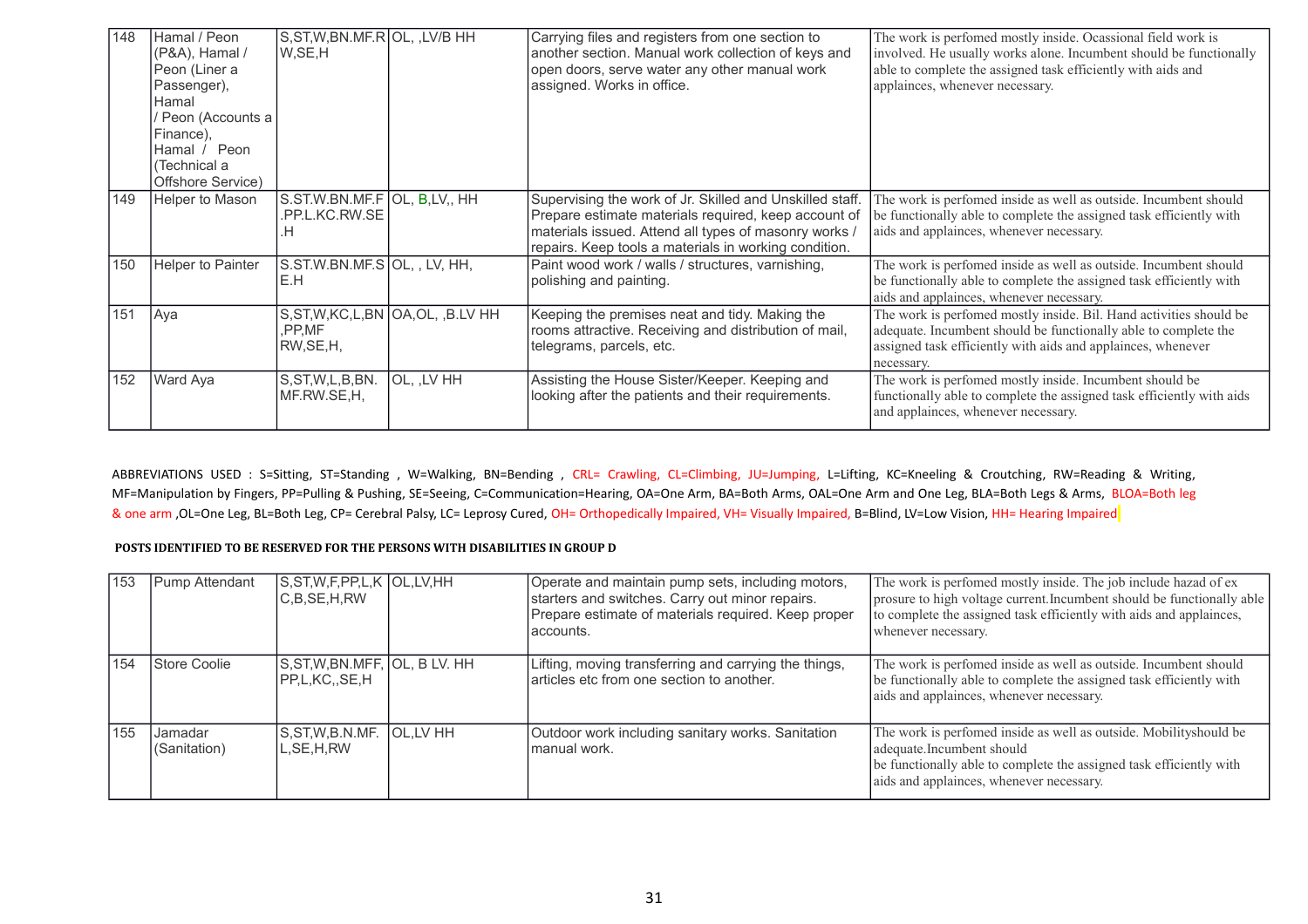| 148 | Hamal / Peon (P&A), Hamal / Peon (Liner a Passenger), Hamal / Peon (Accounts a Finance), Hamal / Peon (Technical a Offshore Service) | S,ST,W,BN.MF.R W,SE,H | OL, ,LV/B HH | Carrying files and registers from one section to another section. Manual work collection of keys and open doors, serve water any other manual work assigned. Works in office. | The work is perfomed mostly inside. Ocassional field work is involved. He usually works alone. Incumbent should be functionally able to complete the assigned task efficiently with aids and appliances, whenever necessary. |
|---|---|---|---|---|---|
| 149 | Helper to Mason | S.ST.W.BN.MF.F .PP.L.KC.RW.SE .H | OL, B,LV,, HH | Supervising the work of Jr. Skilled and Unskilled staff. Prepare estimate materials required, keep account of materials issued. Attend all types of masonry works / repairs. Keep tools a materials in working condition. | The work is perfomed inside as well as outside. Incumbent should be functionally able to complete the assigned task efficiently with aids and appliances, whenever necessary. |
| 150 | Helper to Painter | S.ST.W.BN.MF.S E.H | OL, , LV, HH, | Paint wood work / walls / structures, varnishing, polishing and painting. | The work is perfomed inside as well as outside. Incumbent should be functionally able to complete the assigned task efficiently with aids and appliances, whenever necessary. |
| 151 | Aya | S,ST,W,KC,L,BN ,PP,MF RW,SE,H, | OA,OL, ,B.LV HH | Keeping the premises neat and tidy. Making the rooms attractive. Receiving and distribution of mail, telegrams, parcels, etc. | The work is perfomed mostly inside. Bil. Hand activities should be adequate. Incumbent should be functionally able to complete the assigned task efficiently with aids and appliances, whenever necessary. |
| 152 | Ward Aya | S,ST,W,L,B,BN. MF.RW.SE,H, | OL, ,LV HH | Assisting the House Sister/Keeper. Keeping and looking after the patients and their requirements. | The work is perfomed mostly inside. Incumbent should be functionally able to complete the assigned task efficiently with aids and appliances, whenever necessary. |

ABBREVIATIONS USED : S=Sitting, ST=Standing , W=Walking, BN=Bending , CRL= Crawling, CL=Climbing, JU=Jumping, L=Lifting, KC=Kneeling & Croutching, RW=Reading & Writing, MF=Manipulation by Fingers, PP=Pulling & Pushing, SE=Seeing, C=Communication=Hearing, OA=One Arm, BA=Both Arms, OAL=One Arm and One Leg, BLA=Both Legs & Arms, BLOA=Both leg & one arm ,OL=One Leg, BL=Both Leg, CP= Cerebral Palsy, LC= Leprosy Cured, OH= Orthopedically Impaired, VH= Visually Impaired, B=Blind, LV=Low Vision, HH= Hearing Impaired

**POSTS IDENTIFIED TO BE RESERVED FOR THE PERSONS WITH DISABILITIES IN GROUP D**

| 153 | Pump Attendant | S,ST,W,F,PP,L,K C,B,SE,H,RW | OL,LV,HH | Operate and maintain pump sets, including motors, starters and switches. Carry out minor repairs. Prepare estimate of materials required. Keep proper accounts. | The work is perfomed mostly inside. The job include hazad of ex prosure to high voltage current.Incumbent should be functionally able to complete the assigned task efficiently with aids and appliances, whenever necessary. |
|---|---|---|---|---|---|
| 154 | Store Coolie | S,ST,W,BN.MFF, PP,L,KC,,SE,H | OL, B LV. HH | Lifting, moving transferring and carrying the things, articles etc from one section to another. | The work is perfomed inside as well as outside. Incumbent should be functionally able to complete the assigned task efficiently with aids and appliances, whenever necessary. |
| 155 | Jamadar (Sanitation) | S,ST,W,B.N.MF. L,SE,H,RW | OL,LV HH | Outdoor work including sanitary works. Sanitation manual work. | The work is perfomed inside as well as outside. Mobilityshould be adequate.Incumbent should be functionally able to complete the assigned task efficiently with aids and appliances, whenever necessary. |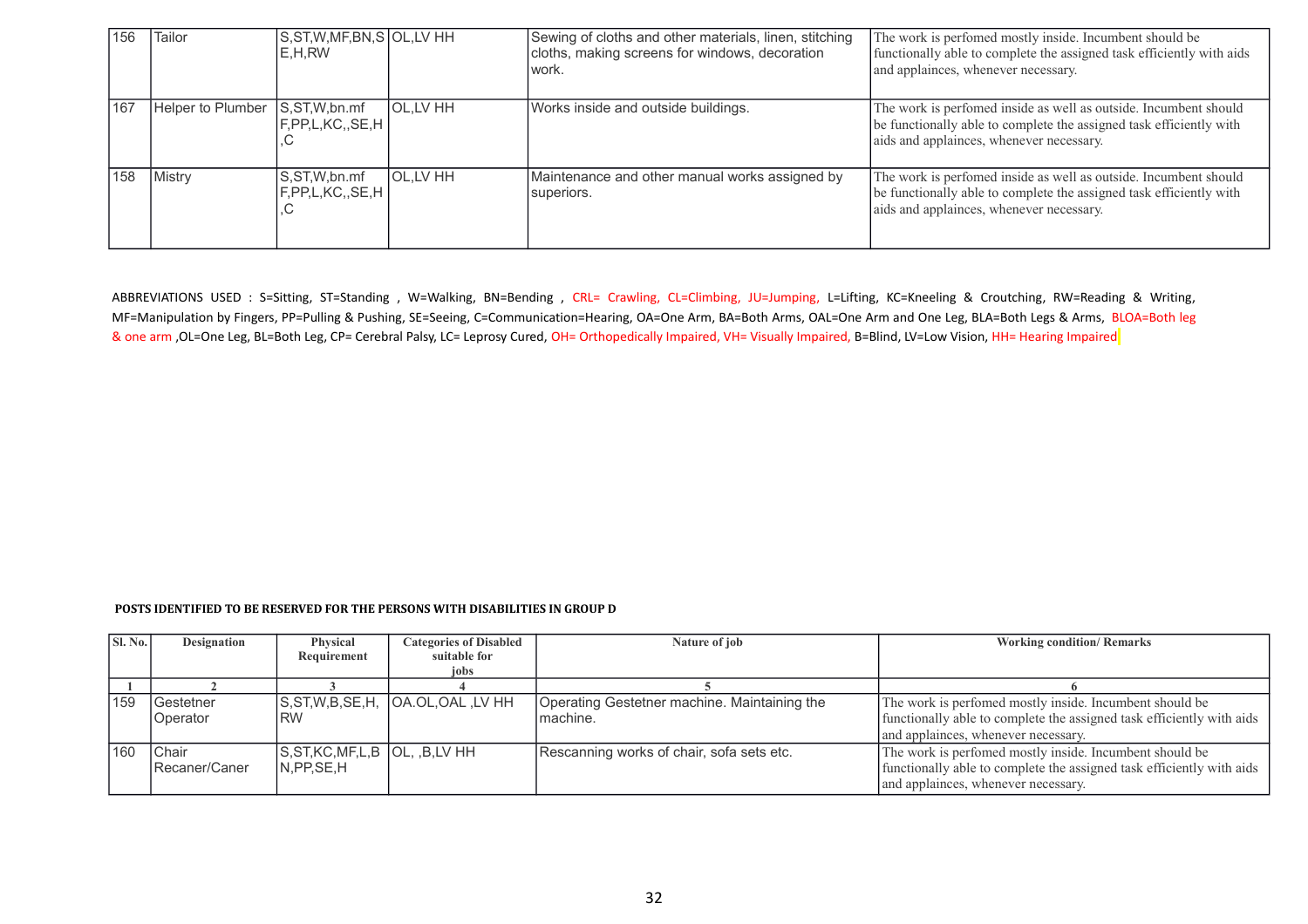| | | | | | |
|---|---|---|---|---|---|
| 156 | Tailor | S,ST,W,MF,BN,SE,H,RW | OL,LV HH | Sewing of cloths and other materials, linen, stitching cloths, making screens for windows, decoration work. | The work is perfomed mostly inside. Incumbent should be functionally able to complete the assigned task efficiently with aids and applainces, whenever necessary. |
| 167 | Helper to Plumber | S,ST,W,bn.mf F,PP,L,KC,,SE,H ,C | OL,LV HH | Works inside and outside buildings. | The work is perfomed inside as well as outside. Incumbent should be functionally able to complete the assigned task efficiently with aids and applainces, whenever necessary. |
| 158 | Mistry | S,ST,W,bn.mf F,PP,L,KC,,SE,H ,C | OL,LV HH | Maintenance and other manual works assigned by superiors. | The work is perfomed inside as well as outside. Incumbent should be functionally able to complete the assigned task efficiently with aids and applainces, whenever necessary. |

ABBREVIATIONS USED : S=Sitting, ST=Standing , W=Walking, BN=Bending , CRL= Crawling, CL=Climbing, JU=Jumping, L=Lifting, KC=Kneeling & Croutching, RW=Reading & Writing, MF=Manipulation by Fingers, PP=Pulling & Pushing, SE=Seeing, C=Communication=Hearing, OA=One Arm, BA=Both Arms, OAL=One Arm and One Leg, BLA=Both Legs & Arms, BLOA=Both leg & one arm ,OL=One Leg, BL=Both Leg, CP= Cerebral Palsy, LC= Leprosy Cured, OH= Orthopedically Impaired, VH= Visually Impaired, B=Blind, LV=Low Vision, HH= Hearing Impaired

**POSTS IDENTIFIED TO BE RESERVED FOR THE PERSONS WITH DISABILITIES IN GROUP D**

| Sl. No. | Designation | Physical Requirement | Categories of Disabled suitable for jobs | Nature of job | Working condition/ Remarks |
|---|---|---|---|---|---|
| 1 | 2 | 3 | 4 | 5 | 6 |
| 159 | Gestetner Operator | S,ST,W,B,SE,H, RW | OA.OL,OAL ,LV HH | Operating Gestetner machine. Maintaining the machine. | The work is perfomed mostly inside. Incumbent should be functionally able to complete the assigned task efficiently with aids and applainces, whenever necessary. |
| 160 | Chair Recaner/Caner | S,ST,KC,MF,L,BN,PP,SE,H | OL, ,B,LV HH | Rescanning works of chair, sofa sets etc. | The work is perfomed mostly inside. Incumbent should be functionally able to complete the assigned task efficiently with aids and applainces, whenever necessary. |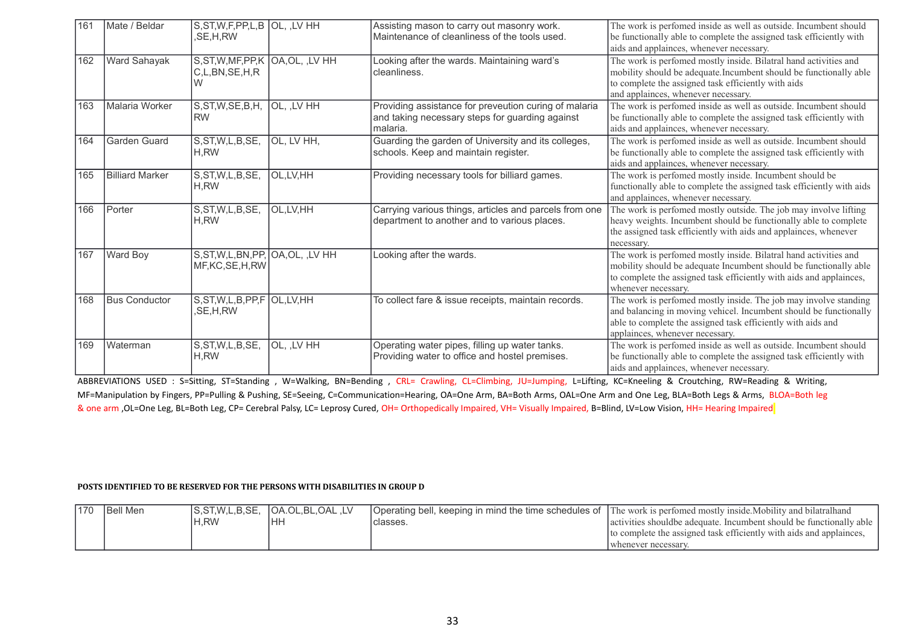| 161 | Mate / Beldar | S,ST,W,F,PP,L,B,SE,H,RW | OL, ,LV HH | Assisting mason to carry out masonry work. Maintenance of cleanliness of the tools used. | The work is perfomed inside as well as outside. Incumbent should be functionally able to complete the assigned task efficiently with aids and applainces, whenever necessary. |
|---|---|---|---|---|---|
| 162 | Ward Sahayak | S,ST,W,MF,PP,KC,L,BN,SE,H,RW | OA,OL, ,LV HH | Looking after the wards. Maintaining ward's cleanliness. | The work is perfomed mostly inside. Bilatral hand activities and mobility should be adequate.Incumbent should be functionally able to complete the assigned task efficiently with aids and applainces, whenever necessary. |
| 163 | Malaria Worker | S,ST,W,SE,B,H,RW | OL, ,LV HH | Providing assistance for preveution curing of malaria and taking necessary steps for guarding against malaria. | The work is perfomed inside as well as outside. Incumbent should be functionally able to complete the assigned task efficiently with aids and applainces, whenever necessary. |
| 164 | Garden Guard | S,ST,W,L,B,SE,H,RW | OL, LV HH, | Guarding the garden of University and its colleges, schools. Keep and maintain register. | The work is perfomed inside as well as outside. Incumbent should be functionally able to complete the assigned task efficiently with aids and applainces, whenever necessary. |
| 165 | Billiard Marker | S,ST,W,L,B,SE,H,RW | OL,LV,HH | Providing necessary tools for billiard games. | The work is perfomed mostly inside. Incumbent should be functionally able to complete the assigned task efficiently with aids and applainces, whenever necessary. |
| 166 | Porter | S,ST,W,L,B,SE,H,RW | OL,LV,HH | Carrying various things, articles and parcels from one department to another and to various places. | The work is perfomed mostly outside. The job may involve lifting heavy weights. Incumbent should be functionally able to complete the assigned task efficiently with aids and applainces, whenever necessary. |
| 167 | Ward Boy | S,ST,W,L,BN,PP,MF,KC,SE,H,RW | OA,OL, ,LV HH | Looking after the wards. | The work is perfomed mostly inside. Bilatral hand activities and mobility should be adequate Incumbent should be functionally able to complete the assigned task efficiently with aids and applainces, whenever necessary. |
| 168 | Bus Conductor | S,ST,W,L,B,PP,F,SE,H,RW | OL,LV,HH | To collect fare & issue receipts, maintain records. | The work is perfomed mostly inside. The job may involve standing and balancing in moving vehicel. Incumbent should be functionally able to complete the assigned task efficiently with aids and applainces, whenever necessary. |
| 169 | Waterman | S,ST,W,L,B,SE,H,RW | OL, ,LV HH | Operating water pipes, filling up water tanks. Providing water to office and hostel premises. | The work is perfomed inside as well as outside. Incumbent should be functionally able to complete the assigned task efficiently with aids and applainces, whenever necessary. |

ABBREVIATIONS USED : S=Sitting, ST=Standing , W=Walking, BN=Bending , CRL= Crawling, CL=Climbing, JU=Jumping, L=Lifting, KC=Kneeling & Croutching, RW=Reading & Writing, MF=Manipulation by Fingers, PP=Pulling & Pushing, SE=Seeing, C=Communication=Hearing, OA=One Arm, BA=Both Arms, OAL=One Arm and One Leg, BLA=Both Legs & Arms, BLOA=Both leg & one arm ,OL=One Leg, BL=Both Leg, CP= Cerebral Palsy, LC= Leprosy Cured, OH= Orthopedically Impaired, VH= Visually Impaired, B=Blind, LV=Low Vision, HH= Hearing Impaired

**POSTS IDENTIFIED TO BE RESERVED FOR THE PERSONS WITH DISABILITIES IN GROUP D**

| 170 | Bell Men | S,ST,W,L,B,SE,H,RW | OA.OL,BL,OAL ,LV HH | Operating bell, keeping in mind the time schedules of classes. | The work is perfomed mostly inside.Mobility and bilatralhand activities shouldbe adequate. Incumbent should be functionally able to complete the assigned task efficiently with aids and applainces, whenever necessary. |
|---|---|---|---|---|---|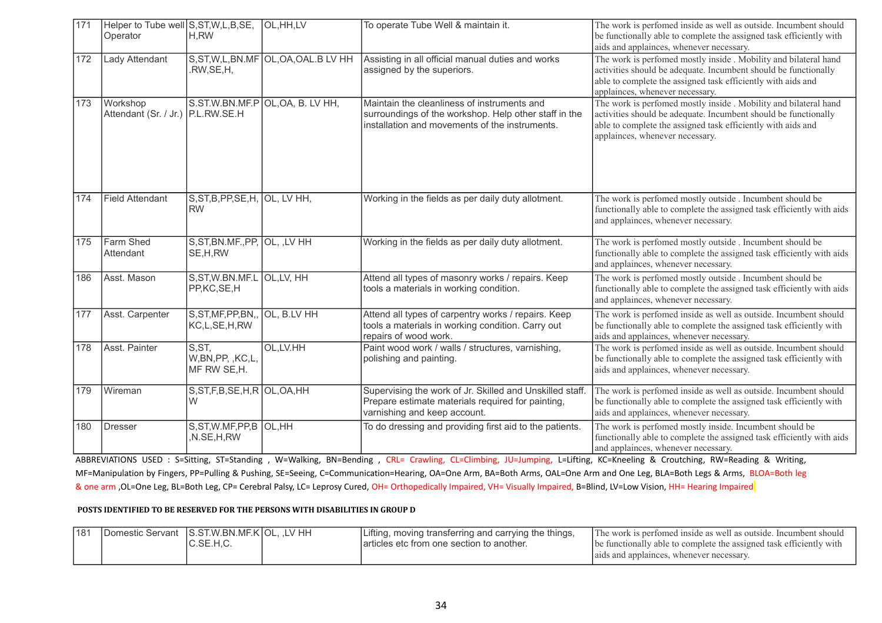| 171 | Helper to Tube well Operator | S,ST,W,L,B,SE, H,RW | OL,HH,LV | To operate Tube Well & maintain it. | The work is perfomed inside as well as outside. Incumbent should be functionally able to complete the assigned task efficiently with aids and applainces, whenever necessary. |
|---|---|---|---|---|---|
| 172 | Lady Attendant | S,ST,W,L,BN.MF .RW,SE,H, | OL,OA,OAL.B LV HH | Assisting in all official manual duties and works assigned by the superiors. | The work is perfomed mostly inside . Mobility and bilateral hand activities should be adequate. Incumbent should be functionally able to complete the assigned task efficiently with aids and applainces, whenever necessary. |
| 173 | Workshop Attendant (Sr. / Jr.) | S.ST.W.BN.MF.P P.L.RW.SE.H | OL,OA, B. LV HH, | Maintain the cleanliness of instruments and surroundings of the workshop. Help other staff in the installation and movements of the instruments. | The work is perfomed mostly inside . Mobility and bilateral hand activities should be adequate. Incumbent should be functionally able to complete the assigned task efficiently with aids and applainces, whenever necessary. |
| 174 | Field Attendant | S,ST,B,PP,SE,H, RW | OL, LV HH, | Working in the fields as per daily duty allotment. | The work is perfomed mostly outside . Incumbent should be functionally able to complete the assigned task efficiently with aids and applainces, whenever necessary. |
| 175 | Farm Shed Attendant | S,ST,BN.MF.,PP, SE,H,RW | OL, ,LV HH | Working in the fields as per daily duty allotment. | The work is perfomed mostly outside . Incumbent should be functionally able to complete the assigned task efficiently with aids and applainces, whenever necessary. |
| 186 | Asst. Mason | S,ST,W.BN.MF.L PP,KC,SE,H | OL,LV, HH | Attend all types of masonry works / repairs. Keep tools a materials in working condition. | The work is perfomed mostly outside . Incumbent should be functionally able to complete the assigned task efficiently with aids and applainces, whenever necessary. |
| 177 | Asst. Carpenter | S,ST,MF,PP,BN,, KC,L,SE,H,RW | OL, B.LV HH | Attend all types of carpentry works / repairs. Keep tools a materials in working condition. Carry out repairs of wood work. | The work is perfomed inside as well as outside. Incumbent should be functionally able to complete the assigned task efficiently with aids and applainces, whenever necessary. |
| 178 | Asst. Painter | S,ST, W,BN,PP, ,KC,L, MF RW SE,H. | OL,LV.HH | Paint wood work / walls / structures, varnishing, polishing and painting. | The work is perfomed inside as well as outside. Incumbent should be functionally able to complete the assigned task efficiently with aids and applainces, whenever necessary. |
| 179 | Wireman | S,ST,F,B,SE,H,R W | OL,OA,HH | Supervising the work of Jr. Skilled and Unskilled staff. Prepare estimate materials required for painting, varnishing and keep account. | The work is perfomed inside as well as outside. Incumbent should be functionally able to complete the assigned task efficiently with aids and applainces, whenever necessary. |
| 180 | Dresser | S,ST,W.MF,PP,B ,N.SE,H,RW | OL,HH | To do dressing and providing first aid to the patients. | The work is perfomed mostly inside. Incumbent should be functionally able to complete the assigned task efficiently with aids and applainces, whenever necessary. |

ABBREVIATIONS USED : S=Sitting, ST=Standing , W=Walking, BN=Bending , CRL= Crawling, CL=Climbing, JU=Jumping, L=Lifting, KC=Kneeling & Croutching, RW=Reading & Writing, MF=Manipulation by Fingers, PP=Pulling & Pushing, SE=Seeing, C=Communication=Hearing, OA=One Arm, BA=Both Arms, OAL=One Arm and One Leg, BLA=Both Legs & Arms, BLOA=Both leg & one arm ,OL=One Leg, BL=Both Leg, CP= Cerebral Palsy, LC= Leprosy Cured, OH= Orthopedically Impaired, VH= Visually Impaired, B=Blind, LV=Low Vision, HH= Hearing Impaired

**POSTS IDENTIFIED TO BE RESERVED FOR THE PERSONS WITH DISABILITIES IN GROUP D**

| 181 | Domestic Servant | S.ST.W.BN.MF.K C.SE.H,C. | OL, ,LV HH | Lifting, moving transferring and carrying the things, articles etc from one section to another. | The work is perfomed inside as well as outside. Incumbent should be functionally able to complete the assigned task efficiently with aids and applainces, whenever necessary. |
|---|---|---|---|---|---|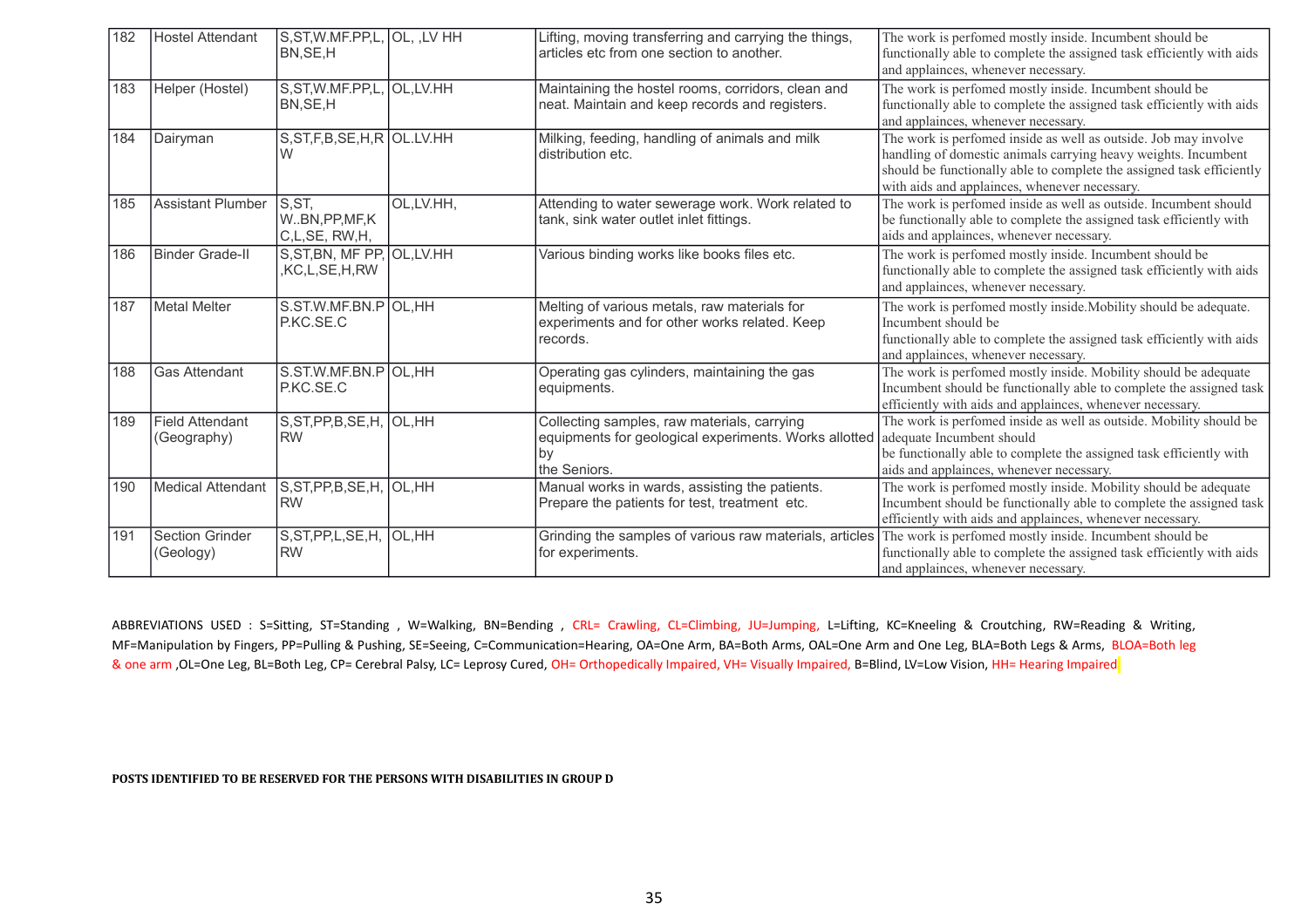| 182 | Hostel Attendant | S,ST,W.MF.PP,L, BN,SE,H | OL, ,LV HH | Lifting, moving transferring and carrying the things, articles etc from one section to another. | The work is perfomed mostly inside. Incumbent should be functionally able to complete the assigned task efficiently with aids and applainces, whenever necessary. |
|---|---|---|---|---|---|
| 183 | Helper (Hostel) | S,ST,W.MF.PP,L, BN,SE,H | OL,LV.HH | Maintaining the hostel rooms, corridors, clean and neat. Maintain and keep records and registers. | The work is perfomed mostly inside. Incumbent should be functionally able to complete the assigned task efficiently with aids and applainces, whenever necessary. |
| 184 | Dairyman | S,ST,F,B,SE,H,R W | OL.LV.HH | Milking, feeding, handling of animals and milk distribution etc. | The work is perfomed inside as well as outside. Job may involve handling of domestic animals carrying heavy weights. Incumbent should be functionally able to complete the assigned task efficiently with aids and applainces, whenever necessary. |
| 185 | Assistant Plumber | S,ST, W..BN,PP,MF,K C,L,SE, RW,H, | OL,LV.HH, | Attending to water sewerage work. Work related to tank, sink water outlet inlet fittings. | The work is perfomed inside as well as outside. Incumbent should be functionally able to complete the assigned task efficiently with aids and applainces, whenever necessary. |
| 186 | Binder Grade-II | S,ST,BN, MF PP, ,KC,L,SE,H,RW | OL,LV.HH | Various binding works like books files etc. | The work is perfomed mostly inside. Incumbent should be functionally able to complete the assigned task efficiently with aids and applainces, whenever necessary. |
| 187 | Metal Melter | S.ST.W.MF.BN.P P.KC.SE.C | OL,HH | Melting of various metals, raw materials for experiments and for other works related. Keep records. | The work is perfomed mostly inside.Mobility should be adequate. Incumbent should be functionally able to complete the assigned task efficiently with aids and applainces, whenever necessary. |
| 188 | Gas Attendant | S.ST.W.MF.BN.P P.KC.SE.C | OL,HH | Operating gas cylinders, maintaining the gas equipments. | The work is perfomed mostly inside. Mobility should be adequate Incumbent should be functionally able to complete the assigned task efficiently with aids and applainces, whenever necessary. |
| 189 | Field Attendant (Geography) | S,ST,PP,B,SE,H, RW | OL,HH | Collecting samples, raw materials, carrying equipments for geological experiments. Works allotted by the Seniors. | The work is perfomed inside as well as outside. Mobility should be adequate Incumbent should be functionally able to complete the assigned task efficiently with aids and applainces, whenever necessary. |
| 190 | Medical Attendant | S,ST,PP,B,SE,H, RW | OL,HH | Manual works in wards, assisting the patients. Prepare the patients for test, treatment etc. | The work is perfomed mostly inside. Mobility should be adequate Incumbent should be functionally able to complete the assigned task efficiently with aids and applainces, whenever necessary. |
| 191 | Section Grinder (Geology) | S,ST,PP,L,SE,H, RW | OL,HH | Grinding the samples of various raw materials, articles for experiments. | The work is perfomed mostly inside. Incumbent should be functionally able to complete the assigned task efficiently with aids and applainces, whenever necessary. |

ABBREVIATIONS USED : S=Sitting, ST=Standing , W=Walking, BN=Bending , CRL= Crawling, CL=Climbing, JU=Jumping, L=Lifting, KC=Kneeling & Croutching, RW=Reading & Writing, MF=Manipulation by Fingers, PP=Pulling & Pushing, SE=Seeing, C=Communication=Hearing, OA=One Arm, BA=Both Arms, OAL=One Arm and One Leg, BLA=Both Legs & Arms, BLOA=Both leg & one arm ,OL=One Leg, BL=Both Leg, CP= Cerebral Palsy, LC= Leprosy Cured, OH= Orthopedically Impaired, VH= Visually Impaired, B=Blind, LV=Low Vision, HH= Hearing Impaired

**POSTS IDENTIFIED TO BE RESERVED FOR THE PERSONS WITH DISABILITIES IN GROUP D**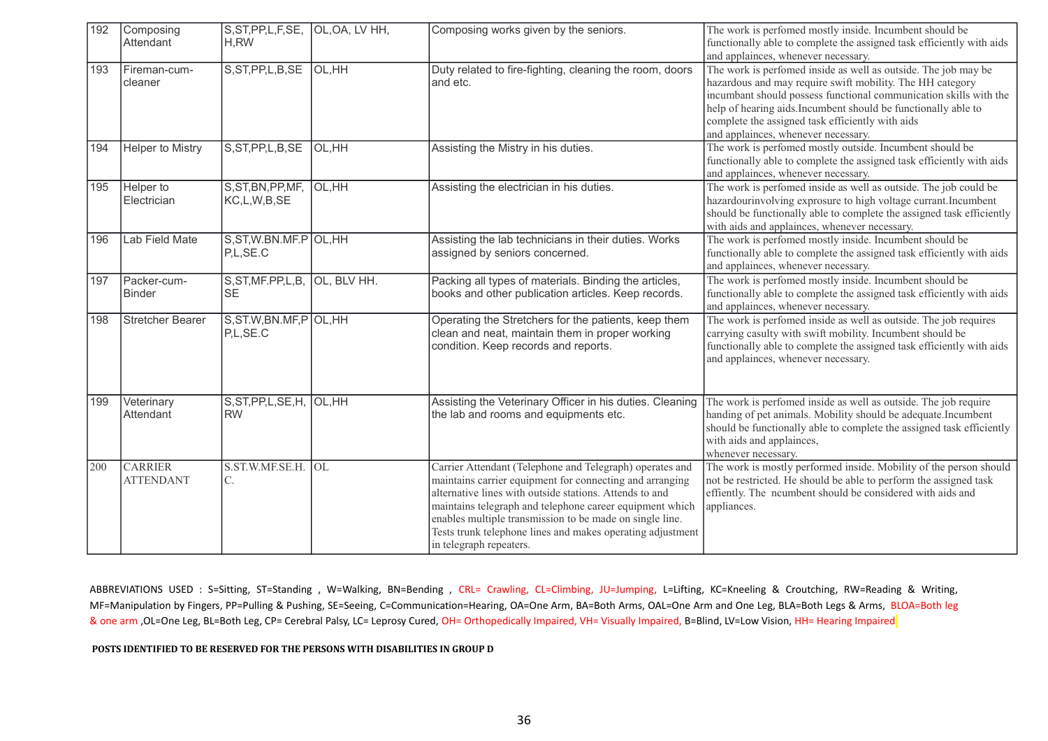| 192 | Composing Attendant | S,ST,PP,L,F,SE, H,RW | OL,OA, LV HH, | Composing works given by the seniors. | The work is perfomed mostly inside. Incumbent should be functionally able to complete the assigned task efficiently with aids and applainces, whenever necessary. |
|---|---|---|---|---|---|
| 193 | Fireman-cum-cleaner | S,ST,PP,L,B,SE | OL,HH | Duty related to fire-fighting, cleaning the room, doors and etc. | The work is perfomed inside as well as outside. The job may be hazardous and may require swift mobility. The HH category incumbant should possess functional communication skills with the help of hearing aids.Incumbent should be functionally able to complete the assigned task efficiently with aids and applainces, whenever necessary. |
| 194 | Helper to Mistry | S,ST,PP,L,B,SE | OL,HH | Assisting the Mistry in his duties. | The work is perfomed mostly outside. Incumbent should be functionally able to complete the assigned task efficiently with aids and applainces, whenever necessary. |
| 195 | Helper to Electrician | S,ST,BN,PP,MF, KC,L,W,B,SE | OL,HH | Assisting the electrician in his duties. | The work is perfomed inside as well as outside. The job could be hazardourinvolving exprosure to high voltage currant.Incumbent should be functionally able to complete the assigned task efficiently with aids and applainces, whenever necessary. |
| 196 | Lab Field Mate | S,ST,W.BN.MF.P P,L,SE.C | OL,HH | Assisting the lab technicians in their duties. Works assigned by seniors concerned. | The work is perfomed mostly inside. Incumbent should be functionally able to complete the assigned task efficiently with aids and applainces, whenever necessary. |
| 197 | Packer-cum-Binder | S,ST,MF.PP,L,B, SE | OL, BLV HH. | Packing all types of materials. Binding the articles, books and other publication articles. Keep records. | The work is perfomed mostly inside. Incumbent should be functionally able to complete the assigned task efficiently with aids and applainces, whenever necessary. |
| 198 | Stretcher Bearer | S,ST.W,BN.MF,P P,L,SE.C | OL,HH | Operating the Stretchers for the patients, keep them clean and neat, maintain them in proper working condition. Keep records and reports. | The work is perfomed inside as well as outside. The job requires carrying casulty with swift mobility. Incumbent should be functionally able to complete the assigned task efficiently with aids and applainces, whenever necessary. |
| 199 | Veterinary Attendant | S,ST,PP,L,SE,H, RW | OL,HH | Assisting the Veterinary Officer in his duties. Cleaning the lab and rooms and equipments etc. | The work is perfomed inside as well as outside. The job require handing of pet animals. Mobility should be adequate.Incumbent should be functionally able to complete the assigned task efficiently with aids and applainces, whenever necessary. |
| 200 | CARRIER ATTENDANT | S.ST.W.MF.SE.H. C. | OL | Carrier Attendant (Telephone and Telegraph) operates and maintains carrier equipment for connecting and arranging alternative lines with outside stations. Attends to and maintains telegraph and telephone career equipment which enables multiple transmission to be made on single line. Tests trunk telephone lines and makes operating adjustment in telegraph repeaters. | The work is mostly performed inside. Mobility of the person should not be restricted. He should be able to perform the assigned task effiently. The ncumbent should be considered with aids and appliances. |

ABBREVIATIONS USED : S=Sitting, ST=Standing , W=Walking, BN=Bending , CRL= Crawling, CL=Climbing, JU=Jumping, L=Lifting, KC=Kneeling & Croutching, RW=Reading & Writing, MF=Manipulation by Fingers, PP=Pulling & Pushing, SE=Seeing, C=Communication=Hearing, OA=One Arm, BA=Both Arms, OAL=One Arm and One Leg, BLA=Both Legs & Arms, BLOA=Both leg & one arm ,OL=One Leg, BL=Both Leg, CP= Cerebral Palsy, LC= Leprosy Cured, OH= Orthopedically Impaired, VH= Visually Impaired, B=Blind, LV=Low Vision, HH= Hearing Impaired

**POSTS IDENTIFIED TO BE RESERVED FOR THE PERSONS WITH DISABILITIES IN GROUP D**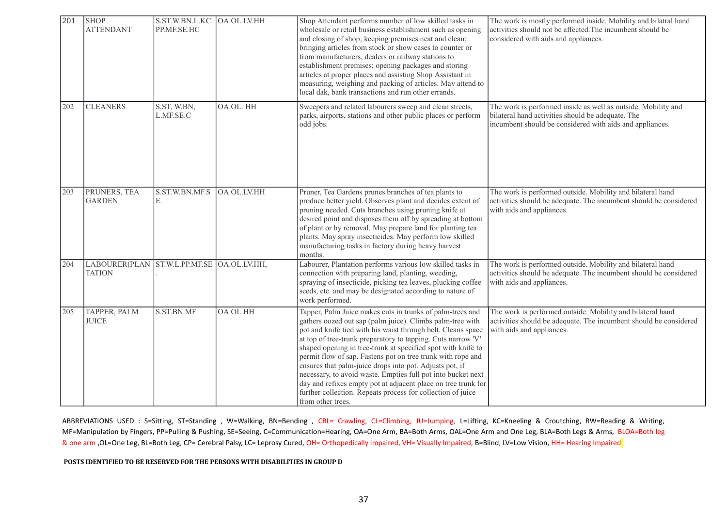| 201 | SHOP ATTENDANT | S.ST.W.BN.L.KC. PP.MF.SE.HC | OA.OL.LV.HH | Shop Attendant performs number of low skilled tasks in wholesale or retail business establishment such as opening and closing of shop; keeping premises neat and clean; bringing articles from stock or show cases to counter or from manufacturers, dealers or railway stations to establishment premises; opening packages and storing articles at proper places and assisting Shop Assistant in measuring, weighing and packing of articles. May attend to local dak, bank transactions and run other errands. | The work is mostly performed inside. Mobility and bilatral hand activities should not be affected.The incumbent should be considered with aids and appliances. |
|---|---|---|---|---|---|
| 202 | CLEANERS | S,ST, W.BN, L.MF.SE.C | OA.OL. HH | Sweepers and related labourers sweep and clean streets, parks, airports, stations and other public places or perform odd jobs. | The work is performed inside as well as outside. Mobility and bilateral hand activities should be adequate. The incumbent should be considered with aids and appliances. |
| 203 | PRUNERS, TEA GARDEN | S.ST.W.BN.MF.SE. | OA.OL.LV.HH | Pruner, Tea Gardens prunes branches of tea plants to produce better yield. Observes plant and decides extent of pruning needed. Cuts branches using pruning knife at desired point and disposes them off by spreading at bottom of plant or by removal. May prepare land for planting tea plants. May spray insecticides. May perform low skilled manufacturing tasks in factory during heavy harvest months. | The work is performed outside. Mobility and bilateral hand activities should be adequate. The incumbent should be considered with aids and appliances. |
| 204 | LABOURER(PLANTATION | ST.W.L.PP.MF.SE. | OA.OL.LV.HH, | Labourer, Plantation performs various low skilled tasks in connection with preparing land, planting, weeding, spraying of insecticide, picking tea leaves, plucking coffee seeds, etc. and may be designated according to nature of work performed. | The work is performed outside. Mobility and bilateral hand activities should be adequate. The incumbent should be considered with aids and appliances. |
| 205 | TAPPER, PALM JUICE | S.ST.BN.MF | OA.OL.HH | Tapper, Palm Juice makes cuts in trunks of palm-trees and gathers oozed out sap (palm juice). Climbs palm-tree with pot and knife tied with his waist through belt. Cleans space at top of tree-trunk preparatory to tapping. Cuts narrow 'V' shaped opening in tree-trunk at specified spot with knife to permit flow of sap. Fastens pot on tree trunk with rope and ensures that palm-juice drops into pot. Adjusts pot, if necessary, to avoid waste. Empties full pot into bucket next day and refixes empty pot at adjacent place on tree trunk for further collection. Repeats process for collection of juice from other trees. | The work is performed outside. Mobility and bilateral hand activities should be adequate. The incumbent should be considered with aids and appliances. |

ABBREVIATIONS USED : S=Sitting, ST=Standing , W=Walking, BN=Bending , CRL= Crawling, CL=Climbing, JU=Jumping, L=Lifting, KC=Kneeling & Croutching, RW=Reading & Writing, MF=Manipulation by Fingers, PP=Pulling & Pushing, SE=Seeing, C=Communication=Hearing, OA=One Arm, BA=Both Arms, OAL=One Arm and One Leg, BLA=Both Legs & Arms, BLOA=Both leg & one arm ,OL=One Leg, BL=Both Leg, CP= Cerebral Palsy, LC= Leprosy Cured, OH= Orthopedically Impaired, VH= Visually Impaired, B=Blind, LV=Low Vision, HH= Hearing Impaired

**POSTS IDENTIFIED TO BE RESERVED FOR THE PERSONS WITH DISABILITIES IN GROUP D**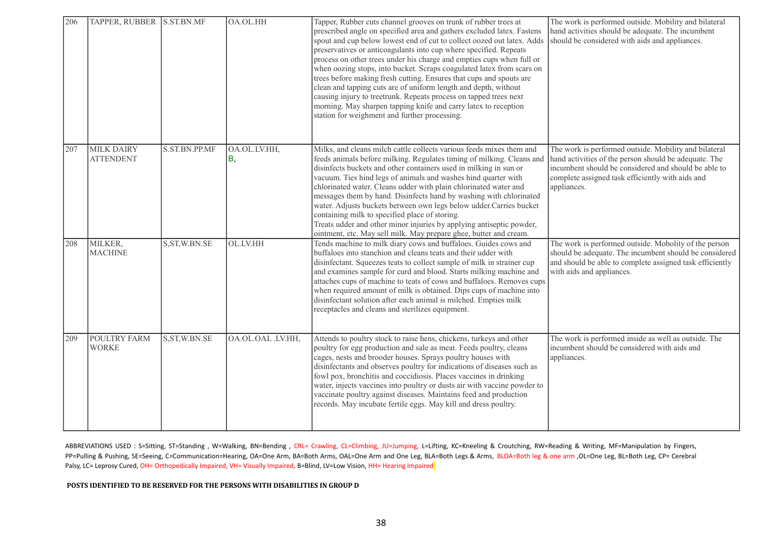| | | | | | |
|---|---|---|---|---|---|
| 206 | TAPPER, RUBBER | S.ST.BN.MF | OA.OL.HH | Tapper, Rubber cuts channel grooves on trunk of rubber trees at prescribed angle on specified area and gathers excluded latex. Fastens spout and cup below lowest end of cut to collect oozed out latex. Adds preservatives or anticoagulants into cup where specified. Repeats process on other trees under his charge and empties cups when full or when oozing stops, into bucket. Scraps coagulated latex from scars on trees before making fresh cutting. Ensures that cups and spouts are clean and tapping cuts are of uniform length and depth, without causing injury to treetrunk. Repeats process on tapped trees next morning. May sharpen tapping knife and carry latex to reception station for weighment and further processing. | The work is performed outside. Mobility and bilateral hand activities should be adequate. The incumbent should be considered with aids and appliances. |
| 207 | MILK DAIRY ATTENDENT | S.ST.BN.PP.MF | OA.OL.LV.HH, B, | Milks, and cleans milch cattle collects various feeds mixes them and feeds animals before milking. Regulates timing of milking. Cleans and disinfects buckets and other containers used in milking in sun or vacuum. Ties hind legs of animals and washes hind quarter with chlorinated water. Cleans udder with plain chlorinated water and messages them by hand. Disinfects hand by washing with chlorinated water. Adjusts buckets between own legs below udder.Carries bucket containing milk to specified place of storing.<br>Treats udder and other minor injuries by applying antiseptic powder, ointment, etc. May sell milk. May prepare ghee, butter and cream. | The work is performed outside. Mobility and bilateral hand activities of the person should be adequate. The incumbent should be considered and should be able to complete assigned task efficiently with aids and appliances. |
| 208 | MILKER, MACHINE | S,ST,W.BN.SE | OL.LV.HH | Tends machine to milk diary cows and buffaloes. Guides cows and buffaloes into stanchion and cleans teats and their udder with disinfectant. Squeezes teats to collect sample of milk in strainer cup and examines sample for curd and blood. Starts milking machine and attaches cups of machine to teats of cows and buffaloes. Removes cups when required amount of milk is obtained. Dips cups of machine into disinfectant solution after each animal is milched. Empties milk receptacles and cleans and sterilizes equipment. | The work is performed outside. Mobolity of the person should be adequate. The incumbent should be considered and should be able to complete assigned task efficiently with aids and appliances. |
| 209 | POULTRY FARM WORKE | S,ST,W.BN.SE | OA.OL.OAL .LV.HH, | Attends to poultry stock to raise hens, chickens, turkeys and other poultry for egg production and sale as meat. Feeds poultry, cleans cages, nests and brooder houses. Sprays poultry houses with disinfectants and observes poultry for indications of diseases such as fowl pox, bronchitis and coccidiosis. Places vaccines in drinking water, injects vaccines into poultry or dusts air with vaccine powder to vaccinate poultry against diseases. Maintains feed and production records. May incubate fertile eggs. May kill and dress poultry. | The work is performed inside as well as outside. The incumbent should be considered with aids and appliances. |

ABBREVIATIONS USED : S=Sitting, ST=Standing , W=Walking, BN=Bending , CRL= Crawling, CL=Climbing, JU=Jumping, L=Lifting, KC=Kneeling & Croutching, RW=Reading & Writing, MF=Manipulation by Fingers, PP=Pulling & Pushing, SE=Seeing, C=Communication=Hearing, OA=One Arm, BA=Both Arms, OAL=One Arm and One Leg, BLA=Both Legs & Arms, BLOA=Both leg & one arm ,OL=One Leg, BL=Both Leg, CP= Cerebral Palsy, LC= Leprosy Cured, OH= Orthopedically Impaired, VH= Visually Impaired, B=Blind, LV=Low Vision, HH= Hearing Impaired

**POSTS IDENTIFIED TO BE RESERVED FOR THE PERSONS WITH DISABILITIES IN GROUP D**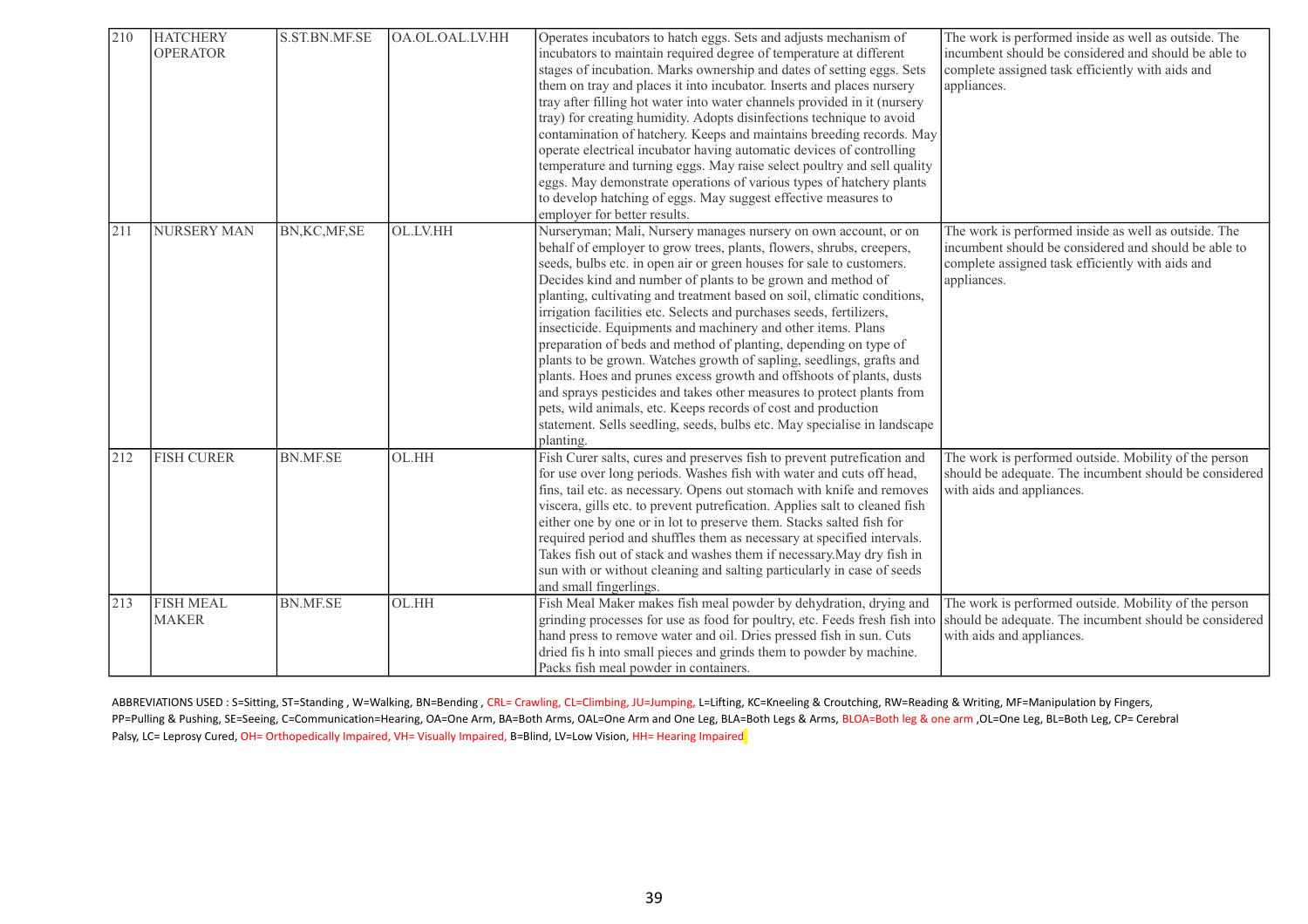| 210 | HATCHERY OPERATOR | S.ST.BN.MF.SE | OA.OL.OAL.LV.HH | Operates incubators to hatch eggs. Sets and adjusts mechanism of incubators to maintain required degree of temperature at different stages of incubation. Marks ownership and dates of setting eggs. Sets them on tray and places it into incubator. Inserts and places nursery tray after filling hot water into water channels provided in it (nursery tray) for creating humidity. Adopts disinfections technique to avoid contamination of hatchery. Keeps and maintains breeding records. May operate electrical incubator having automatic devices of controlling temperature and turning eggs. May raise select poultry and sell quality eggs. May demonstrate operations of various types of hatchery plants to develop hatching of eggs. May suggest effective measures to employer for better results. | The work is performed inside as well as outside. The incumbent should be considered and should be able to complete assigned task efficiently with aids and appliances. |
|---|---|---|---|---|---|
| 211 | NURSERY MAN | BN,KC,MF,SE | OL.LV.HH | Nurseryman; Mali, Nursery manages nursery on own account, or on behalf of employer to grow trees, plants, flowers, shrubs, creepers, seeds, bulbs etc. in open air or green houses for sale to customers. Decides kind and number of plants to be grown and method of planting, cultivating and treatment based on soil, climatic conditions, irrigation facilities etc. Selects and purchases seeds, fertilizers, insecticide. Equipments and machinery and other items. Plans preparation of beds and method of planting, depending on type of plants to be grown. Watches growth of sapling, seedlings, grafts and plants. Hoes and prunes excess growth and offshoots of plants, dusts and sprays pesticides and takes other measures to protect plants from pets, wild animals, etc. Keeps records of cost and production statement. Sells seedling, seeds, bulbs etc. May specialise in landscape planting. | The work is performed inside as well as outside. The incumbent should be considered and should be able to complete assigned task efficiently with aids and appliances. |
| 212 | FISH CURER | BN.MF.SE | OL.HH | Fish Curer salts, cures and preserves fish to prevent putrefication and for use over long periods. Washes fish with water and cuts off head, fins, tail etc. as necessary. Opens out stomach with knife and removes viscera, gills etc. to prevent putrefication. Applies salt to cleaned fish either one by one or in lot to preserve them. Stacks salted fish for required period and shuffles them as necessary at specified intervals. Takes fish out of stack and washes them if necessary.May dry fish in sun with or without cleaning and salting particularly in case of seeds and small fingerlings. | The work is performed outside. Mobility of the person should be adequate. The incumbent should be considered with aids and appliances. |
| 213 | FISH MEAL MAKER | BN.MF.SE | OL.HH | Fish Meal Maker makes fish meal powder by dehydration, drying and grinding processes for use as food for poultry, etc. Feeds fresh fish into hand press to remove water and oil. Dries pressed fish in sun. Cuts dried fis h into small pieces and grinds them to powder by machine. Packs fish meal powder in containers. | The work is performed outside. Mobility of the person should be adequate. The incumbent should be considered with aids and appliances. |

ABBREVIATIONS USED : S=Sitting, ST=Standing , W=Walking, BN=Bending , CRL= Crawling, CL=Climbing, JU=Jumping, L=Lifting, KC=Kneeling & Croutching, RW=Reading & Writing, MF=Manipulation by Fingers, PP=Pulling & Pushing, SE=Seeing, C=Communication=Hearing, OA=One Arm, BA=Both Arms, OAL=One Arm and One Leg, BLA=Both Legs & Arms, BLOA=Both leg & one arm ,OL=One Leg, BL=Both Leg, CP= Cerebral Palsy, LC= Leprosy Cured, OH= Orthopedically Impaired, VH= Visually Impaired, B=Blind, LV=Low Vision, HH= Hearing Impaired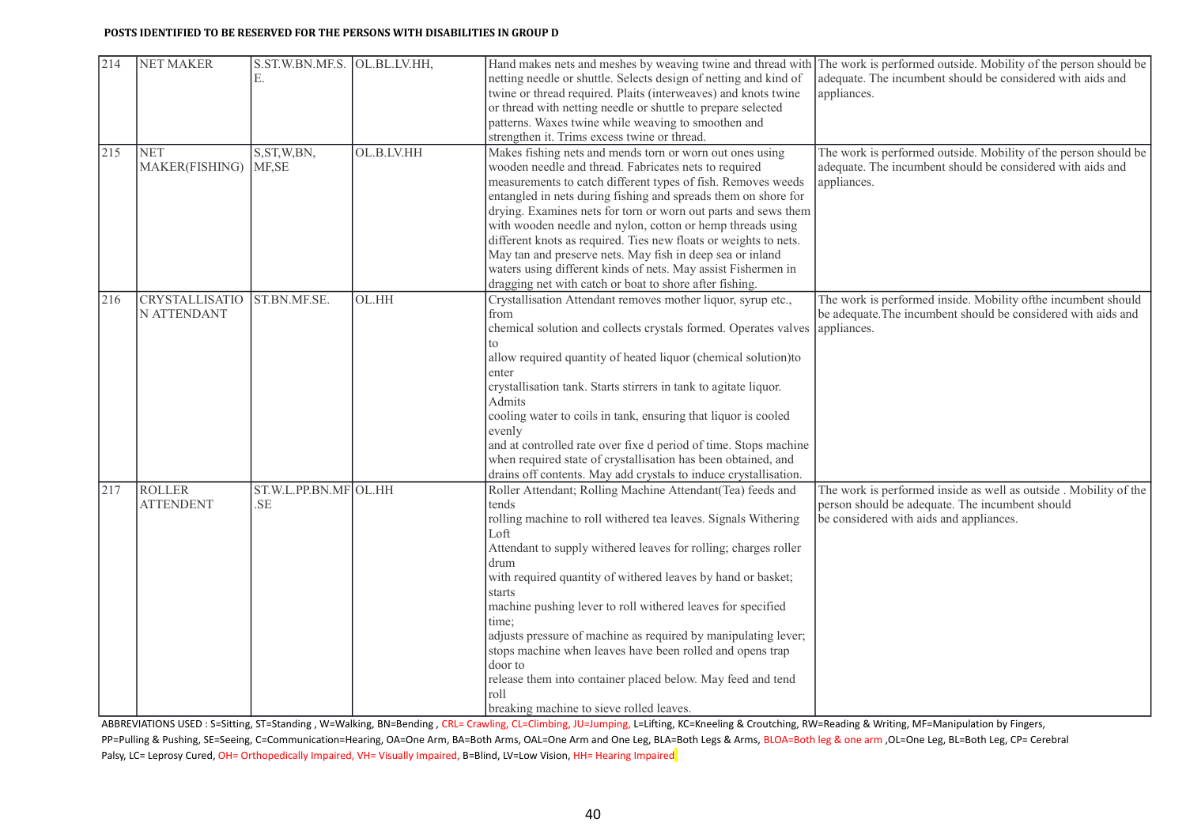**POSTS IDENTIFIED TO BE RESERVED FOR THE PERSONS WITH DISABILITIES IN GROUP D**

| | | | | | |
|---|---|---|---|---|---|
| 214 | NET MAKER | S.ST.W.BN.MF.S.E. | OL.BL.LV.HH, | Hand makes nets and meshes by weaving twine and thread with netting needle or shuttle. Selects design of netting and kind of twine or thread required. Plaits (interweaves) and knots twine or thread with netting needle or shuttle to prepare selected patterns. Waxes twine while weaving to smoothen and strengthen it. Trims excess twine or thread. | The work is performed outside. Mobility of the person should be adequate. The incumbent should be considered with aids and appliances. |
| 215 | NET MAKER(FISHING) | S,ST,W,BN, MF,SE | OL.B.LV.HH | Makes fishing nets and mends torn or worn out ones using wooden needle and thread. Fabricates nets to required measurements to catch different types of fish. Removes weeds entangled in nets during fishing and spreads them on shore for drying. Examines nets for torn or worn out parts and sews them with wooden needle and nylon, cotton or hemp threads using different knots as required. Ties new floats or weights to nets. May tan and preserve nets. May fish in deep sea or inland waters using different kinds of nets. May assist Fishermen in dragging net with catch or boat to shore after fishing. | The work is performed outside. Mobility of the person should be adequate. The incumbent should be considered with aids and appliances. |
| 216 | CRYSTALLISATION ATTENDANT | ST.BN.MF.SE. | OL.HH | Crystallisation Attendant removes mother liquor, syrup etc., from chemical solution and collects crystals formed. Operates valves to allow required quantity of heated liquor (chemical solution)to enter crystallisation tank. Starts stirrers in tank to agitate liquor. Admits cooling water to coils in tank, ensuring that liquor is cooled evenly and at controlled rate over fixe d period of time. Stops machine when required state of crystallisation has been obtained, and drains off contents. May add crystals to induce crystallisation. | The work is performed inside. Mobility ofthe incumbent should be adequate.The incumbent should be considered with aids and appliances. |
| 217 | ROLLER ATTENDENT | ST.W.L.PP.BN.MF.SE | OL.HH | Roller Attendant; Rolling Machine Attendant(Tea) feeds and tends rolling machine to roll withered tea leaves. Signals Withering Loft Attendant to supply withered leaves for rolling; charges roller drum with required quantity of withered leaves by hand or basket; starts machine pushing lever to roll withered leaves for specified time; adjusts pressure of machine as required by manipulating lever; stops machine when leaves have been rolled and opens trap door to release them into container placed below. May feed and tend roll breaking machine to sieve rolled leaves. | The work is performed inside as well as outside . Mobility of the person should be adequate. The incumbent should be considered with aids and appliances. |

ABBREVIATIONS USED : S=Sitting, ST=Standing , W=Walking, BN=Bending , CRL= Crawling, CL=Climbing, JU=Jumping, L=Lifting, KC=Kneeling & Croutching, RW=Reading & Writing, MF=Manipulation by Fingers, PP=Pulling & Pushing, SE=Seeing, C=Communication=Hearing, OA=One Arm, BA=Both Arms, OAL=One Arm and One Leg, BLA=Both Legs & Arms, BLOA=Both leg & one arm ,OL=One Leg, BL=Both Leg, CP= Cerebral Palsy, LC= Leprosy Cured, OH= Orthopedically Impaired, VH= Visually Impaired, B=Blind, LV=Low Vision, HH= Hearing Impaired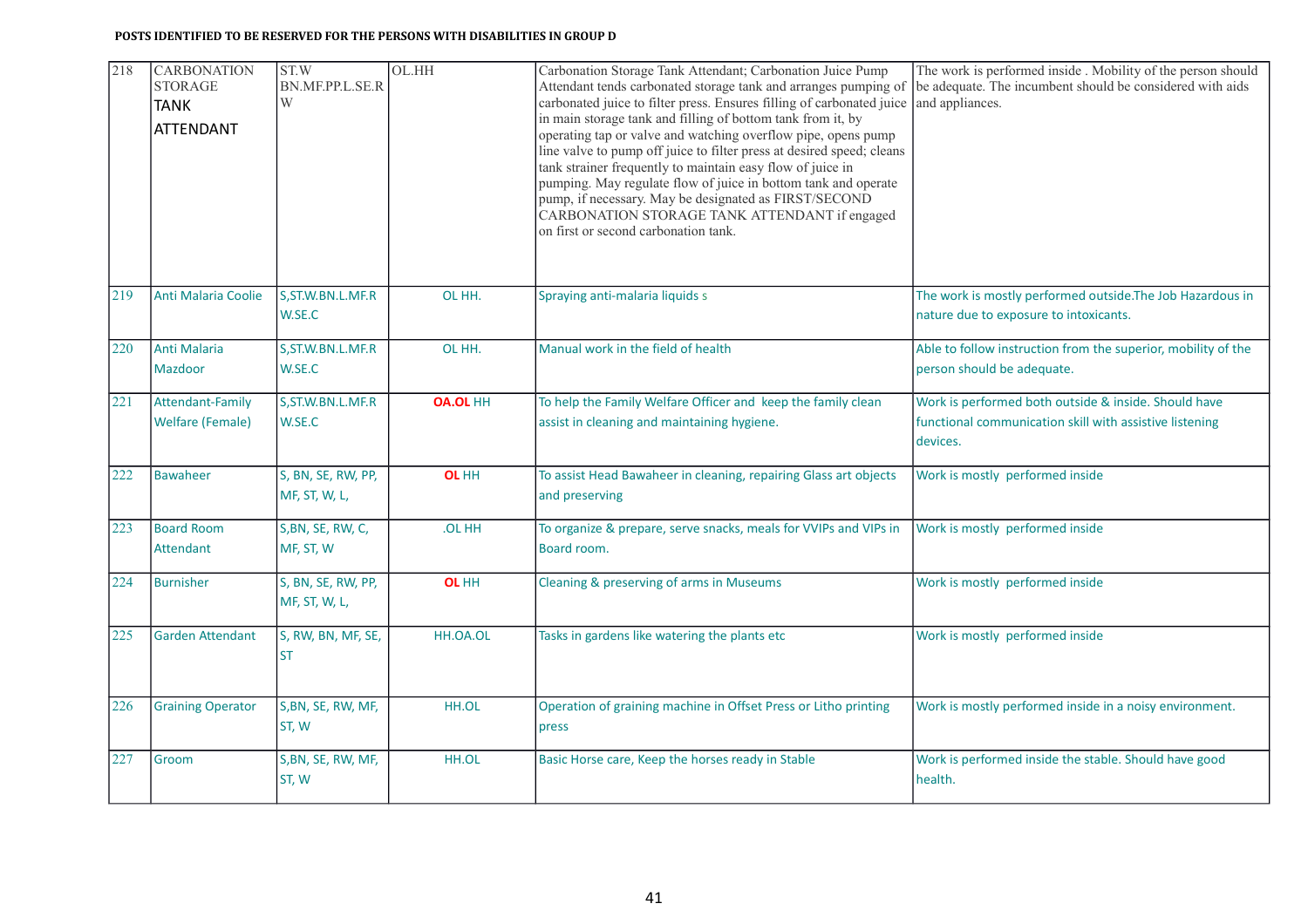**POSTS IDENTIFIED TO BE RESERVED FOR THE PERSONS WITH DISABILITIES IN GROUP D**

| | | | | | |
|---|---|---|---|---|---|
| 218 | CARBONATION STORAGE TANK ATTENDANT | ST.W BN.MF.PP.L.SE.R W | OL.HH | Carbonation Storage Tank Attendant; Carbonation Juice Pump Attendant tends carbonated storage tank and arranges pumping of carbonated juice to filter press. Ensures filling of carbonated juice in main storage tank and filling of bottom tank from it, by operating tap or valve and watching overflow pipe, opens pump line valve to pump off juice to filter press at desired speed; cleans tank strainer frequently to maintain easy flow of juice in pumping. May regulate flow of juice in bottom tank and operate pump, if necessary. May be designated as FIRST/SECOND CARBONATION STORAGE TANK ATTENDANT if engaged on first or second carbonation tank. | The work is performed inside . Mobility of the person should be adequate. The incumbent should be considered with aids and appliances. |
| 219 | Anti Malaria Coolie | S,ST.W.BN.L.MF.R W.SE.C | OL HH. | Spraying anti-malaria liquids s | The work is mostly performed outside.The Job Hazardous in nature due to exposure to intoxicants. |
| 220 | Anti Malaria Mazdoor | S,ST.W.BN.L.MF.R W.SE.C | OL HH. | Manual work in the field of health | Able to follow instruction from the superior, mobility of the person should be adequate. |
| 221 | Attendant-Family Welfare (Female) | S,ST.W.BN.L.MF.R W.SE.C | **OA.OL** HH | To help the Family Welfare Officer and keep the family clean assist in cleaning and maintaining hygiene. | Work is performed both outside & inside. Should have functional communication skill with assistive listening devices. |
| 222 | Bawaheer | S, BN, SE, RW, PP, MF, ST, W, L, | **OL** HH | To assist Head Bawaheer in cleaning, repairing Glass art objects and preserving | Work is mostly performed inside |
| 223 | Board Room Attendant | S,BN, SE, RW, C, MF, ST, W | .OL HH | To organize & prepare, serve snacks, meals for VVIPs and VIPs in Board room. | Work is mostly performed inside |
| 224 | Burnisher | S, BN, SE, RW, PP, MF, ST, W, L, | **OL** HH | Cleaning & preserving of arms in Museums | Work is mostly performed inside |
| 225 | Garden Attendant | S, RW, BN, MF, SE, ST | HH.OA.OL | Tasks in gardens like watering the plants etc | Work is mostly performed inside |
| 226 | Graining Operator | S,BN, SE, RW, MF, ST, W | HH.OL | Operation of graining machine in Offset Press or Litho printing press | Work is mostly performed inside in a noisy environment. |
| 227 | Groom | S,BN, SE, RW, MF, ST, W | HH.OL | Basic Horse care, Keep the horses ready in Stable | Work is performed inside the stable. Should have good health. |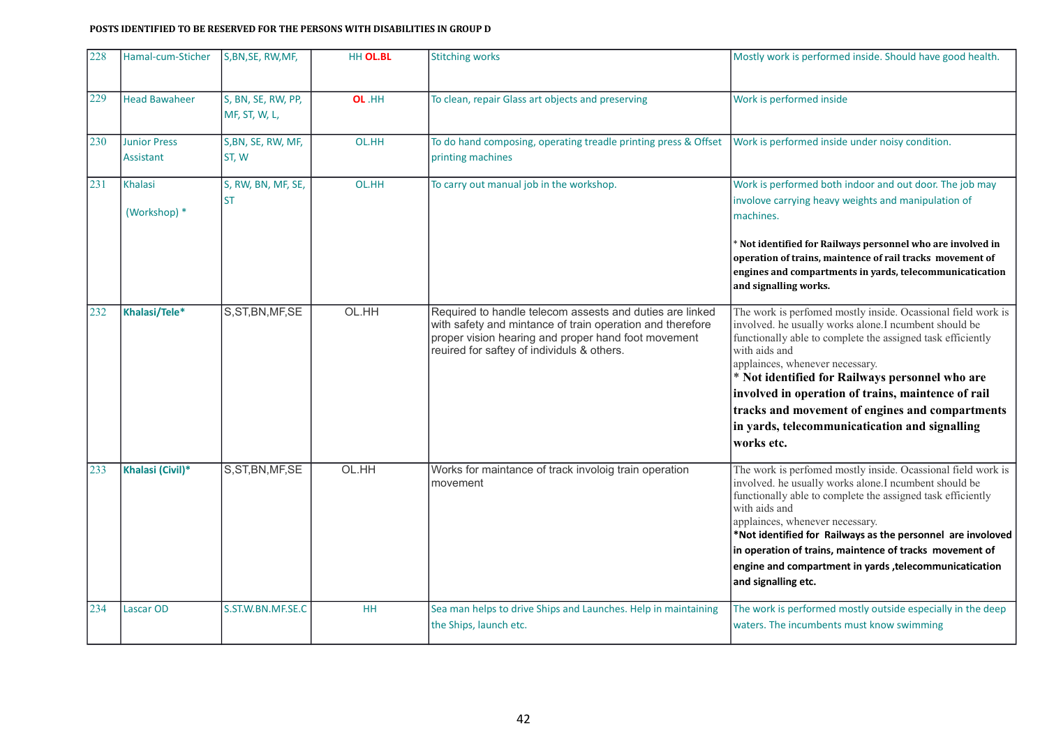**POSTS IDENTIFIED TO BE RESERVED FOR THE PERSONS WITH DISABILITIES IN GROUP D**

| | | | | | |
|---|---|---|---|---|---|
| 228 | Hamal-cum-Sticher | S,BN,SE, RW,MF, | HH **OL.BL** | Stitching works | Mostly work is performed inside. Should have good health. |
| 229 | Head Bawaheer | S, BN, SE, RW, PP, MF, ST, W, L, | **OL** .HH | To clean, repair Glass art objects and preserving | Work is performed inside |
| 230 | Junior Press Assistant | S,BN, SE, RW, MF, ST, W | OL.HH | To do hand composing, operating treadle printing press & Offset printing machines | Work is performed inside under noisy condition. |
| 231 | Khalasi (Workshop) * | S, RW, BN, MF, SE, ST | OL.HH | To carry out manual job in the workshop. | Work is performed both indoor and out door. The job may involove carrying heavy weights and manipulation of machines. * **Not identified for Railways personnel who are involved in operation of trains, maintence of rail tracks movement of engines and compartments in yards, telecommunicatication and signalling works.** |
| 232 | **Khalasi/Tele*** | S,ST,BN,MF,SE | OL.HH | Required to handle telecom assests and duties are linked with safety and mintance of train operation and therefore proper vision hearing and proper hand foot movement reuired for saftey of individuls & others. | The work is perfomed mostly inside. Ocassional field work is involved. he usually works alone.I ncumbent should be functionally able to complete the assigned task efficiently with aids and applainces, whenever necessary. **\* Not identified for Railways personnel who are involved in operation of trains, maintence of rail tracks and movement of engines and compartments in yards, telecommunicatication and signalling works etc.** |
| 233 | **Khalasi (Civil)*** | S,ST,BN,MF,SE | OL.HH | Works for maintance of track involoig train operation movement | The work is perfomed mostly inside. Ocassional field work is involved. he usually works alone.I ncumbent should be functionally able to complete the assigned task efficiently with aids and applainces, whenever necessary. **\*Not identified for Railways as the personnel are involoved in operation of trains, maintence of tracks movement of engine and compartment in yards ,telecommunicatication and signalling etc.** |
| 234 | Lascar OD | S.ST.W.BN.MF.SE.C | HH | Sea man helps to drive Ships and Launches. Help in maintaining the Ships, launch etc. | The work is performed mostly outside especially in the deep waters. The incumbents must know swimming |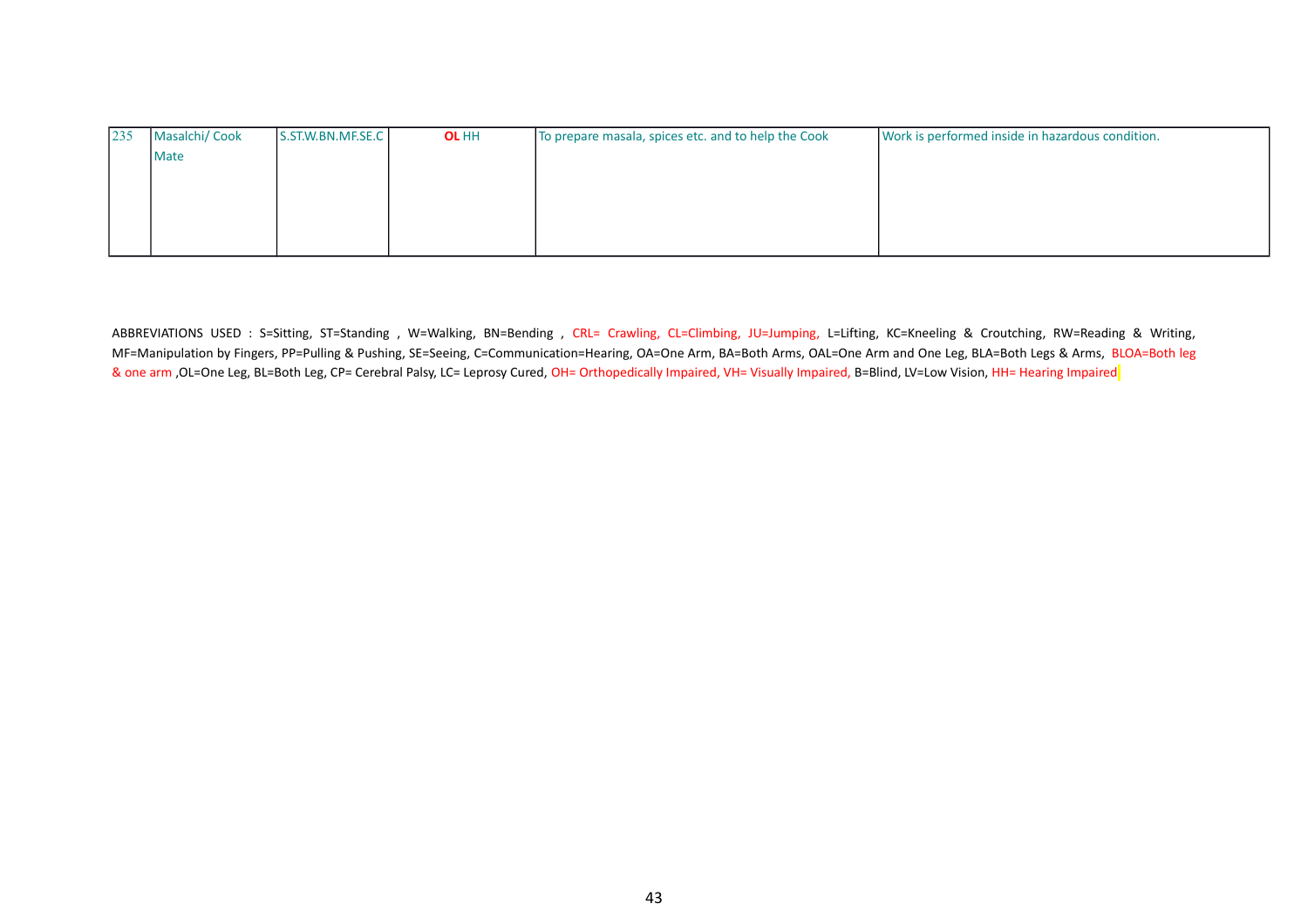| 235 | Masalchi/ Cook Mate | S.ST.W.BN.MF.SE.C | **OL** HH | To prepare masala, spices etc. and to help the Cook | Work is performed inside in hazardous condition. |
|---|---|---|---|---|---|

ABBREVIATIONS USED : S=Sitting, ST=Standing , W=Walking, BN=Bending , CRL= Crawling, CL=Climbing, JU=Jumping, L=Lifting, KC=Kneeling & Croutching, RW=Reading & Writing, MF=Manipulation by Fingers, PP=Pulling & Pushing, SE=Seeing, C=Communication=Hearing, OA=One Arm, BA=Both Arms, OAL=One Arm and One Leg, BLA=Both Legs & Arms, BLOA=Both leg & one arm ,OL=One Leg, BL=Both Leg, CP= Cerebral Palsy, LC= Leprosy Cured, OH= Orthopedically Impaired, VH= Visually Impaired, B=Blind, LV=Low Vision, HH= Hearing Impaired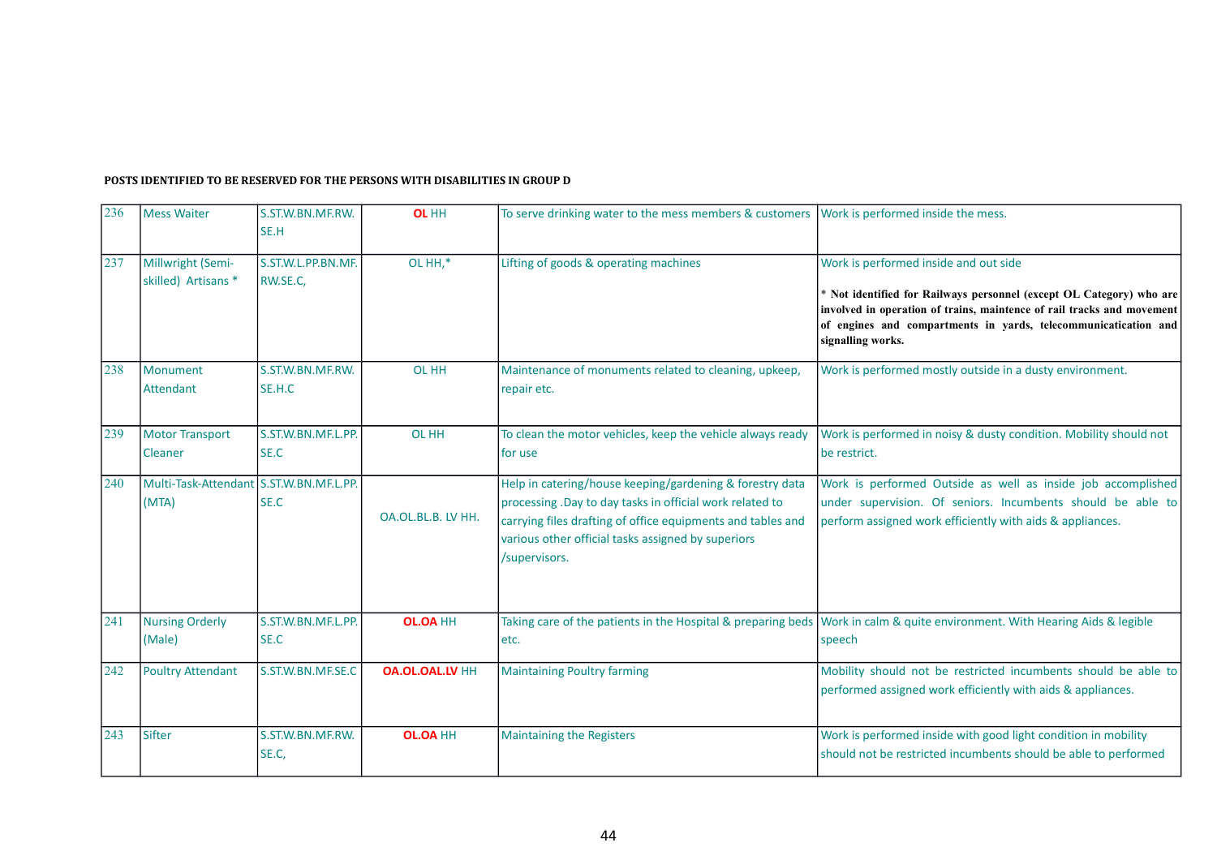**POSTS IDENTIFIED TO BE RESERVED FOR THE PERSONS WITH DISABILITIES IN GROUP D**

| | | | | | |
|---|---|---|---|---|---|
| 236 | Mess Waiter | S.ST.W.BN.MF.RW. SE.H | **OL** HH | To serve drinking water to the mess members & customers | Work is performed inside the mess. |
| 237 | Millwright (Semi-skilled) Artisans * | S.ST.W.L.PP.BN.MF. RW.SE.C, | OL HH,* | Lifting of goods & operating machines | Work is performed inside and out side<br><br>**\* Not identified for Railways personnel (except OL Category) who are involved in operation of trains, maintence of rail tracks and movement of engines and compartments in yards, telecommunicatication and signalling works.** |
| 238 | Monument Attendant | S.ST.W.BN.MF.RW. SE.H.C | OL HH | Maintenance of monuments related to cleaning, upkeep, repair etc. | Work is performed mostly outside in a dusty environment. |
| 239 | Motor Transport Cleaner | S.ST.W.BN.MF.L.PP. SE.C | OL HH | To clean the motor vehicles, keep the vehicle always ready for use | Work is performed in noisy & dusty condition. Mobility should not be restrict. |
| 240 | Multi-Task-Attendant (MTA) | S.ST.W.BN.MF.L.PP. SE.C | OA.OL.BL.B. LV HH. | Help in catering/house keeping/gardening & forestry data processing .Day to day tasks in official work related to carrying files drafting of office equipments and tables and various other official tasks assigned by superiors /supervisors. | Work is performed Outside as well as inside job accomplished under supervision. Of seniors. Incumbents should be able to perform assigned work efficiently with aids & appliances. |
| 241 | Nursing Orderly (Male) | S.ST.W.BN.MF.L.PP. SE.C | **OL.OA** HH | Taking care of the patients in the Hospital & preparing beds etc. | Work in calm & quite environment. With Hearing Aids & legible speech |
| 242 | Poultry Attendant | S.ST.W.BN.MF.SE.C | **OA.OL.OAL.LV** HH | Maintaining Poultry farming | Mobility should not be restricted incumbents should be able to performed assigned work efficiently with aids & appliances. |
| 243 | Sifter | S.ST.W.BN.MF.RW. SE.C, | **OL.OA** HH | Maintaining the Registers | Work is performed inside with good light condition in mobility should not be restricted incumbents should be able to performed |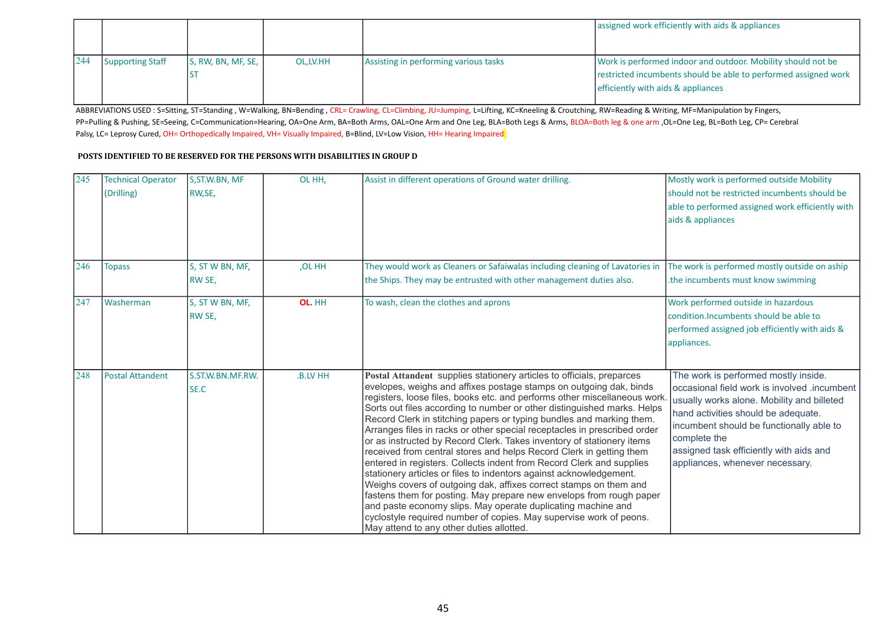| | | | | | |
|---|---|---|---|---|---|
| | | | | | assigned work efficiently with aids & appliances |
| 244 | Supporting Staff | S, RW, BN, MF, SE, ST | OL,LV.HH | Assisting in performing various tasks | Work is performed indoor and outdoor. Mobility should not be restricted incumbents should be able to performed assigned work efficiently with aids & appliances |

ABBREVIATIONS USED : S=Sitting, ST=Standing , W=Walking, BN=Bending , CRL= Crawling, CL=Climbing, JU=Jumping, L=Lifting, KC=Kneeling & Croutching, RW=Reading & Writing, MF=Manipulation by Fingers, PP=Pulling & Pushing, SE=Seeing, C=Communication=Hearing, OA=One Arm, BA=Both Arms, OAL=One Arm and One Leg, BLA=Both Legs & Arms, BLOA=Both leg & one arm ,OL=One Leg, BL=Both Leg, CP= Cerebral Palsy, LC= Leprosy Cured, OH= Orthopedically Impaired, VH= Visually Impaired, B=Blind, LV=Low Vision, HH= Hearing Impaired

**POSTS IDENTIFIED TO BE RESERVED FOR THE PERSONS WITH DISABILITIES IN GROUP D**

| | | | | | |
|---|---|---|---|---|---|
| 245 | Technical Operator (Drilling) | S,ST.W.BN, MF RW,SE, | OL HH, | Assist in different operations of Ground water drilling. | Mostly work is performed outside Mobility should not be restricted incumbents should be able to performed assigned work efficiently with aids & appliances |
| 246 | Topass | S, ST W BN, MF, RW SE, | ,OL HH | They would work as Cleaners or Safaiwalas including cleaning of Lavatories in the Ships. They may be entrusted with other management duties also. | The work is performed mostly outside on aship .the incumbents must know swimming |
| 247 | Washerman | S, ST W BN, MF, RW SE, | **OL.** HH | To wash, clean the clothes and aprons | Work performed outside in hazardous condition.Incumbents should be able to performed assigned job efficiently with aids & appliances. |
| 248 | Postal Attendent | S.ST.W.BN.MF.RW. SE.C | .B.LV HH | **Postal Attendent** supplies stationery articles to officials, preparces evelopes, weighs and affixes postage stamps on outgoing dak, binds registers, loose files, books etc. and performs other miscellaneous work. Sorts out files according to number or other distinguished marks. Helps Record Clerk in stitching papers or typing bundles and marking them. Arranges files in racks or other special receptacles in prescribed order or as instructed by Record Clerk. Takes inventory of stationery items received from central stores and helps Record Clerk in getting them entered in registers. Collects indent from Record Clerk and supplies stationery articles or files to indentors against acknowledgement. Weighs covers of outgoing dak, affixes correct stamps on them and fastens them for posting. May prepare new envelops from rough paper and paste economy slips. May operate duplicating machine and cyclostyle required number of copies. May supervise work of peons. May attend to any other duties allotted. | The work is performed mostly inside. occasional field work is involved .incumbent usually works alone. Mobility and billeted hand activities should be adequate. incumbent should be functionally able to complete the assigned task efficiently with aids and appliances, whenever necessary. |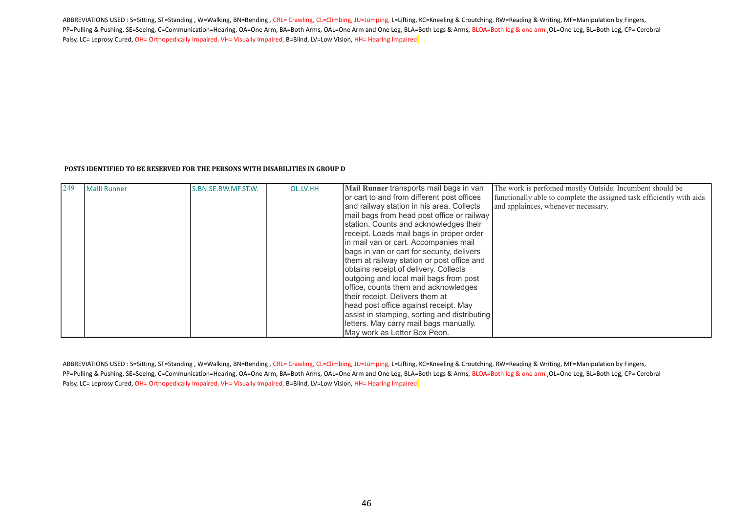ABBREVIATIONS USED : S=Sitting, ST=Standing , W=Walking, BN=Bending , CRL= Crawling, CL=Climbing, JU=Jumping, L=Lifting, KC=Kneeling & Croutching, RW=Reading & Writing, MF=Manipulation by Fingers, PP=Pulling & Pushing, SE=Seeing, C=Communication=Hearing, OA=One Arm, BA=Both Arms, OAL=One Arm and One Leg, BLA=Both Legs & Arms, BLOA=Both leg & one arm ,OL=One Leg, BL=Both Leg, CP= Cerebral Palsy, LC= Leprosy Cured, OH= Orthopedically Impaired, VH= Visually Impaired, B=Blind, LV=Low Vision, HH= Hearing Impaired

**POSTS IDENTIFIED TO BE RESERVED FOR THE PERSONS WITH DISABILITIES IN GROUP D**

| | | | | | |
|---|---|---|---|---|---|
| 249 | Maill Runner | S.BN.SE.RW.MF.ST.W. | OL.LV.HH | **Mail Runner** transports mail bags in van or cart to and from different post offices and railway station in his area. Collects mail bags from head post office or railway station. Counts and acknowledges their receipt. Loads mail bags in proper order in mail van or cart. Accompanies mail bags in van or cart for security, delivers them at railway station or post office and obtains receipt of delivery. Collects outgoing and local mail bags from post office, counts them and acknowledges their receipt. Delivers them at head post office against receipt. May assist in stamping, sorting and distributing letters. May carry mail bags manually. May work as Letter Box Peon. | The work is perfomed mostly Outside. Incumbent should be functionally able to complete the assigned task efficiently with aids and applainces, whenever necessary. |

ABBREVIATIONS USED : S=Sitting, ST=Standing , W=Walking, BN=Bending , CRL= Crawling, CL=Climbing, JU=Jumping, L=Lifting, KC=Kneeling & Croutching, RW=Reading & Writing, MF=Manipulation by Fingers, PP=Pulling & Pushing, SE=Seeing, C=Communication=Hearing, OA=One Arm, BA=Both Arms, OAL=One Arm and One Leg, BLA=Both Legs & Arms, BLOA=Both leg & one arm ,OL=One Leg, BL=Both Leg, CP= Cerebral Palsy, LC= Leprosy Cured, OH= Orthopedically Impaired, VH= Visually Impaired, B=Blind, LV=Low Vision, HH= Hearing Impaired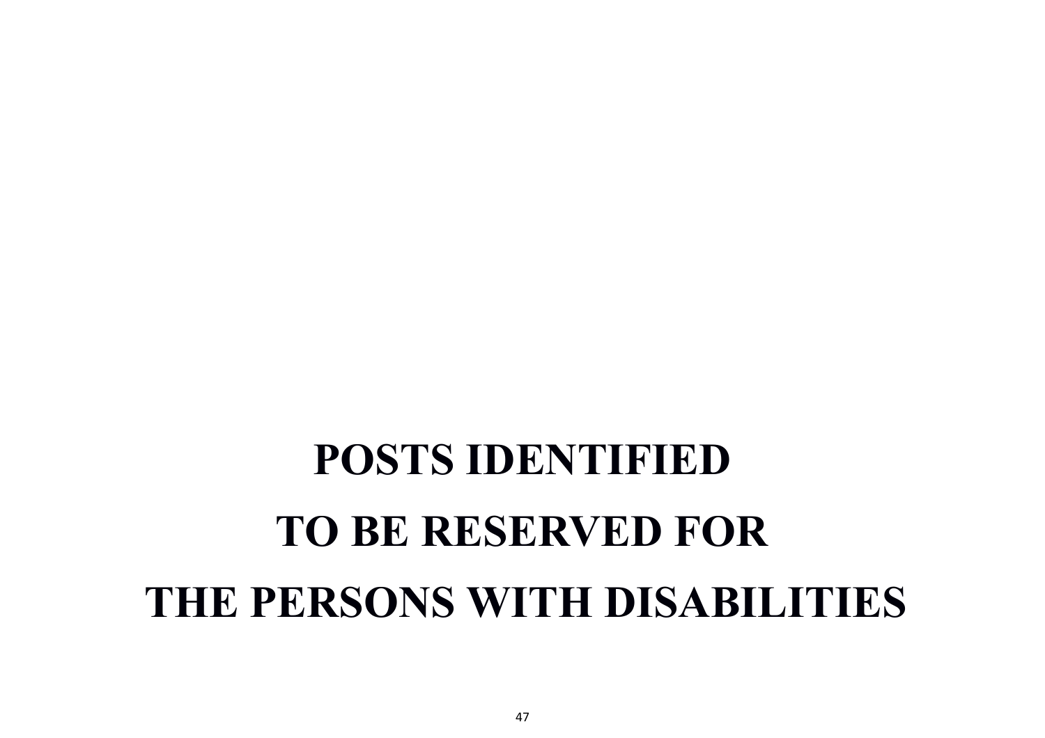# POSTS IDENTIFIED TO BE RESERVED FOR THE PERSONS WITH DISABILITIES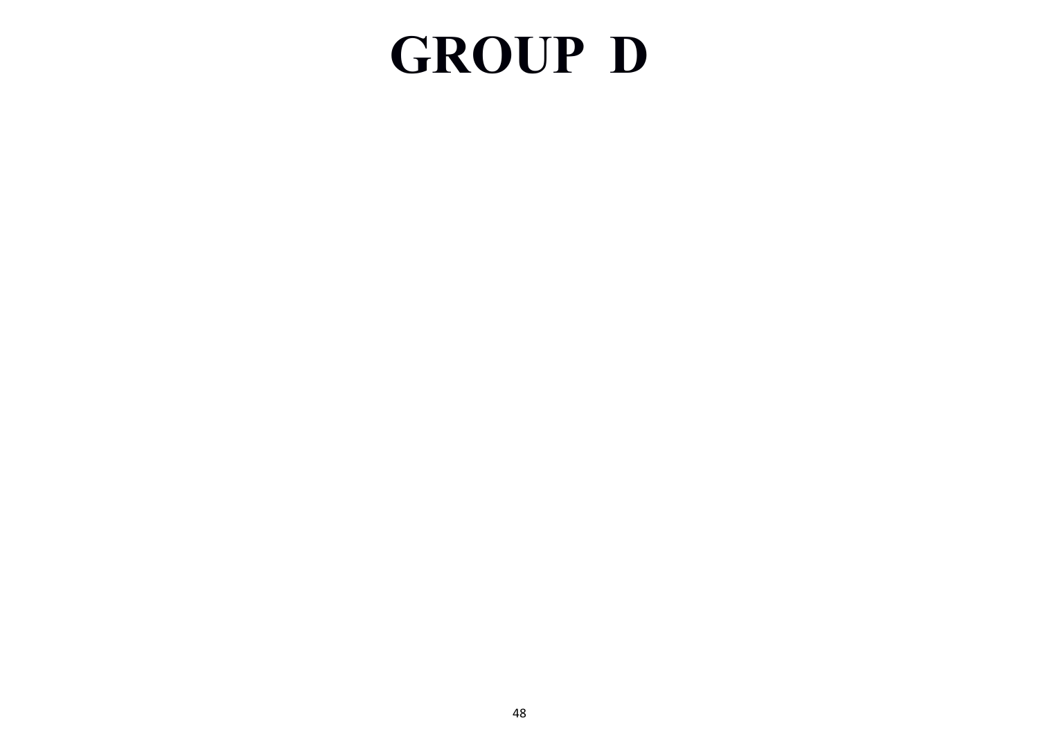# GROUP D